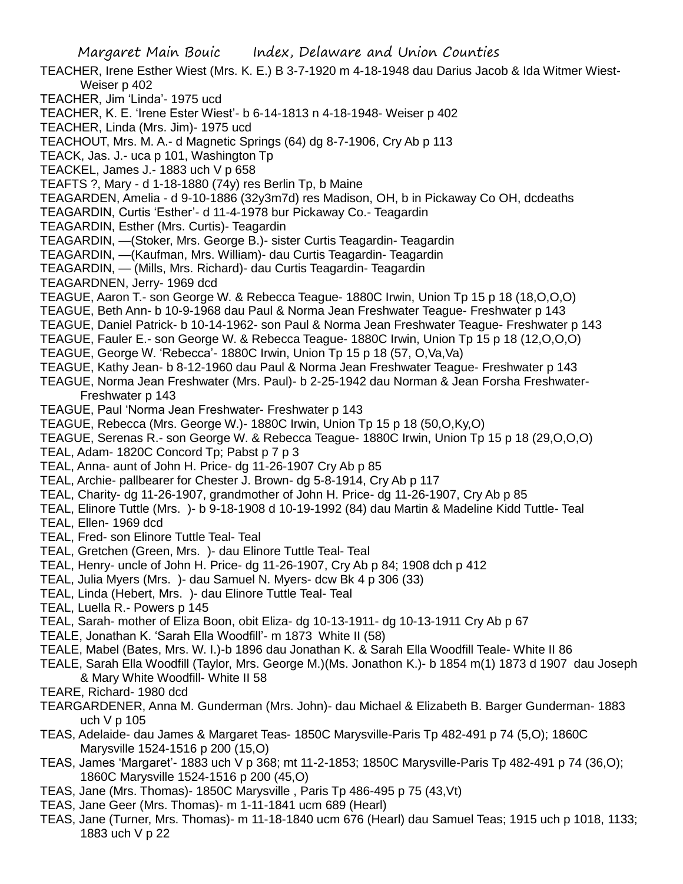TEACHER, Irene Esther Wiest (Mrs. K. E.) B 3-7-1920 m 4-18-1948 dau Darius Jacob & Ida Witmer Wiest- Weiser p 402

TEACHER, Jim 'Linda'- 1975 ucd

TEACHER, K. E. 'Irene Ester Wiest'- b 6-14-1813 n 4-18-1948- Weiser p 402

TEACHER, Linda (Mrs. Jim)- 1975 ucd

TEACHOUT, Mrs. M. A.- d Magnetic Springs (64) dg 8-7-1906, Cry Ab p 113

TEACK, Jas. J.- uca p 101, Washington Tp

TEACKEL, James J.- 1883 uch V p 658

TEAFTS ?, Mary - d 1-18-1880 (74y) res Berlin Tp, b Maine

TEAGARDEN, Amelia - d 9-10-1886 (32y3m7d) res Madison, OH, b in Pickaway Co OH, dcdeaths

TEAGARDIN, Curtis 'Esther'- d 11-4-1978 bur Pickaway Co.- Teagardin

TEAGARDIN, Esther (Mrs. Curtis)- Teagardin

TEAGARDIN, —(Stoker, Mrs. George B.)- sister Curtis Teagardin- Teagardin

TEAGARDIN, —(Kaufman, Mrs. William)- dau Curtis Teagardin- Teagardin

TEAGARDIN, — (Mills, Mrs. Richard)- dau Curtis Teagardin- Teagardin

TEAGARDNEN, Jerry- 1969 dcd

TEAGUE, Aaron T.- son George W. & Rebecca Teague- 1880C Irwin, Union Tp 15 p 18 (18,O,O,O)

TEAGUE, Beth Ann- b 10-9-1968 dau Paul & Norma Jean Freshwater Teague- Freshwater p 143

TEAGUE, Daniel Patrick- b 10-14-1962- son Paul & Norma Jean Freshwater Teague- Freshwater p 143

TEAGUE, Fauler E.- son George W. & Rebecca Teague- 1880C Irwin, Union Tp 15 p 18 (12,O,O,O)

TEAGUE, George W. 'Rebecca'- 1880C Irwin, Union Tp 15 p 18 (57, O,Va,Va)

TEAGUE, Kathy Jean- b 8-12-1960 dau Paul & Norma Jean Freshwater Teague- Freshwater p 143

TEAGUE, Norma Jean Freshwater (Mrs. Paul)- b 2-25-1942 dau Norman & Jean Forsha Freshwater- Freshwater p 143

TEAGUE, Paul 'Norma Jean Freshwater- Freshwater p 143

TEAGUE, Rebecca (Mrs. George W.)- 1880C Irwin, Union Tp 15 p 18 (50,O,Ky,O)

TEAGUE, Serenas R.- son George W. & Rebecca Teague- 1880C Irwin, Union Tp 15 p 18 (29,O,O,O)

TEAL, Adam- 1820C Concord Tp; Pabst p 7 p 3

TEAL, Anna- aunt of John H. Price- dg 11-26-1907 Cry Ab p 85

TEAL, Archie- pallbearer for Chester J. Brown- dg 5-8-1914, Cry Ab p 117

TEAL, Charity- dg 11-26-1907, grandmother of John H. Price- dg 11-26-1907, Cry Ab p 85

TEAL, Elinore Tuttle (Mrs. )- b 9-18-1908 d 10-19-1992 (84) dau Martin & Madeline Kidd Tuttle- Teal

TEAL, Ellen- 1969 dcd

TEAL, Fred- son Elinore Tuttle Teal- Teal

TEAL, Gretchen (Green, Mrs. )- dau Elinore Tuttle Teal- Teal

TEAL, Henry- uncle of John H. Price- dg 11-26-1907, Cry Ab p 84; 1908 dch p 412

TEAL, Julia Myers (Mrs. )- dau Samuel N. Myers- dcw Bk 4 p 306 (33)

TEAL, Linda (Hebert, Mrs. )- dau Elinore Tuttle Teal- Teal

TEAL, Luella R.- Powers p 145

TEAL, Sarah- mother of Eliza Boon, obit Eliza- dg 10-13-1911- dg 10-13-1911 Cry Ab p 67

TEALE, Jonathan K. 'Sarah Ella Woodfill'- m 1873 White II (58)

TEALE, Mabel (Bates, Mrs. W. I.)-b 1896 dau Jonathan K. & Sarah Ella Woodfill Teale- White II 86

TEALE, Sarah Ella Woodfill (Taylor, Mrs. George M.)(Ms. Jonathon K.)- b 1854 m(1) 1873 d 1907 dau Joseph & Mary White Woodfill- White II 58

TEARE, Richard- 1980 dcd

TEARGARDENER, Anna M. Gunderman (Mrs. John)- dau Michael & Elizabeth B. Barger Gunderman- 1883 uch V p 105

TEAS, Adelaide- dau James & Margaret Teas- 1850C Marysville-Paris Tp 482-491 p 74 (5,O); 1860C Marysville 1524-1516 p 200 (15,O)

TEAS, James 'Margaret'- 1883 uch V p 368; mt 11-2-1853; 1850C Marysville-Paris Tp 482-491 p 74 (36,O); 1860C Marysville 1524-1516 p 200 (45,O)

TEAS, Jane (Mrs. Thomas)- 1850C Marysville , Paris Tp 486-495 p 75 (43,Vt)

TEAS, Jane Geer (Mrs. Thomas)- m 1-11-1841 ucm 689 (Hearl)

TEAS, Jane (Turner, Mrs. Thomas)- m 11-18-1840 ucm 676 (Hearl) dau Samuel Teas; 1915 uch p 1018, 1133; 1883 uch V p 22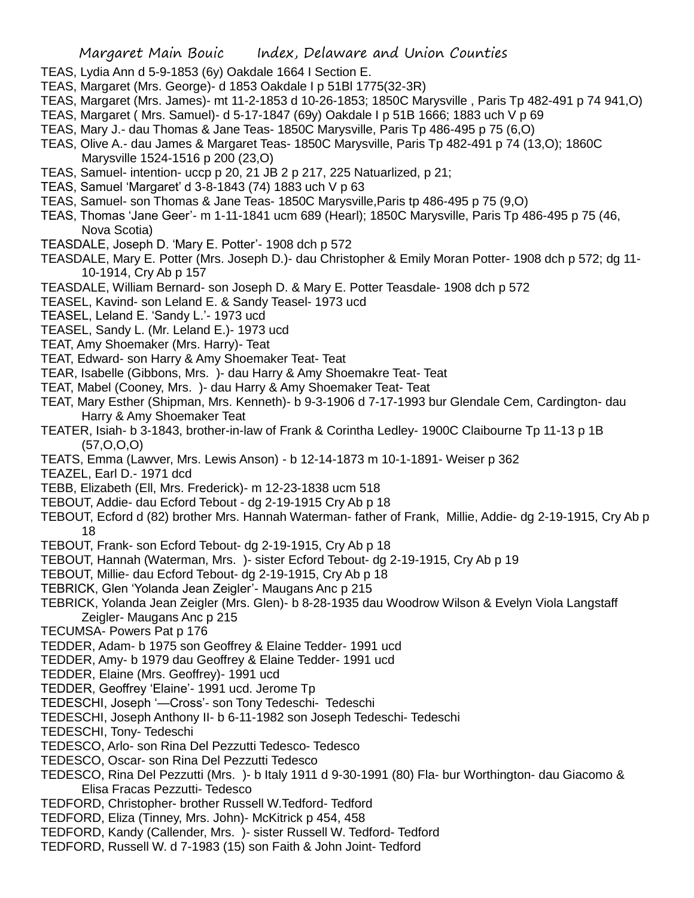TEAS, Lydia Ann d 5-9-1853 (6y) Oakdale 1664 I Section E.
TEAS, Margaret (Mrs. George)- d 1853 Oakdale I p 51Bl 1775(32-3R)
TEAS, Margaret (Mrs. James)- mt 11-2-1853 d 10-26-1853; 1850C Marysville , Paris Tp 482-491 p 74 941,O)
TEAS, Margaret ( Mrs. Samuel)- d 5-17-1847 (69y) Oakdale I p 51B 1666; 1883 uch V p 69
TEAS, Mary J.- dau Thomas & Jane Teas- 1850C Marysville, Paris Tp 486-495 p 75 (6,O)
TEAS, Olive A.- dau James & Margaret Teas- 1850C Marysville, Paris Tp 482-491 p 74 (13,O); 1860C Marysville 1524-1516 p 200 (23,O)
TEAS, Samuel- intention- uccp p 20, 21 JB 2 p 217, 225 Natuarlized, p 21;
TEAS, Samuel 'Margaret' d 3-8-1843 (74) 1883 uch V p 63
TEAS, Samuel- son Thomas & Jane Teas- 1850C Marysville,Paris tp 486-495 p 75 (9,O)
TEAS, Thomas 'Jane Geer'- m 1-11-1841 ucm 689 (Hearl); 1850C Marysville, Paris Tp 486-495 p 75 (46, Nova Scotia)
TEASDALE, Joseph D. 'Mary E. Potter'- 1908 dch p 572
TEASDALE, Mary E. Potter (Mrs. Joseph D.)- dau Christopher & Emily Moran Potter- 1908 dch p 572; dg 11-10-1914, Cry Ab p 157
TEASDALE, William Bernard- son Joseph D. & Mary E. Potter Teasdale- 1908 dch p 572
TEASEL, Kavind- son Leland E. & Sandy Teasel- 1973 ucd
TEASEL, Leland E. 'Sandy L.'- 1973 ucd
TEASEL, Sandy L. (Mr. Leland E.)- 1973 ucd
TEAT, Amy Shoemaker (Mrs. Harry)- Teat
TEAT, Edward- son Harry & Amy Shoemaker Teat- Teat
TEAR, Isabelle (Gibbons, Mrs. )- dau Harry & Amy Shoemakre Teat- Teat
TEAT, Mabel (Cooney, Mrs. )- dau Harry & Amy Shoemaker Teat- Teat
TEAT, Mary Esther (Shipman, Mrs. Kenneth)- b 9-3-1906 d 7-17-1993 bur Glendale Cem, Cardington- dau Harry & Amy Shoemaker Teat
TEATER, Isiah- b 3-1843, brother-in-law of Frank & Corintha Ledley- 1900C Claibourne Tp 11-13 p 1B (57,O,O,O)
TEATS, Emma (Lawver, Mrs. Lewis Anson) - b 12-14-1873 m 10-1-1891- Weiser p 362
TEAZEL, Earl D.- 1971 dcd
TEBB, Elizabeth (Ell, Mrs. Frederick)- m 12-23-1838 ucm 518
TEBOUT, Addie- dau Ecford Tebout - dg 2-19-1915 Cry Ab p 18
TEBOUT, Ecford d (82) brother Mrs. Hannah Waterman- father of Frank, Millie, Addie- dg 2-19-1915, Cry Ab p 18
TEBOUT, Frank- son Ecford Tebout- dg 2-19-1915, Cry Ab p 18
TEBOUT, Hannah (Waterman, Mrs. )- sister Ecford Tebout- dg 2-19-1915, Cry Ab p 19
TEBOUT, Millie- dau Ecford Tebout- dg 2-19-1915, Cry Ab p 18
TEBRICK, Glen 'Yolanda Jean Zeigler'- Maugans Anc p 215
TEBRICK, Yolanda Jean Zeigler (Mrs. Glen)- b 8-28-1935 dau Woodrow Wilson & Evelyn Viola Langstaff Zeigler- Maugans Anc p 215
TECUMSA- Powers Pat p 176
TEDDER, Adam- b 1975 son Geoffrey & Elaine Tedder- 1991 ucd
TEDDER, Amy- b 1979 dau Geoffrey & Elaine Tedder- 1991 ucd
TEDDER, Elaine (Mrs. Geoffrey)- 1991 ucd
TEDDER, Geoffrey 'Elaine'- 1991 ucd. Jerome Tp
TEDESCHI, Joseph '—Cross'- son Tony Tedeschi- Tedeschi
TEDESCHI, Joseph Anthony II- b 6-11-1982 son Joseph Tedeschi- Tedeschi
TEDESCHI, Tony- Tedeschi
TEDESCO, Arlo- son Rina Del Pezzutti Tedesco- Tedesco
TEDESCO, Oscar- son Rina Del Pezzutti Tedesco
TEDESCO, Rina Del Pezzutti (Mrs. )- b Italy 1911 d 9-30-1991 (80) Fla- bur Worthington- dau Giacomo & Elisa Fracas Pezzutti- Tedesco
TEDFORD, Christopher- brother Russell W.Tedford- Tedford
TEDFORD, Eliza (Tinney, Mrs. John)- McKitrick p 454, 458
TEDFORD, Kandy (Callender, Mrs. )- sister Russell W. Tedford- Tedford
TEDFORD, Russell W. d 7-1983 (15) son Faith & John Joint- Tedford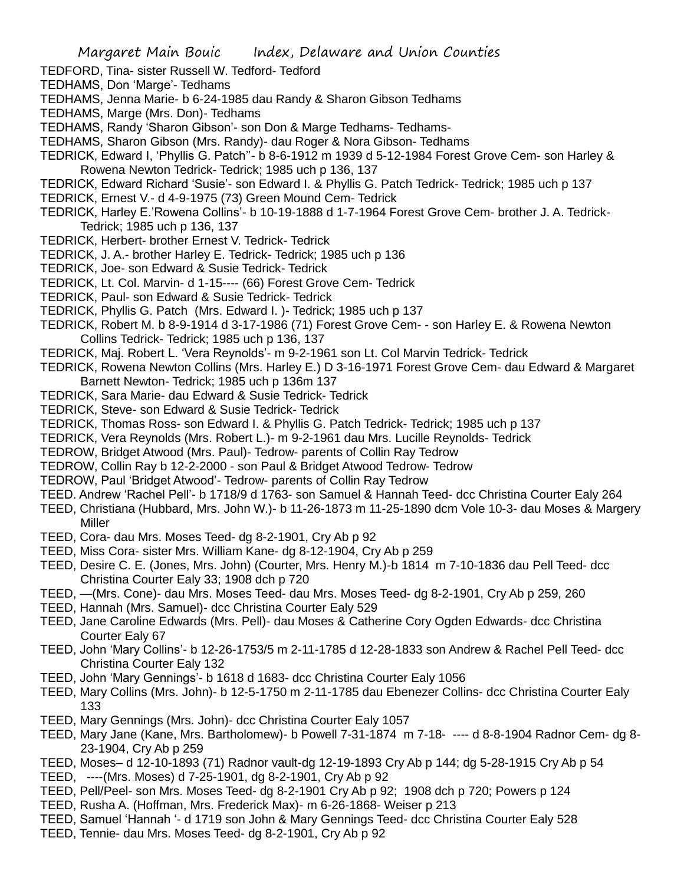TEDFORD, Tina- sister Russell W. Tedford- Tedford

TEDHAMS, Don 'Marge'- Tedhams

TEDHAMS, Jenna Marie- b 6-24-1985 dau Randy & Sharon Gibson Tedhams

TEDHAMS, Marge (Mrs. Don)- Tedhams

TEDHAMS, Randy 'Sharon Gibson'- son Don & Marge Tedhams- Tedhams-

TEDHAMS, Sharon Gibson (Mrs. Randy)- dau Roger & Nora Gibson- Tedhams

TEDRICK, Edward I, 'Phyllis G. Patch"- b 8-6-1912 m 1939 d 5-12-1984 Forest Grove Cem- son Harley & Rowena Newton Tedrick- Tedrick; 1985 uch p 136, 137

TEDRICK, Edward Richard 'Susie'- son Edward I. & Phyllis G. Patch Tedrick- Tedrick; 1985 uch p 137

TEDRICK, Ernest V.- d 4-9-1975 (73) Green Mound Cem- Tedrick

TEDRICK, Harley E.'Rowena Collins'- b 10-19-1888 d 1-7-1964 Forest Grove Cem- brother J. A. Tedrick- Tedrick; 1985 uch p 136, 137

TEDRICK, Herbert- brother Ernest V. Tedrick- Tedrick

TEDRICK, J. A.- brother Harley E. Tedrick- Tedrick; 1985 uch p 136

TEDRICK, Joe- son Edward & Susie Tedrick- Tedrick

TEDRICK, Lt. Col. Marvin- d 1-15---- (66) Forest Grove Cem- Tedrick

TEDRICK, Paul- son Edward & Susie Tedrick- Tedrick

TEDRICK, Phyllis G. Patch (Mrs. Edward I. )- Tedrick; 1985 uch p 137

TEDRICK, Robert M. b 8-9-1914 d 3-17-1986 (71) Forest Grove Cem- - son Harley E. & Rowena Newton Collins Tedrick- Tedrick; 1985 uch p 136, 137

TEDRICK, Maj. Robert L. 'Vera Reynolds'- m 9-2-1961 son Lt. Col Marvin Tedrick- Tedrick

TEDRICK, Rowena Newton Collins (Mrs. Harley E.) D 3-16-1971 Forest Grove Cem- dau Edward & Margaret Barnett Newton- Tedrick; 1985 uch p 136m 137

TEDRICK, Sara Marie- dau Edward & Susie Tedrick- Tedrick

TEDRICK, Steve- son Edward & Susie Tedrick- Tedrick

TEDRICK, Thomas Ross- son Edward I. & Phyllis G. Patch Tedrick- Tedrick; 1985 uch p 137

TEDRICK, Vera Reynolds (Mrs. Robert L.)- m 9-2-1961 dau Mrs. Lucille Reynolds- Tedrick

TEDROW, Bridget Atwood (Mrs. Paul)- Tedrow- parents of Collin Ray Tedrow

TEDROW, Collin Ray b 12-2-2000 - son Paul & Bridget Atwood Tedrow- Tedrow

TEDROW, Paul 'Bridget Atwood'- Tedrow- parents of Collin Ray Tedrow

TEED. Andrew 'Rachel Pell'- b 1718/9 d 1763- son Samuel & Hannah Teed- dcc Christina Courter Ealy 264

TEED, Christiana (Hubbard, Mrs. John W.)- b 11-26-1873 m 11-25-1890 dcm Vole 10-3- dau Moses & Margery Miller

TEED, Cora- dau Mrs. Moses Teed- dg 8-2-1901, Cry Ab p 92

TEED, Miss Cora- sister Mrs. William Kane- dg 8-12-1904, Cry Ab p 259

TEED, Desire C. E. (Jones, Mrs. John) (Courter, Mrs. Henry M.)-b 1814 m 7-10-1836 dau Pell Teed- dcc Christina Courter Ealy 33; 1908 dch p 720

TEED, —(Mrs. Cone)- dau Mrs. Moses Teed- dau Mrs. Moses Teed- dg 8-2-1901, Cry Ab p 259, 260

TEED, Hannah (Mrs. Samuel)- dcc Christina Courter Ealy 529

TEED, Jane Caroline Edwards (Mrs. Pell)- dau Moses & Catherine Cory Ogden Edwards- dcc Christina Courter Ealy 67

TEED, John 'Mary Collins'- b 12-26-1753/5 m 2-11-1785 d 12-28-1833 son Andrew & Rachel Pell Teed- dcc Christina Courter Ealy 132

TEED, John 'Mary Gennings'- b 1618 d 1683- dcc Christina Courter Ealy 1056

TEED, Mary Collins (Mrs. John)- b 12-5-1750 m 2-11-1785 dau Ebenezer Collins- dcc Christina Courter Ealy 133

TEED, Mary Gennings (Mrs. John)- dcc Christina Courter Ealy 1057

TEED, Mary Jane (Kane, Mrs. Bartholomew)- b Powell 7-31-1874 m 7-18- ---- d 8-8-1904 Radnor Cem- dg 8-23-1904, Cry Ab p 259

TEED, Moses– d 12-10-1893 (71) Radnor vault-dg 12-19-1893 Cry Ab p 144; dg 5-28-1915 Cry Ab p 54

TEED, ----(Mrs. Moses) d 7-25-1901, dg 8-2-1901, Cry Ab p 92

TEED, Pell/Peel- son Mrs. Moses Teed- dg 8-2-1901 Cry Ab p 92; 1908 dch p 720; Powers p 124

TEED, Rusha A. (Hoffman, Mrs. Frederick Max)- m 6-26-1868- Weiser p 213

TEED, Samuel 'Hannah '- d 1719 son John & Mary Gennings Teed- dcc Christina Courter Ealy 528

TEED, Tennie- dau Mrs. Moses Teed- dg 8-2-1901, Cry Ab p 92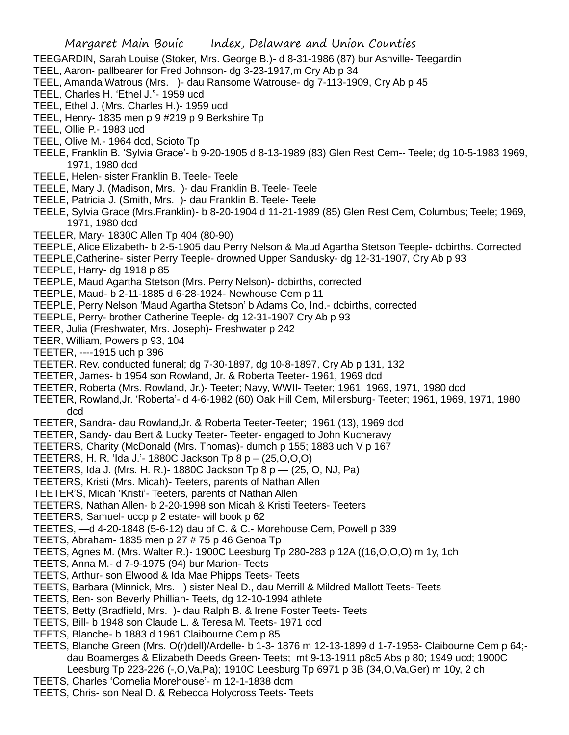TEEGARDIN, Sarah Louise (Stoker, Mrs. George B.)- d 8-31-1986 (87) bur Ashville- Teegardin
TEEL, Aaron- pallbearer for Fred Johnson- dg 3-23-1917,m Cry Ab p 34
TEEL, Amanda Watrous (Mrs. )- dau Ransome Watrouse- dg 7-113-1909, Cry Ab p 45
TEEL, Charles H. 'Ethel J."- 1959 ucd
TEEL, Ethel J. (Mrs. Charles H.)- 1959 ucd
TEEL, Henry- 1835 men p 9 #219 p 9 Berkshire Tp
TEEL, Ollie P.- 1983 ucd
TEEL, Olive M.- 1964 dcd, Scioto Tp
TEELE, Franklin B. 'Sylvia Grace'- b 9-20-1905 d 8-13-1989 (83) Glen Rest Cem-- Teele; dg 10-5-1983 1969, 1971, 1980 dcd
TEELE, Helen- sister Franklin B. Teele- Teele
TEELE, Mary J. (Madison, Mrs. )- dau Franklin B. Teele- Teele
TEELE, Patricia J. (Smith, Mrs. )- dau Franklin B. Teele- Teele
TEELE, Sylvia Grace (Mrs.Franklin)- b 8-20-1904 d 11-21-1989 (85) Glen Rest Cem, Columbus; Teele; 1969, 1971, 1980 dcd
TEELER, Mary- 1830C Allen Tp 404 (80-90)
TEEPLE, Alice Elizabeth- b 2-5-1905 dau Perry Nelson & Maud Agartha Stetson Teeple- dcbirths. Corrected
TEEPLE,Catherine- sister Perry Teeple- drowned Upper Sandusky- dg 12-31-1907, Cry Ab p 93
TEEPLE, Harry- dg 1918 p 85
TEEPLE, Maud Agartha Stetson (Mrs. Perry Nelson)- dcbirths, corrected
TEEPLE, Maud- b 2-11-1885 d 6-28-1924- Newhouse Cem p 11
TEEPLE, Perry Nelson 'Maud Agartha Stetson' b Adams Co, Ind.- dcbirths, corrected
TEEPLE, Perry- brother Catherine Teeple- dg 12-31-1907 Cry Ab p 93
TEER, Julia (Freshwater, Mrs. Joseph)- Freshwater p 242
TEER, William, Powers p 93, 104
TEETER, ----1915 uch p 396
TEETER. Rev. conducted funeral; dg 7-30-1897, dg 10-8-1897, Cry Ab p 131, 132
TEETER, James- b 1954 son Rowland, Jr. & Roberta Teeter- 1961, 1969 dcd
TEETER, Roberta (Mrs. Rowland, Jr.)- Teeter; Navy, WWII- Teeter; 1961, 1969, 1971, 1980 dcd
TEETER, Rowland,Jr. 'Roberta'- d 4-6-1982 (60) Oak Hill Cem, Millersburg- Teeter; 1961, 1969, 1971, 1980 dcd
TEETER, Sandra- dau Rowland,Jr. & Roberta Teeter-Teeter; 1961 (13), 1969 dcd
TEETER, Sandy- dau Bert & Lucky Teeter- Teeter- engaged to John Kucheravy
TEETERS, Charity (McDonald (Mrs. Thomas)- dumch p 155; 1883 uch V p 167
TEETERS, H. R. 'Ida J.'- 1880C Jackson Tp 8 p – (25,O,O,O)
TEETERS, Ida J. (Mrs. H. R.)- 1880C Jackson Tp 8 p — (25, O, NJ, Pa)
TEETERS, Kristi (Mrs. Micah)- Teeters, parents of Nathan Allen
TEETER'S, Micah 'Kristi'- Teeters, parents of Nathan Allen
TEETERS, Nathan Allen- b 2-20-1998 son Micah & Kristi Teeters- Teeters
TEETERS, Samuel- uccp p 2 estate- will book p 62
TEETES, —d 4-20-1848 (5-6-12) dau of C. & C.- Morehouse Cem, Powell p 339
TEETS, Abraham- 1835 men p 27 # 75 p 46 Genoa Tp
TEETS, Agnes M. (Mrs. Walter R.)- 1900C Leesburg Tp 280-283 p 12A ((16,O,O,O) m 1y, 1ch
TEETS, Anna M.- d 7-9-1975 (94) bur Marion- Teets
TEETS, Arthur- son Elwood & Ida Mae Phipps Teets- Teets
TEETS, Barbara (Minnick, Mrs. ) sister Neal D., dau Merrill & Mildred Mallott Teets- Teets
TEETS, Ben- son Beverly Phillian- Teets, dg 12-10-1994 athlete
TEETS, Betty (Bradfield, Mrs. )- dau Ralph B. & Irene Foster Teets- Teets
TEETS, Bill- b 1948 son Claude L. & Teresa M. Teets- 1971 dcd
TEETS, Blanche- b 1883 d 1961 Claibourne Cem p 85
TEETS, Blanche Green (Mrs. O(r)dell)/Ardelle- b 1-3- 1876 m 12-13-1899 d 1-7-1958- Claibourne Cem p 64;- dau Boamerges & Elizabeth Deeds Green- Teets; mt 9-13-1911 p8c5 Abs p 80; 1949 ucd; 1900C Leesburg Tp 223-226 (-,O,Va,Pa); 1910C Leesburg Tp 6971 p 3B (34,O,Va,Ger) m 10y, 2 ch
TEETS, Charles 'Cornelia Morehouse'- m 12-1-1838 dcm
TEETS, Chris- son Neal D. & Rebecca Holycross Teets- Teets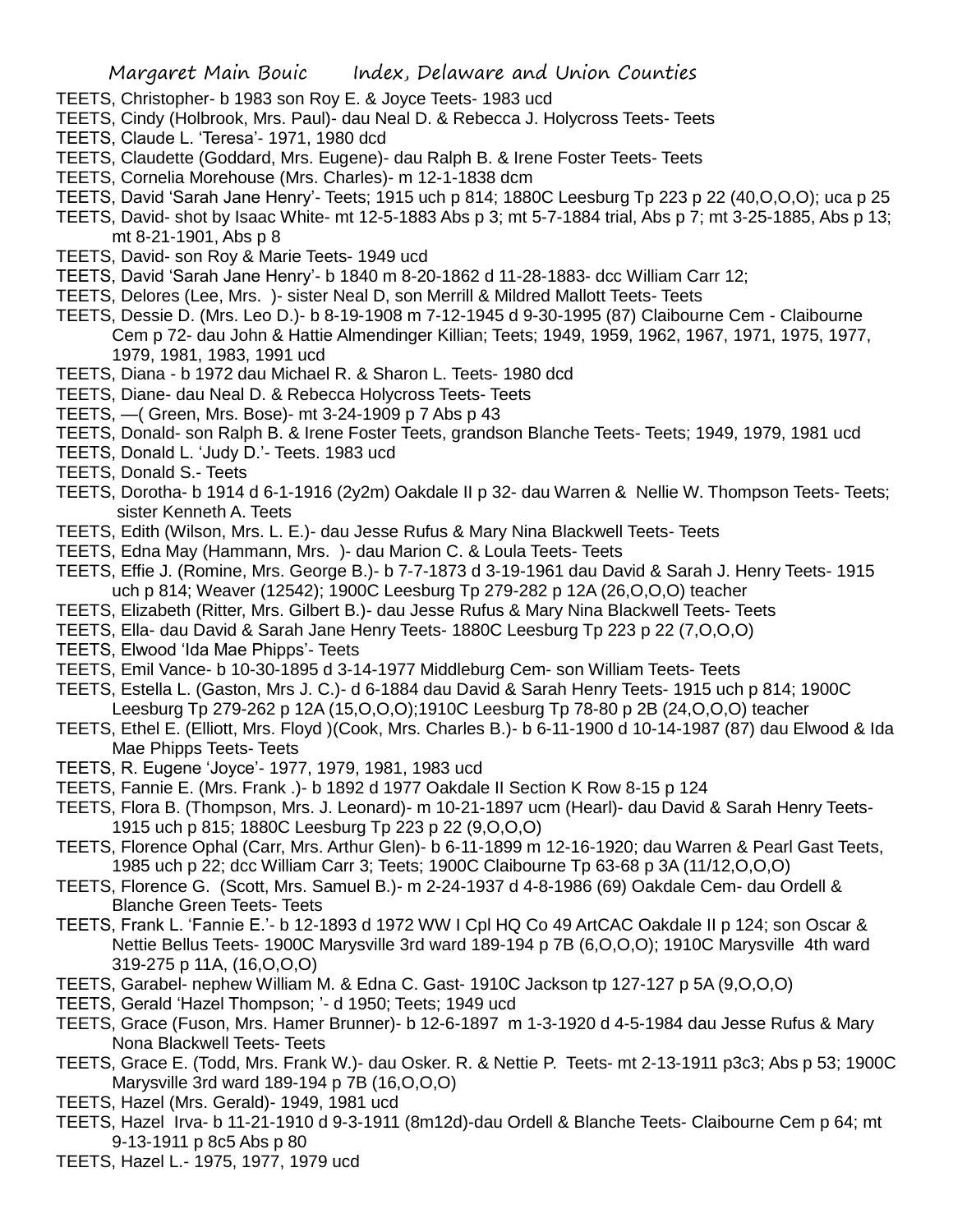TEETS, Christopher- b 1983 son Roy E. & Joyce Teets- 1983 ucd

TEETS, Cindy (Holbrook, Mrs. Paul)- dau Neal D. & Rebecca J. Holycross Teets- Teets

TEETS, Claude L. 'Teresa'- 1971, 1980 dcd

TEETS, Claudette (Goddard, Mrs. Eugene)- dau Ralph B. & Irene Foster Teets- Teets

TEETS, Cornelia Morehouse (Mrs. Charles)- m 12-1-1838 dcm

TEETS, David 'Sarah Jane Henry'- Teets; 1915 uch p 814; 1880C Leesburg Tp 223 p 22 (40,O,O,O); uca p 25

TEETS, David- shot by Isaac White- mt 12-5-1883 Abs p 3; mt 5-7-1884 trial, Abs p 7; mt 3-25-1885, Abs p 13; mt 8-21-1901, Abs p 8

TEETS, David- son Roy & Marie Teets- 1949 ucd

TEETS, David 'Sarah Jane Henry'- b 1840 m 8-20-1862 d 11-28-1883- dcc William Carr 12;

TEETS, Delores (Lee, Mrs. )- sister Neal D, son Merrill & Mildred Mallott Teets- Teets

TEETS, Dessie D. (Mrs. Leo D.)- b 8-19-1908 m 7-12-1945 d 9-30-1995 (87) Claibourne Cem - Claibourne Cem p 72- dau John & Hattie Almendinger Killian; Teets; 1949, 1959, 1962, 1967, 1971, 1975, 1977, 1979, 1981, 1983, 1991 ucd

TEETS, Diana - b 1972 dau Michael R. & Sharon L. Teets- 1980 dcd

TEETS, Diane- dau Neal D. & Rebecca Holycross Teets- Teets

TEETS, —( Green, Mrs. Bose)- mt 3-24-1909 p 7 Abs p 43

TEETS, Donald- son Ralph B. & Irene Foster Teets, grandson Blanche Teets- Teets; 1949, 1979, 1981 ucd

TEETS, Donald L. 'Judy D.'- Teets. 1983 ucd

TEETS, Donald S.- Teets

TEETS, Dorotha- b 1914 d 6-1-1916 (2y2m) Oakdale II p 32- dau Warren & Nellie W. Thompson Teets- Teets; sister Kenneth A. Teets

TEETS, Edith (Wilson, Mrs. L. E.)- dau Jesse Rufus & Mary Nina Blackwell Teets- Teets

TEETS, Edna May (Hammann, Mrs. )- dau Marion C. & Loula Teets- Teets

TEETS, Effie J. (Romine, Mrs. George B.)- b 7-7-1873 d 3-19-1961 dau David & Sarah J. Henry Teets- 1915 uch p 814; Weaver (12542); 1900C Leesburg Tp 279-282 p 12A (26,O,O,O) teacher

TEETS, Elizabeth (Ritter, Mrs. Gilbert B.)- dau Jesse Rufus & Mary Nina Blackwell Teets- Teets

TEETS, Ella- dau David & Sarah Jane Henry Teets- 1880C Leesburg Tp 223 p 22 (7,O,O,O)

TEETS, Elwood 'Ida Mae Phipps'- Teets

TEETS, Emil Vance- b 10-30-1895 d 3-14-1977 Middleburg Cem- son William Teets- Teets

TEETS, Estella L. (Gaston, Mrs J. C.)- d 6-1884 dau David & Sarah Henry Teets- 1915 uch p 814; 1900C Leesburg Tp 279-262 p 12A (15,O,O,O);1910C Leesburg Tp 78-80 p 2B (24,O,O,O) teacher

TEETS, Ethel E. (Elliott, Mrs. Floyd )(Cook, Mrs. Charles B.)- b 6-11-1900 d 10-14-1987 (87) dau Elwood & Ida Mae Phipps Teets- Teets

TEETS, R. Eugene 'Joyce'- 1977, 1979, 1981, 1983 ucd

TEETS, Fannie E. (Mrs. Frank .)- b 1892 d 1977 Oakdale II Section K Row 8-15 p 124

TEETS, Flora B. (Thompson, Mrs. J. Leonard)- m 10-21-1897 ucm (Hearl)- dau David & Sarah Henry Teets- 1915 uch p 815; 1880C Leesburg Tp 223 p 22 (9,O,O,O)

TEETS, Florence Ophal (Carr, Mrs. Arthur Glen)- b 6-11-1899 m 12-16-1920; dau Warren & Pearl Gast Teets, 1985 uch p 22; dcc William Carr 3; Teets; 1900C Claibourne Tp 63-68 p 3A (11/12,O,O,O)

TEETS, Florence G. (Scott, Mrs. Samuel B.)- m 2-24-1937 d 4-8-1986 (69) Oakdale Cem- dau Ordell & Blanche Green Teets- Teets

TEETS, Frank L. 'Fannie E.'- b 12-1893 d 1972 WW I Cpl HQ Co 49 ArtCAC Oakdale II p 124; son Oscar & Nettie Bellus Teets- 1900C Marysville 3rd ward 189-194 p 7B (6,O,O,O); 1910C Marysville 4th ward 319-275 p 11A, (16,O,O,O)

TEETS, Garabel- nephew William M. & Edna C. Gast- 1910C Jackson tp 127-127 p 5A (9,O,O,O)

TEETS, Gerald 'Hazel Thompson; '- d 1950; Teets; 1949 ucd

TEETS, Grace (Fuson, Mrs. Hamer Brunner)- b 12-6-1897 m 1-3-1920 d 4-5-1984 dau Jesse Rufus & Mary Nona Blackwell Teets- Teets

TEETS, Grace E. (Todd, Mrs. Frank W.)- dau Osker. R. & Nettie P. Teets- mt 2-13-1911 p3c3; Abs p 53; 1900C Marysville 3rd ward 189-194 p 7B (16,O,O,O)

TEETS, Hazel (Mrs. Gerald)- 1949, 1981 ucd

TEETS, Hazel Irva- b 11-21-1910 d 9-3-1911 (8m12d)-dau Ordell & Blanche Teets- Claibourne Cem p 64; mt 9-13-1911 p 8c5 Abs p 80

TEETS, Hazel L.- 1975, 1977, 1979 ucd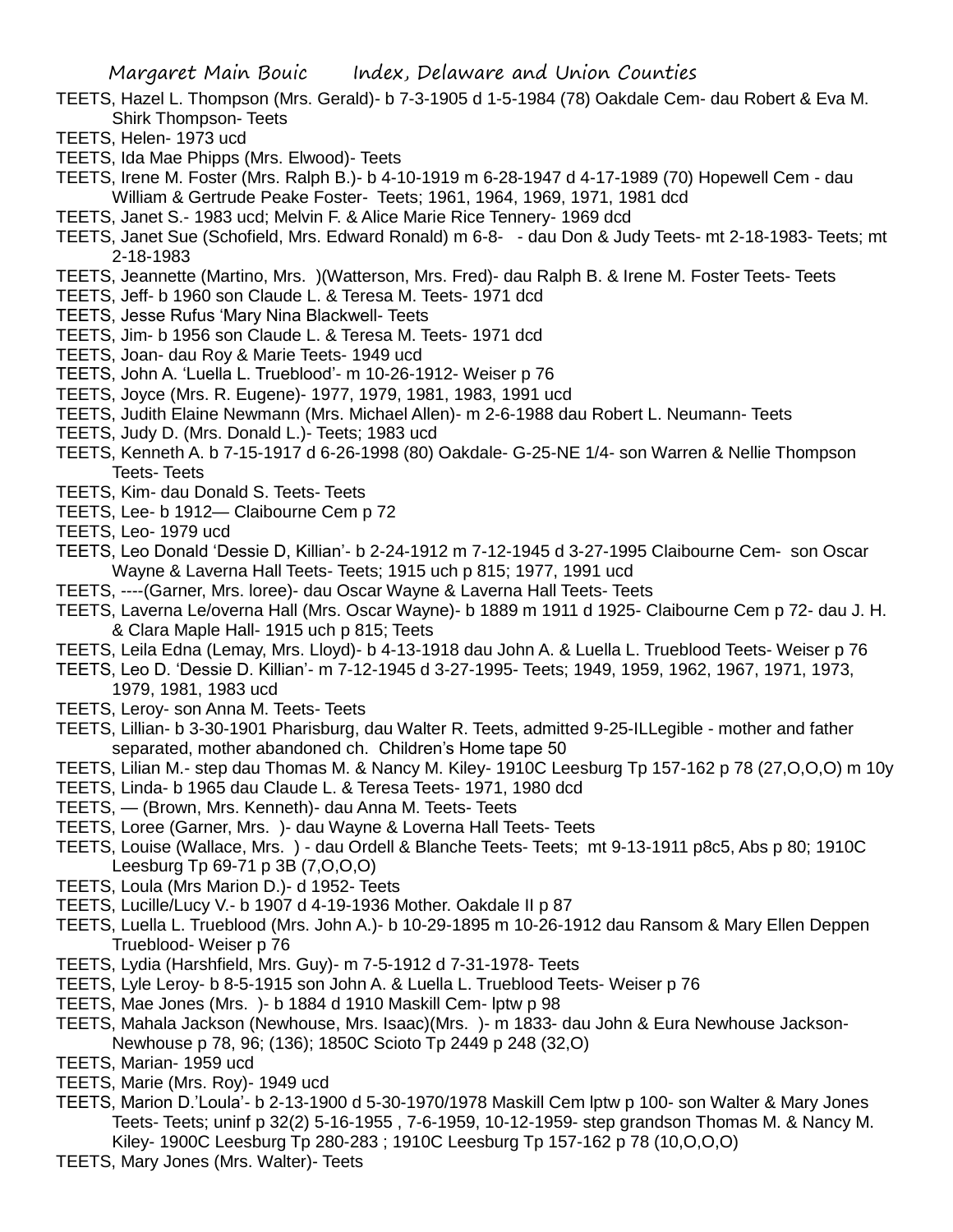TEETS, Hazel L. Thompson (Mrs. Gerald)- b 7-3-1905 d 1-5-1984 (78) Oakdale Cem- dau Robert & Eva M. Shirk Thompson- Teets

TEETS, Helen- 1973 ucd

TEETS, Ida Mae Phipps (Mrs. Elwood)- Teets

TEETS, Irene M. Foster (Mrs. Ralph B.)- b 4-10-1919 m 6-28-1947 d 4-17-1989 (70) Hopewell Cem - dau William & Gertrude Peake Foster- Teets; 1961, 1964, 1969, 1971, 1981 dcd

TEETS, Janet S.- 1983 ucd; Melvin F. & Alice Marie Rice Tennery- 1969 dcd

TEETS, Janet Sue (Schofield, Mrs. Edward Ronald) m 6-8- - dau Don & Judy Teets- mt 2-18-1983- Teets; mt 2-18-1983

TEETS, Jeannette (Martino, Mrs. )(Watterson, Mrs. Fred)- dau Ralph B. & Irene M. Foster Teets- Teets

TEETS, Jeff- b 1960 son Claude L. & Teresa M. Teets- 1971 dcd

TEETS, Jesse Rufus 'Mary Nina Blackwell- Teets

TEETS, Jim- b 1956 son Claude L. & Teresa M. Teets- 1971 dcd

TEETS, Joan- dau Roy & Marie Teets- 1949 ucd

TEETS, John A. 'Luella L. Trueblood'- m 10-26-1912- Weiser p 76

TEETS, Joyce (Mrs. R. Eugene)- 1977, 1979, 1981, 1983, 1991 ucd

TEETS, Judith Elaine Newmann (Mrs. Michael Allen)- m 2-6-1988 dau Robert L. Neumann- Teets

TEETS, Judy D. (Mrs. Donald L.)- Teets; 1983 ucd

TEETS, Kenneth A. b 7-15-1917 d 6-26-1998 (80) Oakdale- G-25-NE 1/4- son Warren & Nellie Thompson Teets- Teets

TEETS, Kim- dau Donald S. Teets- Teets

TEETS, Lee- b 1912— Claibourne Cem p 72

TEETS, Leo- 1979 ucd

TEETS, Leo Donald 'Dessie D, Killian'- b 2-24-1912 m 7-12-1945 d 3-27-1995 Claibourne Cem- son Oscar Wayne & Laverna Hall Teets- Teets; 1915 uch p 815; 1977, 1991 ucd

TEETS, ----(Garner, Mrs. loree)- dau Oscar Wayne & Laverna Hall Teets- Teets

TEETS, Laverna Le/overna Hall (Mrs. Oscar Wayne)- b 1889 m 1911 d 1925- Claibourne Cem p 72- dau J. H. & Clara Maple Hall- 1915 uch p 815; Teets

TEETS, Leila Edna (Lemay, Mrs. Lloyd)- b 4-13-1918 dau John A. & Luella L. Trueblood Teets- Weiser p 76

TEETS, Leo D. 'Dessie D. Killian'- m 7-12-1945 d 3-27-1995- Teets; 1949, 1959, 1962, 1967, 1971, 1973, 1979, 1981, 1983 ucd

TEETS, Leroy- son Anna M. Teets- Teets

TEETS, Lillian- b 3-30-1901 Pharisburg, dau Walter R. Teets, admitted 9-25-ILLegible - mother and father separated, mother abandoned ch. Children's Home tape 50

TEETS, Lilian M.- step dau Thomas M. & Nancy M. Kiley- 1910C Leesburg Tp 157-162 p 78 (27,O,O,O) m 10y

TEETS, Linda- b 1965 dau Claude L. & Teresa Teets- 1971, 1980 dcd

TEETS, — (Brown, Mrs. Kenneth)- dau Anna M. Teets- Teets

TEETS, Loree (Garner, Mrs. )- dau Wayne & Loverna Hall Teets- Teets

TEETS, Louise (Wallace, Mrs. ) - dau Ordell & Blanche Teets- Teets; mt 9-13-1911 p8c5, Abs p 80; 1910C Leesburg Tp 69-71 p 3B (7,O,O,O)

TEETS, Loula (Mrs Marion D.)- d 1952- Teets

TEETS, Lucille/Lucy V.- b 1907 d 4-19-1936 Mother. Oakdale II p 87

TEETS, Luella L. Trueblood (Mrs. John A.)- b 10-29-1895 m 10-26-1912 dau Ransom & Mary Ellen Deppen Trueblood- Weiser p 76

TEETS, Lydia (Harshfield, Mrs. Guy)- m 7-5-1912 d 7-31-1978- Teets

TEETS, Lyle Leroy- b 8-5-1915 son John A. & Luella L. Trueblood Teets- Weiser p 76

TEETS, Mae Jones (Mrs. )- b 1884 d 1910 Maskill Cem- lptw p 98

TEETS, Mahala Jackson (Newhouse, Mrs. Isaac)(Mrs. )- m 1833- dau John & Eura Newhouse Jackson- Newhouse p 78, 96; (136); 1850C Scioto Tp 2449 p 248 (32,O)

TEETS, Marian- 1959 ucd

TEETS, Marie (Mrs. Roy)- 1949 ucd

TEETS, Marion D.'Loula'- b 2-13-1900 d 5-30-1970/1978 Maskill Cem lptw p 100- son Walter & Mary Jones Teets- Teets; uninf p 32(2) 5-16-1955 , 7-6-1959, 10-12-1959- step grandson Thomas M. & Nancy M. Kiley- 1900C Leesburg Tp 280-283 ; 1910C Leesburg Tp 157-162 p 78 (10,O,O,O)

TEETS, Mary Jones (Mrs. Walter)- Teets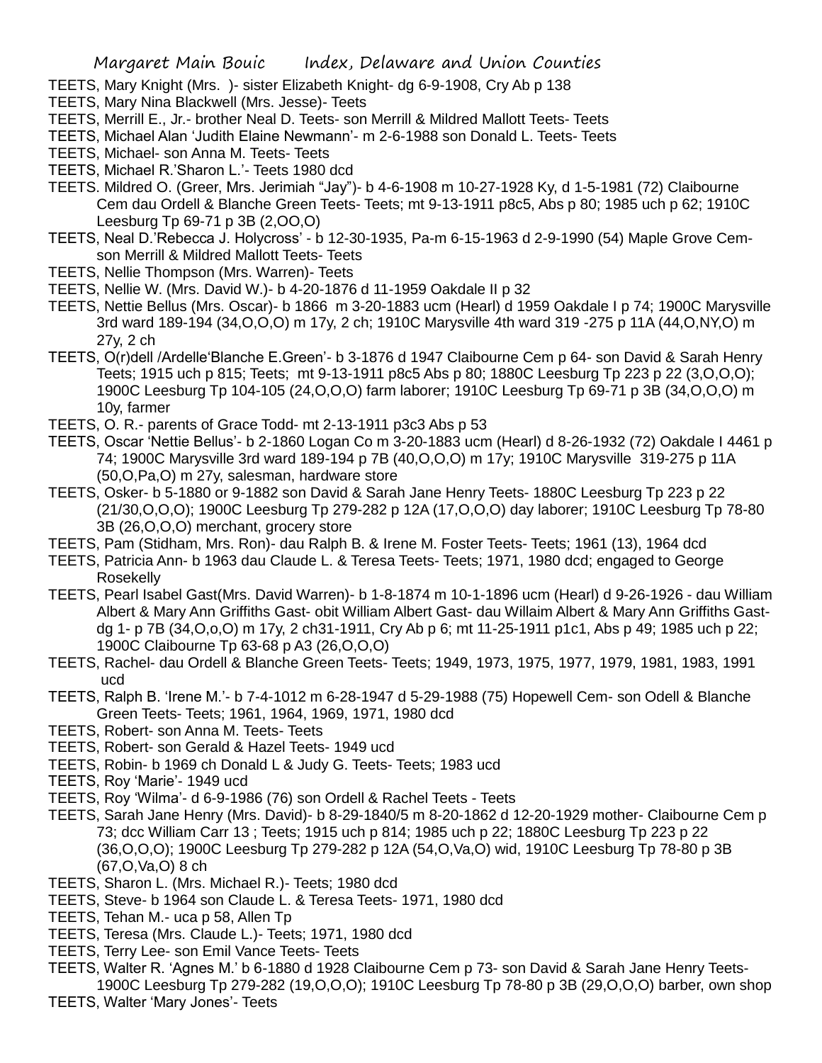TEETS, Mary Knight (Mrs. )- sister Elizabeth Knight- dg 6-9-1908, Cry Ab p 138

TEETS, Mary Nina Blackwell (Mrs. Jesse)- Teets

TEETS, Merrill E., Jr.- brother Neal D. Teets- son Merrill & Mildred Mallott Teets- Teets

TEETS, Michael Alan 'Judith Elaine Newmann'- m 2-6-1988 son Donald L. Teets- Teets

TEETS, Michael- son Anna M. Teets- Teets

TEETS, Michael R.'Sharon L.'- Teets 1980 dcd

TEETS. Mildred O. (Greer, Mrs. Jerimiah "Jay")- b 4-6-1908 m 10-27-1928 Ky, d 1-5-1981 (72) Claibourne Cem dau Ordell & Blanche Green Teets- Teets; mt 9-13-1911 p8c5, Abs p 80; 1985 uch p 62; 1910C Leesburg Tp 69-71 p 3B (2,OO,O)

TEETS, Neal D.'Rebecca J. Holycross' - b 12-30-1935, Pa-m 6-15-1963 d 2-9-1990 (54) Maple Grove Cem-son Merrill & Mildred Mallott Teets- Teets

TEETS, Nellie Thompson (Mrs. Warren)- Teets

TEETS, Nellie W. (Mrs. David W.)- b 4-20-1876 d 11-1959 Oakdale II p 32

TEETS, Nettie Bellus (Mrs. Oscar)- b 1866 m 3-20-1883 ucm (Hearl) d 1959 Oakdale I p 74; 1900C Marysville 3rd ward 189-194 (34,O,O,O) m 17y, 2 ch; 1910C Marysville 4th ward 319 -275 p 11A (44,O,NY,O) m 27y, 2 ch

TEETS, O(r)dell /Ardelle'Blanche E.Green'- b 3-1876 d 1947 Claibourne Cem p 64- son David & Sarah Henry Teets; 1915 uch p 815; Teets; mt 9-13-1911 p8c5 Abs p 80; 1880C Leesburg Tp 223 p 22 (3,O,O,O); 1900C Leesburg Tp 104-105 (24,O,O,O) farm laborer; 1910C Leesburg Tp 69-71 p 3B (34,O,O,O) m 10y, farmer

TEETS, O. R.- parents of Grace Todd- mt 2-13-1911 p3c3 Abs p 53

TEETS, Oscar 'Nettie Bellus'- b 2-1860 Logan Co m 3-20-1883 ucm (Hearl) d 8-26-1932 (72) Oakdale I 4461 p 74; 1900C Marysville 3rd ward 189-194 p 7B (40,O,O,O) m 17y; 1910C Marysville 319-275 p 11A (50,O,Pa,O) m 27y, salesman, hardware store

TEETS, Osker- b 5-1880 or 9-1882 son David & Sarah Jane Henry Teets- 1880C Leesburg Tp 223 p 22 (21/30,O,O,O); 1900C Leesburg Tp 279-282 p 12A (17,O,O,O) day laborer; 1910C Leesburg Tp 78-80 3B (26,O,O,O) merchant, grocery store

TEETS, Pam (Stidham, Mrs. Ron)- dau Ralph B. & Irene M. Foster Teets- Teets; 1961 (13), 1964 dcd

TEETS, Patricia Ann- b 1963 dau Claude L. & Teresa Teets- Teets; 1971, 1980 dcd; engaged to George Rosekelly

TEETS, Pearl Isabel Gast(Mrs. David Warren)- b 1-8-1874 m 10-1-1896 ucm (Hearl) d 9-26-1926 - dau William Albert & Mary Ann Griffiths Gast- obit William Albert Gast- dau Willaim Albert & Mary Ann Griffiths Gast- dg 1- p 7B (34,O,o,O) m 17y, 2 ch31-1911, Cry Ab p 6; mt 11-25-1911 p1c1, Abs p 49; 1985 uch p 22; 1900C Claibourne Tp 63-68 p A3 (26,O,O,O)

TEETS, Rachel- dau Ordell & Blanche Green Teets- Teets; 1949, 1973, 1975, 1977, 1979, 1981, 1983, 1991 ucd

TEETS, Ralph B. 'Irene M.'- b 7-4-1012 m 6-28-1947 d 5-29-1988 (75) Hopewell Cem- son Odell & Blanche Green Teets- Teets; 1961, 1964, 1969, 1971, 1980 dcd

TEETS, Robert- son Anna M. Teets- Teets

TEETS, Robert- son Gerald & Hazel Teets- 1949 ucd

TEETS, Robin- b 1969 ch Donald L & Judy G. Teets- Teets; 1983 ucd

TEETS, Roy 'Marie'- 1949 ucd

TEETS, Roy 'Wilma'- d 6-9-1986 (76) son Ordell & Rachel Teets - Teets

TEETS, Sarah Jane Henry (Mrs. David)- b 8-29-1840/5 m 8-20-1862 d 12-20-1929 mother- Claibourne Cem p 73; dcc William Carr 13 ; Teets; 1915 uch p 814; 1985 uch p 22; 1880C Leesburg Tp 223 p 22 (36,O,O,O); 1900C Leesburg Tp 279-282 p 12A (54,O,Va,O) wid, 1910C Leesburg Tp 78-80 p 3B (67,O,Va,O) 8 ch

TEETS, Sharon L. (Mrs. Michael R.)- Teets; 1980 dcd

TEETS, Steve- b 1964 son Claude L. & Teresa Teets- 1971, 1980 dcd

TEETS, Tehan M.- uca p 58, Allen Tp

TEETS, Teresa (Mrs. Claude L.)- Teets; 1971, 1980 dcd

TEETS, Terry Lee- son Emil Vance Teets- Teets

TEETS, Walter R. 'Agnes M.' b 6-1880 d 1928 Claibourne Cem p 73- son David & Sarah Jane Henry Teets- 1900C Leesburg Tp 279-282 (19,O,O,O); 1910C Leesburg Tp 78-80 p 3B (29,O,O,O) barber, own shop

TEETS, Walter 'Mary Jones'- Teets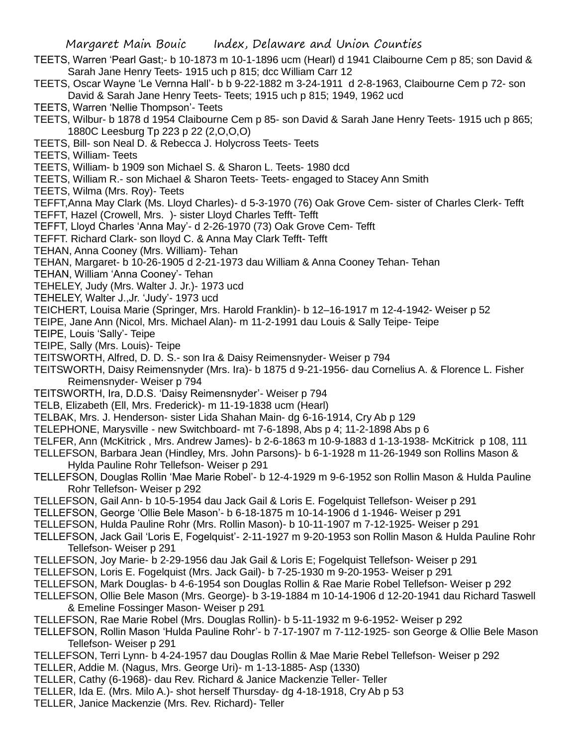TEETS, Warren 'Pearl Gast;- b 10-1873 m 10-1-1896 ucm (Hearl) d 1941 Claibourne Cem p 85; son David & Sarah Jane Henry Teets- 1915 uch p 815; dcc William Carr 12

TEETS, Oscar Wayne 'Le Vernna Hall'- b b 9-22-1882 m 3-24-1911 d 2-8-1963, Claibourne Cem p 72- son David & Sarah Jane Henry Teets- Teets; 1915 uch p 815; 1949, 1962 ucd

TEETS, Warren 'Nellie Thompson'- Teets

TEETS, Wilbur- b 1878 d 1954 Claibourne Cem p 85- son David & Sarah Jane Henry Teets- 1915 uch p 865; 1880C Leesburg Tp 223 p 22 (2,O,O,O)

TEETS, Bill- son Neal D. & Rebecca J. Holycross Teets- Teets

TEETS, William- Teets

TEETS, William- b 1909 son Michael S. & Sharon L. Teets- 1980 dcd

TEETS, William R.- son Michael & Sharon Teets- Teets- engaged to Stacey Ann Smith

TEETS, Wilma (Mrs. Roy)- Teets

TEFFT,Anna May Clark (Ms. Lloyd Charles)- d 5-3-1970 (76) Oak Grove Cem- sister of Charles Clerk- Tefft

TEFFT, Hazel (Crowell, Mrs. )- sister Lloyd Charles Tefft- Tefft

TEFFT, Lloyd Charles 'Anna May'- d 2-26-1970 (73) Oak Grove Cem- Tefft

TEFFT. Richard Clark- son lloyd C. & Anna May Clark Tefft- Tefft

TEHAN, Anna Cooney (Mrs. William)- Tehan

TEHAN, Margaret- b 10-26-1905 d 2-21-1973 dau William & Anna Cooney Tehan- Tehan

TEHAN, William 'Anna Cooney'- Tehan

TEHELEY, Judy (Mrs. Walter J. Jr.)- 1973 ucd

TEHELEY, Walter J.,Jr. 'Judy'- 1973 ucd

TEICHERT, Louisa Marie (Springer, Mrs. Harold Franklin)- b 12–16-1917 m 12-4-1942- Weiser p 52

TEIPE, Jane Ann (Nicol, Mrs. Michael Alan)- m 11-2-1991 dau Louis & Sally Teipe- Teipe

TEIPE, Louis 'Sally'- Teipe

TEIPE, Sally (Mrs. Louis)- Teipe

TEITSWORTH, Alfred, D. D. S.- son Ira & Daisy Reimensnyder- Weiser p 794

TEITSWORTH, Daisy Reimensnyder (Mrs. Ira)- b 1875 d 9-21-1956- dau Cornelius A. & Florence L. Fisher Reimensnyder- Weiser p 794

TEITSWORTH, Ira, D.D.S. 'Daisy Reimensnyder'- Weiser p 794

TELB, Elizabeth (Ell, Mrs. Frederick)- m 11-19-1838 ucm (Hearl)

TELBAK, Mrs. J. Henderson- sister Lida Shahan Main- dg 6-16-1914, Cry Ab p 129

TELEPHONE, Marysville - new Switchboard- mt 7-6-1898, Abs p 4; 11-2-1898 Abs p 6

TELFER, Ann (McKitrick , Mrs. Andrew James)- b 2-6-1863 m 10-9-1883 d 1-13-1938- McKitrick p 108, 111

TELLEFSON, Barbara Jean (Hindley, Mrs. John Parsons)- b 6-1-1928 m 11-26-1949 son Rollins Mason & Hylda Pauline Rohr Tellefson- Weiser p 291

TELLEFSON, Douglas Rollin 'Mae Marie Robel'- b 12-4-1929 m 9-6-1952 son Rollin Mason & Hulda Pauline Rohr Tellefson- Weiser p 292

TELLEFSON, Gail Ann- b 10-5-1954 dau Jack Gail & Loris E. Fogelquist Tellefson- Weiser p 291

TELLEFSON, George 'Ollie Bele Mason'- b 6-18-1875 m 10-14-1906 d 1-1946- Weiser p 291

TELLEFSON, Hulda Pauline Rohr (Mrs. Rollin Mason)- b 10-11-1907 m 7-12-1925- Weiser p 291

TELLEFSON, Jack Gail 'Loris E, Fogelquist'- 2-11-1927 m 9-20-1953 son Rollin Mason & Hulda Pauline Rohr Tellefson- Weiser p 291

TELLEFSON, Joy Marie- b 2-29-1956 dau Jak Gail & Loris E; Fogelquist Tellefson- Weiser p 291

TELLEFSON, Loris E. Fogelquist (Mrs. Jack Gail)- b 7-25-1930 m 9-20-1953- Weiser p 291

TELLEFSON, Mark Douglas- b 4-6-1954 son Douglas Rollin & Rae Marie Robel Tellefson- Weiser p 292

TELLEFSON, Ollie Bele Mason (Mrs. George)- b 3-19-1884 m 10-14-1906 d 12-20-1941 dau Richard Taswell & Emeline Fossinger Mason- Weiser p 291

TELLEFSON, Rae Marie Robel (Mrs. Douglas Rollin)- b 5-11-1932 m 9-6-1952- Weiser p 292

TELLEFSON, Rollin Mason 'Hulda Pauline Rohr'- b 7-17-1907 m 7-112-1925- son George & Ollie Bele Mason Tellefson- Weiser p 291

TELLEFSON, Terri Lynn- b 4-24-1957 dau Douglas Rollin & Mae Marie Rebel Tellefson- Weiser p 292

TELLER, Addie M. (Nagus, Mrs. George Uri)- m 1-13-1885- Asp (1330)

TELLER, Cathy (6-1968)- dau Rev. Richard & Janice Mackenzie Teller- Teller

TELLER, Ida E. (Mrs. Milo A.)- shot herself Thursday- dg 4-18-1918, Cry Ab p 53

TELLER, Janice Mackenzie (Mrs. Rev. Richard)- Teller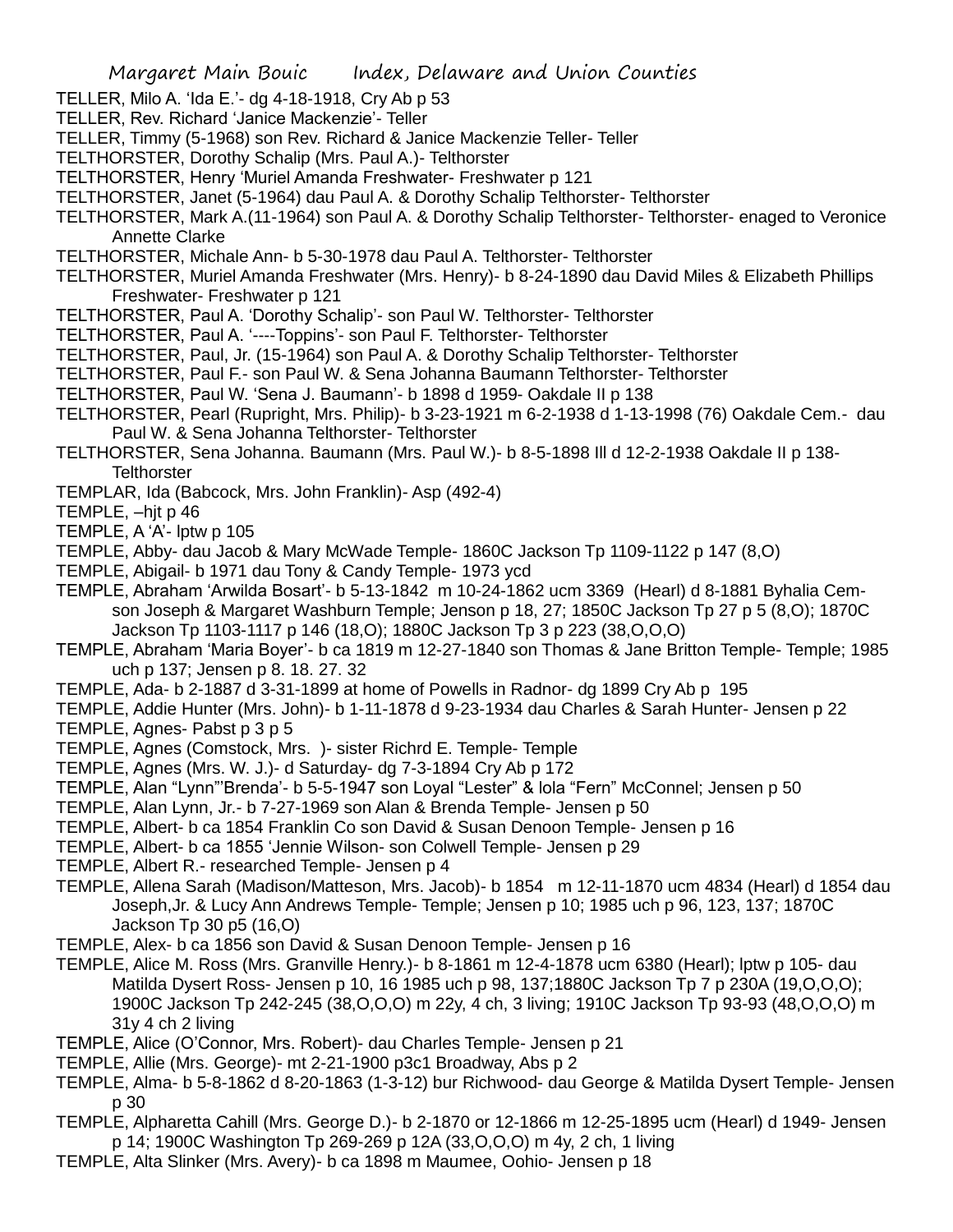TELLER, Milo A. 'Ida E.'- dg 4-18-1918, Cry Ab p 53

TELLER, Rev. Richard 'Janice Mackenzie'- Teller

TELLER, Timmy (5-1968) son Rev. Richard & Janice Mackenzie Teller- Teller

TELTHORSTER, Dorothy Schalip (Mrs. Paul A.)- Telthorster

TELTHORSTER, Henry 'Muriel Amanda Freshwater- Freshwater p 121

TELTHORSTER, Janet (5-1964) dau Paul A. & Dorothy Schalip Telthorster- Telthorster

TELTHORSTER, Mark A.(11-1964) son Paul A. & Dorothy Schalip Telthorster- Telthorster- enaged to Veronice Annette Clarke

TELTHORSTER, Michale Ann- b 5-30-1978 dau Paul A. Telthorster- Telthorster

TELTHORSTER, Muriel Amanda Freshwater (Mrs. Henry)- b 8-24-1890 dau David Miles & Elizabeth Phillips Freshwater- Freshwater p 121

TELTHORSTER, Paul A. 'Dorothy Schalip'- son Paul W. Telthorster- Telthorster

TELTHORSTER, Paul A. '----Toppins'- son Paul F. Telthorster- Telthorster

TELTHORSTER, Paul, Jr. (15-1964) son Paul A. & Dorothy Schalip Telthorster- Telthorster

TELTHORSTER, Paul F.- son Paul W. & Sena Johanna Baumann Telthorster- Telthorster

TELTHORSTER, Paul W. 'Sena J. Baumann'- b 1898 d 1959- Oakdale II p 138

TELTHORSTER, Pearl (Rupright, Mrs. Philip)- b 3-23-1921 m 6-2-1938 d 1-13-1998 (76) Oakdale Cem.- dau Paul W. & Sena Johanna Telthorster- Telthorster

TELTHORSTER, Sena Johanna. Baumann (Mrs. Paul W.)- b 8-5-1898 Ill d 12-2-1938 Oakdale II p 138- Telthorster

TEMPLAR, Ida (Babcock, Mrs. John Franklin)- Asp (492-4)

TEMPLE, –hjt p 46

TEMPLE, A 'A'- lptw p 105

TEMPLE, Abby- dau Jacob & Mary McWade Temple- 1860C Jackson Tp 1109-1122 p 147 (8,O)

TEMPLE, Abigail- b 1971 dau Tony & Candy Temple- 1973 ycd

TEMPLE, Abraham 'Arwilda Bosart'- b 5-13-1842 m 10-24-1862 ucm 3369 (Hearl) d 8-1881 Byhalia Cem- son Joseph & Margaret Washburn Temple; Jenson p 18, 27; 1850C Jackson Tp 27 p 5 (8,O); 1870C Jackson Tp 1103-1117 p 146 (18,O); 1880C Jackson Tp 3 p 223 (38,O,O,O)

TEMPLE, Abraham 'Maria Boyer'- b ca 1819 m 12-27-1840 son Thomas & Jane Britton Temple- Temple; 1985 uch p 137; Jensen p 8. 18. 27. 32

TEMPLE, Ada- b 2-1887 d 3-31-1899 at home of Powells in Radnor- dg 1899 Cry Ab p 195

TEMPLE, Addie Hunter (Mrs. John)- b 1-11-1878 d 9-23-1934 dau Charles & Sarah Hunter- Jensen p 22

TEMPLE, Agnes- Pabst p 3 p 5

TEMPLE, Agnes (Comstock, Mrs. )- sister Richrd E. Temple- Temple

TEMPLE, Agnes (Mrs. W. J.)- d Saturday- dg 7-3-1894 Cry Ab p 172

TEMPLE, Alan "Lynn"'Brenda'- b 5-5-1947 son Loyal "Lester" & Iola "Fern" McConnel; Jensen p 50

TEMPLE, Alan Lynn, Jr.- b 7-27-1969 son Alan & Brenda Temple- Jensen p 50

TEMPLE, Albert- b ca 1854 Franklin Co son David & Susan Denoon Temple- Jensen p 16

TEMPLE, Albert- b ca 1855 'Jennie Wilson- son Colwell Temple- Jensen p 29

TEMPLE, Albert R.- researched Temple- Jensen p 4

TEMPLE, Allena Sarah (Madison/Matteson, Mrs. Jacob)- b 1854 m 12-11-1870 ucm 4834 (Hearl) d 1854 dau Joseph,Jr. & Lucy Ann Andrews Temple- Temple; Jensen p 10; 1985 uch p 96, 123, 137; 1870C Jackson Tp 30 p5 (16,O)

TEMPLE, Alex- b ca 1856 son David & Susan Denoon Temple- Jensen p 16

TEMPLE, Alice M. Ross (Mrs. Granville Henry.)- b 8-1861 m 12-4-1878 ucm 6380 (Hearl); lptw p 105- dau Matilda Dysert Ross- Jensen p 10, 16 1985 uch p 98, 137;1880C Jackson Tp 7 p 230A (19,O,O,O); 1900C Jackson Tp 242-245 (38,O,O,O) m 22y, 4 ch, 3 living; 1910C Jackson Tp 93-93 (48,O,O,O) m 31y 4 ch 2 living

TEMPLE, Alice (O'Connor, Mrs. Robert)- dau Charles Temple- Jensen p 21

TEMPLE, Allie (Mrs. George)- mt 2-21-1900 p3c1 Broadway, Abs p 2

TEMPLE, Alma- b 5-8-1862 d 8-20-1863 (1-3-12) bur Richwood- dau George & Matilda Dysert Temple- Jensen p 30

TEMPLE, Alpharetta Cahill (Mrs. George D.)- b 2-1870 or 12-1866 m 12-25-1895 ucm (Hearl) d 1949- Jensen p 14; 1900C Washington Tp 269-269 p 12A (33,O,O,O) m 4y, 2 ch, 1 living

TEMPLE, Alta Slinker (Mrs. Avery)- b ca 1898 m Maumee, Oohio- Jensen p 18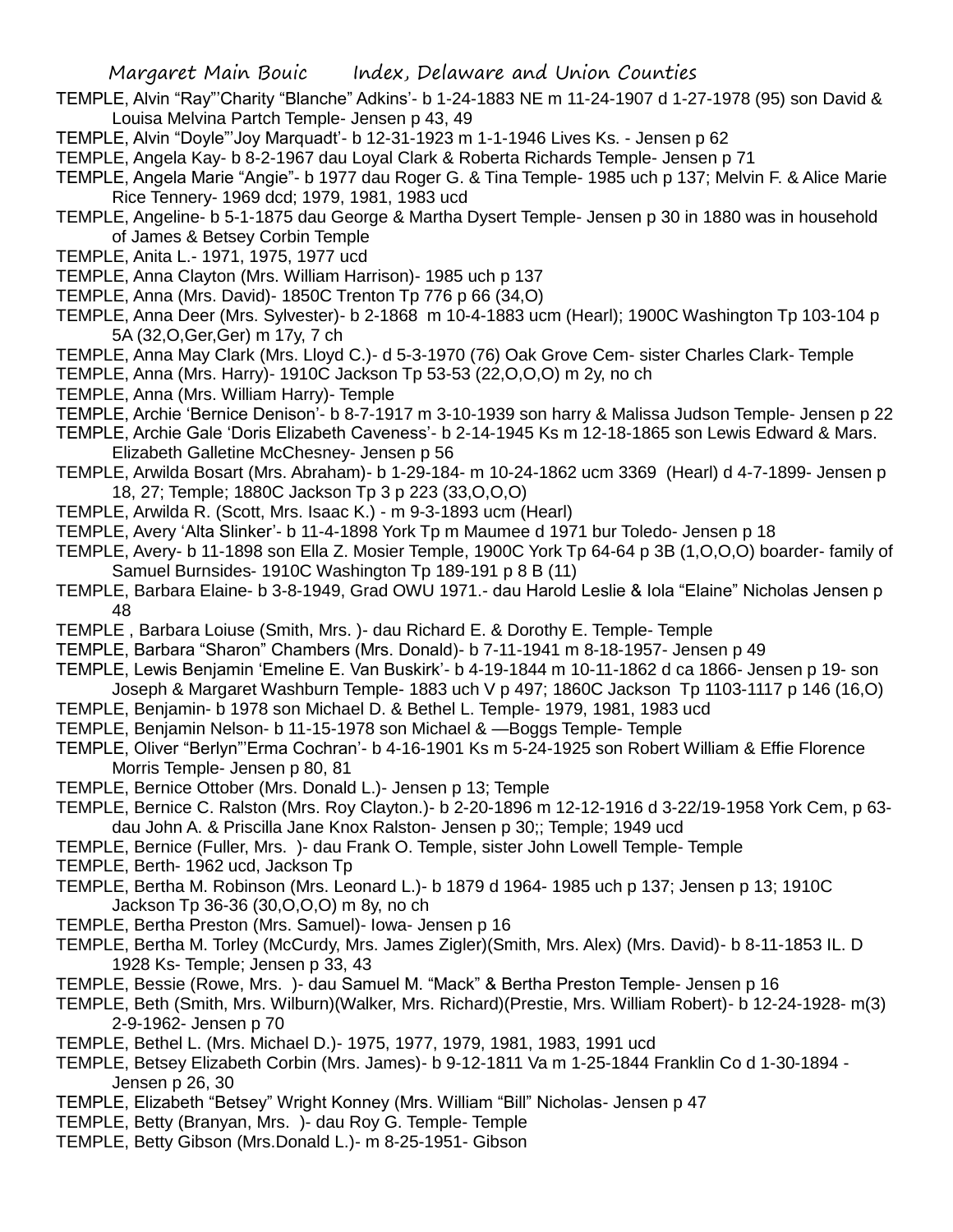TEMPLE, Alvin "Ray"'Charity "Blanche" Adkins'- b 1-24-1883 NE m 11-24-1907 d 1-27-1978 (95) son David & Louisa Melvina Partch Temple- Jensen p 43, 49

TEMPLE, Alvin "Doyle"'Joy Marquadt'- b 12-31-1923 m 1-1-1946 Lives Ks. - Jensen p 62

TEMPLE, Angela Kay- b 8-2-1967 dau Loyal Clark & Roberta Richards Temple- Jensen p 71

TEMPLE, Angela Marie "Angie"- b 1977 dau Roger G. & Tina Temple- 1985 uch p 137; Melvin F. & Alice Marie Rice Tennery- 1969 dcd; 1979, 1981, 1983 ucd

TEMPLE, Angeline- b 5-1-1875 dau George & Martha Dysert Temple- Jensen p 30 in 1880 was in household of James & Betsey Corbin Temple

TEMPLE, Anita L.- 1971, 1975, 1977 ucd

TEMPLE, Anna Clayton (Mrs. William Harrison)- 1985 uch p 137

TEMPLE, Anna (Mrs. David)- 1850C Trenton Tp 776 p 66 (34,O)

TEMPLE, Anna Deer (Mrs. Sylvester)- b 2-1868 m 10-4-1883 ucm (Hearl); 1900C Washington Tp 103-104 p 5A (32,O,Ger,Ger) m 17y, 7 ch

TEMPLE, Anna May Clark (Mrs. Lloyd C.)- d 5-3-1970 (76) Oak Grove Cem- sister Charles Clark- Temple

TEMPLE, Anna (Mrs. Harry)- 1910C Jackson Tp 53-53 (22,O,O,O) m 2y, no ch

TEMPLE, Anna (Mrs. William Harry)- Temple

TEMPLE, Archie 'Bernice Denison'- b 8-7-1917 m 3-10-1939 son harry & Malissa Judson Temple- Jensen p 22

TEMPLE, Archie Gale 'Doris Elizabeth Caveness'- b 2-14-1945 Ks m 12-18-1865 son Lewis Edward & Mars. Elizabeth Galletine McChesney- Jensen p 56

TEMPLE, Arwilda Bosart (Mrs. Abraham)- b 1-29-184- m 10-24-1862 ucm 3369 (Hearl) d 4-7-1899- Jensen p 18, 27; Temple; 1880C Jackson Tp 3 p 223 (33,O,O,O)

TEMPLE, Arwilda R. (Scott, Mrs. Isaac K.) - m 9-3-1893 ucm (Hearl)

TEMPLE, Avery 'Alta Slinker'- b 11-4-1898 York Tp m Maumee d 1971 bur Toledo- Jensen p 18

TEMPLE, Avery- b 11-1898 son Ella Z. Mosier Temple, 1900C York Tp 64-64 p 3B (1,O,O,O) boarder- family of Samuel Burnsides- 1910C Washington Tp 189-191 p 8 B (11)

TEMPLE, Barbara Elaine- b 3-8-1949, Grad OWU 1971.- dau Harold Leslie & Iola "Elaine" Nicholas Jensen p 48

TEMPLE , Barbara Loiuse (Smith, Mrs. )- dau Richard E. & Dorothy E. Temple- Temple

TEMPLE, Barbara "Sharon" Chambers (Mrs. Donald)- b 7-11-1941 m 8-18-1957- Jensen p 49

TEMPLE, Lewis Benjamin 'Emeline E. Van Buskirk'- b 4-19-1844 m 10-11-1862 d ca 1866- Jensen p 19- son Joseph & Margaret Washburn Temple- 1883 uch V p 497; 1860C Jackson Tp 1103-1117 p 146 (16,O)

TEMPLE, Benjamin- b 1978 son Michael D. & Bethel L. Temple- 1979, 1981, 1983 ucd

TEMPLE, Benjamin Nelson- b 11-15-1978 son Michael & —Boggs Temple- Temple

TEMPLE, Oliver "Berlyn"'Erma Cochran'- b 4-16-1901 Ks m 5-24-1925 son Robert William & Effie Florence Morris Temple- Jensen p 80, 81

TEMPLE, Bernice Ottober (Mrs. Donald L.)- Jensen p 13; Temple

TEMPLE, Bernice C. Ralston (Mrs. Roy Clayton.)- b 2-20-1896 m 12-12-1916 d 3-22/19-1958 York Cem, p 63- dau John A. & Priscilla Jane Knox Ralston- Jensen p 30;; Temple; 1949 ucd

TEMPLE, Bernice (Fuller, Mrs. )- dau Frank O. Temple, sister John Lowell Temple- Temple

TEMPLE, Berth- 1962 ucd, Jackson Tp

TEMPLE, Bertha M. Robinson (Mrs. Leonard L.)- b 1879 d 1964- 1985 uch p 137; Jensen p 13; 1910C Jackson Tp 36-36 (30,O,O,O) m 8y, no ch

TEMPLE, Bertha Preston (Mrs. Samuel)- Iowa- Jensen p 16

TEMPLE, Bertha M. Torley (McCurdy, Mrs. James Zigler)(Smith, Mrs. Alex) (Mrs. David)- b 8-11-1853 IL. D 1928 Ks- Temple; Jensen p 33, 43

TEMPLE, Bessie (Rowe, Mrs. )- dau Samuel M. "Mack" & Bertha Preston Temple- Jensen p 16

TEMPLE, Beth (Smith, Mrs. Wilburn)(Walker, Mrs. Richard)(Prestie, Mrs. William Robert)- b 12-24-1928- m(3) 2-9-1962- Jensen p 70

TEMPLE, Bethel L. (Mrs. Michael D.)- 1975, 1977, 1979, 1981, 1983, 1991 ucd

TEMPLE, Betsey Elizabeth Corbin (Mrs. James)- b 9-12-1811 Va m 1-25-1844 Franklin Co d 1-30-1894 - Jensen p 26, 30

TEMPLE, Elizabeth "Betsey" Wright Konney (Mrs. William "Bill" Nicholas- Jensen p 47

TEMPLE, Betty (Branyan, Mrs. )- dau Roy G. Temple- Temple

TEMPLE, Betty Gibson (Mrs.Donald L.)- m 8-25-1951- Gibson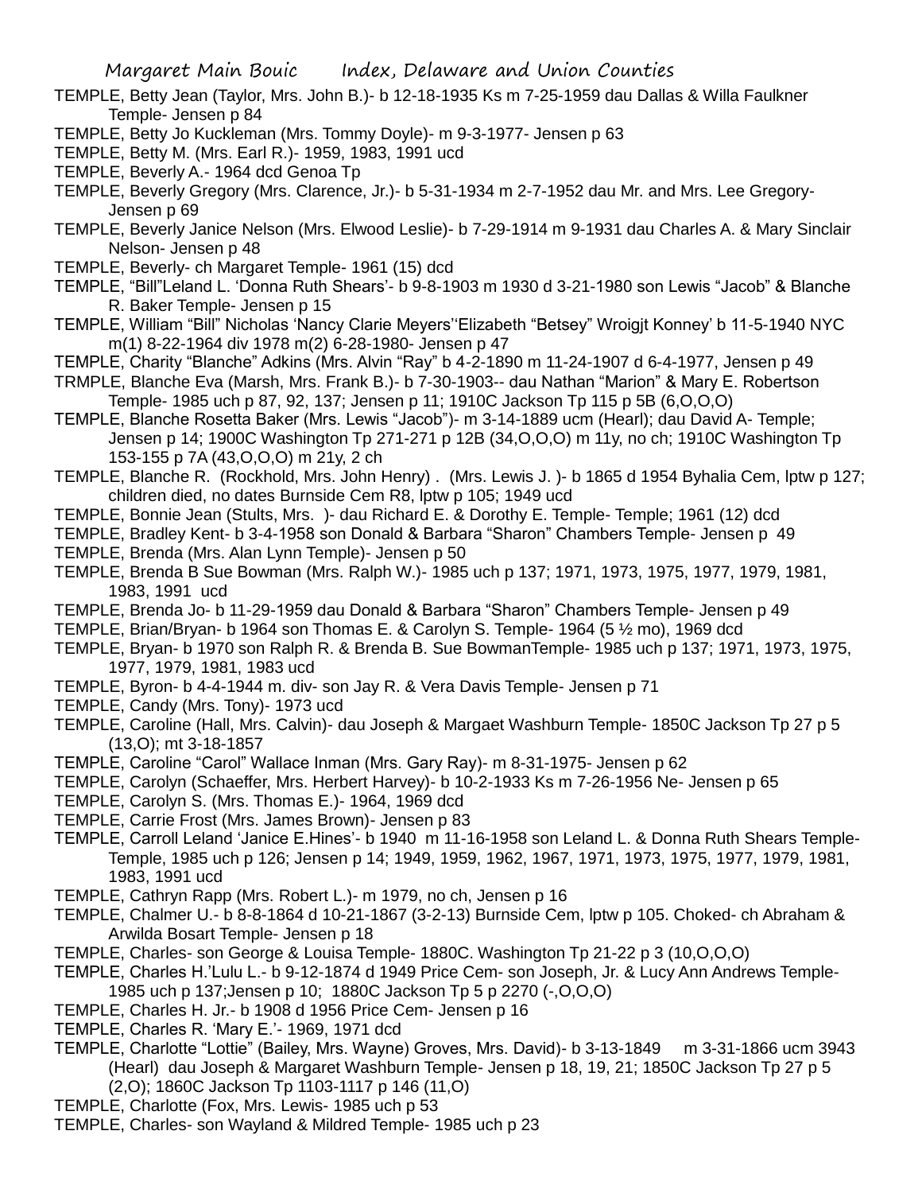TEMPLE, Betty Jean (Taylor, Mrs. John B.)- b 12-18-1935 Ks m 7-25-1959 dau Dallas & Willa Faulkner Temple- Jensen p 84

TEMPLE, Betty Jo Kuckleman (Mrs. Tommy Doyle)- m 9-3-1977- Jensen p 63

TEMPLE, Betty M. (Mrs. Earl R.)- 1959, 1983, 1991 ucd

TEMPLE, Beverly A.- 1964 dcd Genoa Tp

TEMPLE, Beverly Gregory (Mrs. Clarence, Jr.)- b 5-31-1934 m 2-7-1952 dau Mr. and Mrs. Lee Gregory- Jensen p 69

TEMPLE, Beverly Janice Nelson (Mrs. Elwood Leslie)- b 7-29-1914 m 9-1931 dau Charles A. & Mary Sinclair Nelson- Jensen p 48

TEMPLE, Beverly- ch Margaret Temple- 1961 (15) dcd

TEMPLE, "Bill"Leland L. 'Donna Ruth Shears'- b 9-8-1903 m 1930 d 3-21-1980 son Lewis "Jacob" & Blanche R. Baker Temple- Jensen p 15

TEMPLE, William "Bill" Nicholas 'Nancy Clarie Meyers''Elizabeth "Betsey" Wroigjt Konney' b 11-5-1940 NYC m(1) 8-22-1964 div 1978 m(2) 6-28-1980- Jensen p 47

TEMPLE, Charity "Blanche" Adkins (Mrs. Alvin "Ray" b 4-2-1890 m 11-24-1907 d 6-4-1977, Jensen p 49

TRMPLE, Blanche Eva (Marsh, Mrs. Frank B.)- b 7-30-1903-- dau Nathan "Marion" & Mary E. Robertson Temple- 1985 uch p 87, 92, 137; Jensen p 11; 1910C Jackson Tp 115 p 5B (6,O,O,O)

TEMPLE, Blanche Rosetta Baker (Mrs. Lewis "Jacob")- m 3-14-1889 ucm (Hearl); dau David A- Temple; Jensen p 14; 1900C Washington Tp 271-271 p 12B (34,O,O,O) m 11y, no ch; 1910C Washington Tp 153-155 p 7A (43,O,O,O) m 21y, 2 ch

TEMPLE, Blanche R. (Rockhold, Mrs. John Henry) . (Mrs. Lewis J. )- b 1865 d 1954 Byhalia Cem, lptw p 127; children died, no dates Burnside Cem R8, lptw p 105; 1949 ucd

TEMPLE, Bonnie Jean (Stults, Mrs. )- dau Richard E. & Dorothy E. Temple- Temple; 1961 (12) dcd

TEMPLE, Bradley Kent- b 3-4-1958 son Donald & Barbara "Sharon" Chambers Temple- Jensen p 49

TEMPLE, Brenda (Mrs. Alan Lynn Temple)- Jensen p 50

TEMPLE, Brenda B Sue Bowman (Mrs. Ralph W.)- 1985 uch p 137; 1971, 1973, 1975, 1977, 1979, 1981, 1983, 1991 ucd

TEMPLE, Brenda Jo- b 11-29-1959 dau Donald & Barbara "Sharon" Chambers Temple- Jensen p 49

TEMPLE, Brian/Bryan- b 1964 son Thomas E. & Carolyn S. Temple- 1964 (5 ½ mo), 1969 dcd

TEMPLE, Bryan- b 1970 son Ralph R. & Brenda B. Sue BowmanTemple- 1985 uch p 137; 1971, 1973, 1975, 1977, 1979, 1981, 1983 ucd

TEMPLE, Byron- b 4-4-1944 m. div- son Jay R. & Vera Davis Temple- Jensen p 71

TEMPLE, Candy (Mrs. Tony)- 1973 ucd

TEMPLE, Caroline (Hall, Mrs. Calvin)- dau Joseph & Margaet Washburn Temple- 1850C Jackson Tp 27 p 5 (13,O); mt 3-18-1857

TEMPLE, Caroline "Carol" Wallace Inman (Mrs. Gary Ray)- m 8-31-1975- Jensen p 62

TEMPLE, Carolyn (Schaeffer, Mrs. Herbert Harvey)- b 10-2-1933 Ks m 7-26-1956 Ne- Jensen p 65

TEMPLE, Carolyn S. (Mrs. Thomas E.)- 1964, 1969 dcd

TEMPLE, Carrie Frost (Mrs. James Brown)- Jensen p 83

TEMPLE, Carroll Leland 'Janice E.Hines'- b 1940 m 11-16-1958 son Leland L. & Donna Ruth Shears Temple- Temple, 1985 uch p 126; Jensen p 14; 1949, 1959, 1962, 1967, 1971, 1973, 1975, 1977, 1979, 1981, 1983, 1991 ucd

TEMPLE, Cathryn Rapp (Mrs. Robert L.)- m 1979, no ch, Jensen p 16

TEMPLE, Chalmer U.- b 8-8-1864 d 10-21-1867 (3-2-13) Burnside Cem, lptw p 105. Choked- ch Abraham & Arwilda Bosart Temple- Jensen p 18

TEMPLE, Charles- son George & Louisa Temple- 1880C. Washington Tp 21-22 p 3 (10,O,O,O)

TEMPLE, Charles H.'Lulu L.- b 9-12-1874 d 1949 Price Cem- son Joseph, Jr. & Lucy Ann Andrews Temple- 1985 uch p 137;Jensen p 10; 1880C Jackson Tp 5 p 2270 (-,O,O,O)

TEMPLE, Charles H. Jr.- b 1908 d 1956 Price Cem- Jensen p 16

TEMPLE, Charles R. 'Mary E.'- 1969, 1971 dcd

TEMPLE, Charlotte "Lottie" (Bailey, Mrs. Wayne) Groves, Mrs. David)- b 3-13-1849 m 3-31-1866 ucm 3943 (Hearl) dau Joseph & Margaret Washburn Temple- Jensen p 18, 19, 21; 1850C Jackson Tp 27 p 5 (2,O); 1860C Jackson Tp 1103-1117 p 146 (11,O)

TEMPLE, Charlotte (Fox, Mrs. Lewis- 1985 uch p 53

TEMPLE, Charles- son Wayland & Mildred Temple- 1985 uch p 23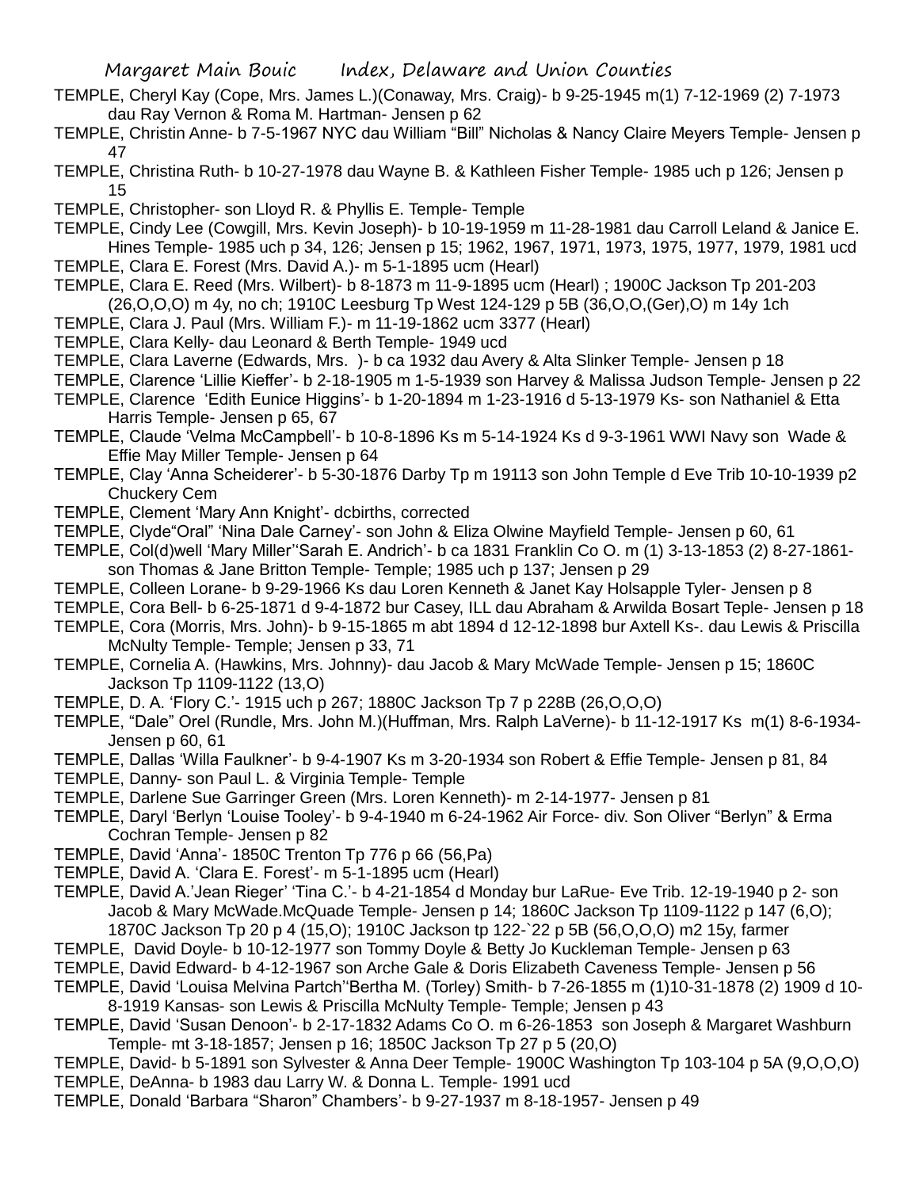TEMPLE, Cheryl Kay (Cope, Mrs. James L.)(Conaway, Mrs. Craig)- b 9-25-1945 m(1) 7-12-1969 (2) 7-1973 dau Ray Vernon & Roma M. Hartman- Jensen p 62

TEMPLE, Christin Anne- b 7-5-1967 NYC dau William "Bill" Nicholas & Nancy Claire Meyers Temple- Jensen p 47

TEMPLE, Christina Ruth- b 10-27-1978 dau Wayne B. & Kathleen Fisher Temple- 1985 uch p 126; Jensen p 15

TEMPLE, Christopher- son Lloyd R. & Phyllis E. Temple- Temple

TEMPLE, Cindy Lee (Cowgill, Mrs. Kevin Joseph)- b 10-19-1959 m 11-28-1981 dau Carroll Leland & Janice E. Hines Temple- 1985 uch p 34, 126; Jensen p 15; 1962, 1967, 1971, 1973, 1975, 1977, 1979, 1981 ucd

TEMPLE, Clara E. Forest (Mrs. David A.)- m 5-1-1895 ucm (Hearl)

TEMPLE, Clara E. Reed (Mrs. Wilbert)- b 8-1873 m 11-9-1895 ucm (Hearl) ; 1900C Jackson Tp 201-203 (26,O,O,O) m 4y, no ch; 1910C Leesburg Tp West 124-129 p 5B (36,O,O,(Ger),O) m 14y 1ch

TEMPLE, Clara J. Paul (Mrs. William F.)- m 11-19-1862 ucm 3377 (Hearl)

TEMPLE, Clara Kelly- dau Leonard & Berth Temple- 1949 ucd

TEMPLE, Clara Laverne (Edwards, Mrs. )- b ca 1932 dau Avery & Alta Slinker Temple- Jensen p 18

TEMPLE, Clarence 'Lillie Kieffer'- b 2-18-1905 m 1-5-1939 son Harvey & Malissa Judson Temple- Jensen p 22

TEMPLE, Clarence 'Edith Eunice Higgins'- b 1-20-1894 m 1-23-1916 d 5-13-1979 Ks- son Nathaniel & Etta Harris Temple- Jensen p 65, 67

TEMPLE, Claude 'Velma McCampbell'- b 10-8-1896 Ks m 5-14-1924 Ks d 9-3-1961 WWI Navy son Wade & Effie May Miller Temple- Jensen p 64

TEMPLE, Clay 'Anna Scheiderer'- b 5-30-1876 Darby Tp m 19113 son John Temple d Eve Trib 10-10-1939 p2 Chuckery Cem

TEMPLE, Clement 'Mary Ann Knight'- dcbirths, corrected

TEMPLE, Clyde"Oral" 'Nina Dale Carney'- son John & Eliza Olwine Mayfield Temple- Jensen p 60, 61

TEMPLE, Col(d)well 'Mary Miller''Sarah E. Andrich'- b ca 1831 Franklin Co O. m (1) 3-13-1853 (2) 8-27-1861- son Thomas & Jane Britton Temple- Temple; 1985 uch p 137; Jensen p 29

TEMPLE, Colleen Lorane- b 9-29-1966 Ks dau Loren Kenneth & Janet Kay Holsapple Tyler- Jensen p 8

TEMPLE, Cora Bell- b 6-25-1871 d 9-4-1872 bur Casey, ILL dau Abraham & Arwilda Bosart Teple- Jensen p 18

TEMPLE, Cora (Morris, Mrs. John)- b 9-15-1865 m abt 1894 d 12-12-1898 bur Axtell Ks-. dau Lewis & Priscilla McNulty Temple- Temple; Jensen p 33, 71

TEMPLE, Cornelia A. (Hawkins, Mrs. Johnny)- dau Jacob & Mary McWade Temple- Jensen p 15; 1860C Jackson Tp 1109-1122 (13,O)

TEMPLE, D. A. 'Flory C.'- 1915 uch p 267; 1880C Jackson Tp 7 p 228B (26,O,O,O)

TEMPLE, "Dale" Orel (Rundle, Mrs. John M.)(Huffman, Mrs. Ralph LaVerne)- b 11-12-1917 Ks m(1) 8-6-1934- Jensen p 60, 61

TEMPLE, Dallas 'Willa Faulkner'- b 9-4-1907 Ks m 3-20-1934 son Robert & Effie Temple- Jensen p 81, 84

TEMPLE, Danny- son Paul L. & Virginia Temple- Temple

TEMPLE, Darlene Sue Garringer Green (Mrs. Loren Kenneth)- m 2-14-1977- Jensen p 81

TEMPLE, Daryl 'Berlyn 'Louise Tooley'- b 9-4-1940 m 6-24-1962 Air Force- div. Son Oliver "Berlyn" & Erma Cochran Temple- Jensen p 82

TEMPLE, David 'Anna'- 1850C Trenton Tp 776 p 66 (56,Pa)

TEMPLE, David A. 'Clara E. Forest'- m 5-1-1895 ucm (Hearl)

TEMPLE, David A.'Jean Rieger' 'Tina C.'- b 4-21-1854 d Monday bur LaRue- Eve Trib. 12-19-1940 p 2- son Jacob & Mary McWade.McQuade Temple- Jensen p 14; 1860C Jackson Tp 1109-1122 p 147 (6,O); 1870C Jackson Tp 20 p 4 (15,O); 1910C Jackson tp 122-`22 p 5B (56,O,O,O) m2 15y, farmer

TEMPLE, David Doyle- b 10-12-1977 son Tommy Doyle & Betty Jo Kuckleman Temple- Jensen p 63

TEMPLE, David Edward- b 4-12-1967 son Arche Gale & Doris Elizabeth Caveness Temple- Jensen p 56

TEMPLE, David 'Louisa Melvina Partch''Bertha M. (Torley) Smith- b 7-26-1855 m (1)10-31-1878 (2) 1909 d 10-8-1919 Kansas- son Lewis & Priscilla McNulty Temple- Temple; Jensen p 43

TEMPLE, David 'Susan Denoon'- b 2-17-1832 Adams Co O. m 6-26-1853 son Joseph & Margaret Washburn Temple- mt 3-18-1857; Jensen p 16; 1850C Jackson Tp 27 p 5 (20,O)

TEMPLE, David- b 5-1891 son Sylvester & Anna Deer Temple- 1900C Washington Tp 103-104 p 5A (9,O,O,O)

TEMPLE, DeAnna- b 1983 dau Larry W. & Donna L. Temple- 1991 ucd

TEMPLE, Donald 'Barbara "Sharon" Chambers'- b 9-27-1937 m 8-18-1957- Jensen p 49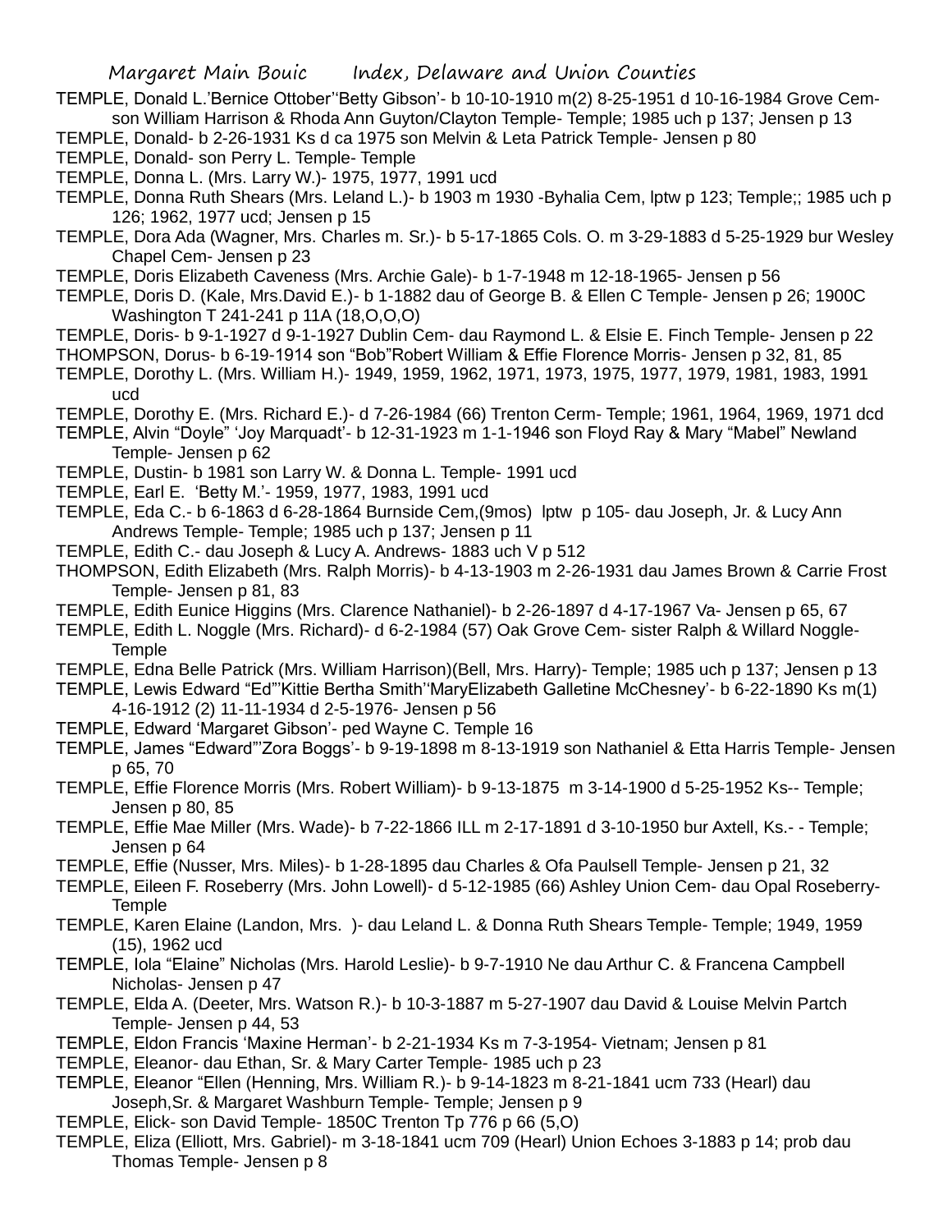TEMPLE, Donald L.'Bernice Ottober''Betty Gibson'- b 10-10-1910 m(2) 8-25-1951 d 10-16-1984 Grove Cem- son William Harrison & Rhoda Ann Guyton/Clayton Temple- Temple; 1985 uch p 137; Jensen p 13

TEMPLE, Donald- b 2-26-1931 Ks d ca 1975 son Melvin & Leta Patrick Temple- Jensen p 80

TEMPLE, Donald- son Perry L. Temple- Temple

TEMPLE, Donna L. (Mrs. Larry W.)- 1975, 1977, 1991 ucd

TEMPLE, Donna Ruth Shears (Mrs. Leland L.)- b 1903 m 1930 -Byhalia Cem, lptw p 123; Temple;; 1985 uch p 126; 1962, 1977 ucd; Jensen p 15

TEMPLE, Dora Ada (Wagner, Mrs. Charles m. Sr.)- b 5-17-1865 Cols. O. m 3-29-1883 d 5-25-1929 bur Wesley Chapel Cem- Jensen p 23

TEMPLE, Doris Elizabeth Caveness (Mrs. Archie Gale)- b 1-7-1948 m 12-18-1965- Jensen p 56

TEMPLE, Doris D. (Kale, Mrs.David E.)- b 1-1882 dau of George B. & Ellen C Temple- Jensen p 26; 1900C Washington T 241-241 p 11A (18,O,O,O)

TEMPLE, Doris- b 9-1-1927 d 9-1-1927 Dublin Cem- dau Raymond L. & Elsie E. Finch Temple- Jensen p 22

THOMPSON, Dorus- b 6-19-1914 son "Bob"Robert William & Effie Florence Morris- Jensen p 32, 81, 85

TEMPLE, Dorothy L. (Mrs. William H.)- 1949, 1959, 1962, 1971, 1973, 1975, 1977, 1979, 1981, 1983, 1991 ucd

TEMPLE, Dorothy E. (Mrs. Richard E.)- d 7-26-1984 (66) Trenton Cerm- Temple; 1961, 1964, 1969, 1971 dcd

TEMPLE, Alvin "Doyle" 'Joy Marquadt'- b 12-31-1923 m 1-1-1946 son Floyd Ray & Mary "Mabel" Newland Temple- Jensen p 62

TEMPLE, Dustin- b 1981 son Larry W. & Donna L. Temple- 1991 ucd

TEMPLE, Earl E. 'Betty M.'- 1959, 1977, 1983, 1991 ucd

TEMPLE, Eda C.- b 6-1863 d 6-28-1864 Burnside Cem,(9mos) lptw p 105- dau Joseph, Jr. & Lucy Ann Andrews Temple- Temple; 1985 uch p 137; Jensen p 11

TEMPLE, Edith C.- dau Joseph & Lucy A. Andrews- 1883 uch V p 512

THOMPSON, Edith Elizabeth (Mrs. Ralph Morris)- b 4-13-1903 m 2-26-1931 dau James Brown & Carrie Frost Temple- Jensen p 81, 83

TEMPLE, Edith Eunice Higgins (Mrs. Clarence Nathaniel)- b 2-26-1897 d 4-17-1967 Va- Jensen p 65, 67

TEMPLE, Edith L. Noggle (Mrs. Richard)- d 6-2-1984 (57) Oak Grove Cem- sister Ralph & Willard Noggle- Temple

TEMPLE, Edna Belle Patrick (Mrs. William Harrison)(Bell, Mrs. Harry)- Temple; 1985 uch p 137; Jensen p 13

TEMPLE, Lewis Edward "Ed"'Kittie Bertha Smith''MaryElizabeth Galletine McChesney'- b 6-22-1890 Ks m(1) 4-16-1912 (2) 11-11-1934 d 2-5-1976- Jensen p 56

TEMPLE, Edward 'Margaret Gibson'- ped Wayne C. Temple 16

TEMPLE, James "Edward"'Zora Boggs'- b 9-19-1898 m 8-13-1919 son Nathaniel & Etta Harris Temple- Jensen p 65, 70

TEMPLE, Effie Florence Morris (Mrs. Robert William)- b 9-13-1875 m 3-14-1900 d 5-25-1952 Ks-- Temple; Jensen p 80, 85

TEMPLE, Effie Mae Miller (Mrs. Wade)- b 7-22-1866 ILL m 2-17-1891 d 3-10-1950 bur Axtell, Ks.- - Temple; Jensen p 64

TEMPLE, Effie (Nusser, Mrs. Miles)- b 1-28-1895 dau Charles & Ofa Paulsell Temple- Jensen p 21, 32

TEMPLE, Eileen F. Roseberry (Mrs. John Lowell)- d 5-12-1985 (66) Ashley Union Cem- dau Opal Roseberry- Temple

TEMPLE, Karen Elaine (Landon, Mrs. )- dau Leland L. & Donna Ruth Shears Temple- Temple; 1949, 1959 (15), 1962 ucd

TEMPLE, Iola "Elaine" Nicholas (Mrs. Harold Leslie)- b 9-7-1910 Ne dau Arthur C. & Francena Campbell Nicholas- Jensen p 47

TEMPLE, Elda A. (Deeter, Mrs. Watson R.)- b 10-3-1887 m 5-27-1907 dau David & Louise Melvin Partch Temple- Jensen p 44, 53

TEMPLE, Eldon Francis 'Maxine Herman'- b 2-21-1934 Ks m 7-3-1954- Vietnam; Jensen p 81

TEMPLE, Eleanor- dau Ethan, Sr. & Mary Carter Temple- 1985 uch p 23

TEMPLE, Eleanor "Ellen (Henning, Mrs. William R.)- b 9-14-1823 m 8-21-1841 ucm 733 (Hearl) dau Joseph,Sr. & Margaret Washburn Temple- Temple; Jensen p 9

TEMPLE, Elick- son David Temple- 1850C Trenton Tp 776 p 66 (5,O)

TEMPLE, Eliza (Elliott, Mrs. Gabriel)- m 3-18-1841 ucm 709 (Hearl) Union Echoes 3-1883 p 14; prob dau Thomas Temple- Jensen p 8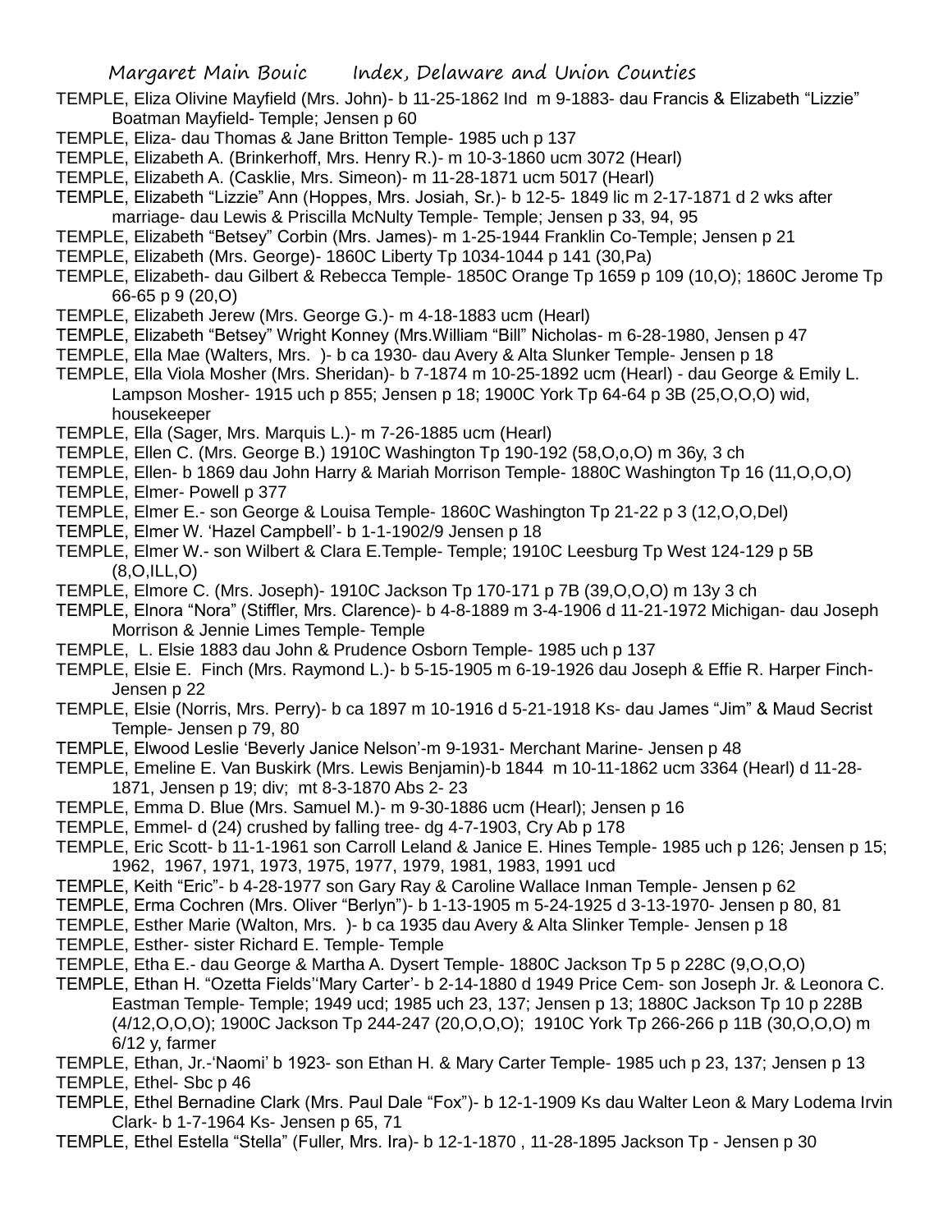TEMPLE, Eliza Olivine Mayfield (Mrs. John)- b 11-25-1862 Ind m 9-1883- dau Francis & Elizabeth "Lizzie" Boatman Mayfield- Temple; Jensen p 60

TEMPLE, Eliza- dau Thomas & Jane Britton Temple- 1985 uch p 137

TEMPLE, Elizabeth A. (Brinkerhoff, Mrs. Henry R.)- m 10-3-1860 ucm 3072 (Hearl)

TEMPLE, Elizabeth A. (Casklie, Mrs. Simeon)- m 11-28-1871 ucm 5017 (Hearl)

TEMPLE, Elizabeth "Lizzie" Ann (Hoppes, Mrs. Josiah, Sr.)- b 12-5- 1849 lic m 2-17-1871 d 2 wks after marriage- dau Lewis & Priscilla McNulty Temple- Temple; Jensen p 33, 94, 95

TEMPLE, Elizabeth "Betsey" Corbin (Mrs. James)- m 1-25-1944 Franklin Co-Temple; Jensen p 21

TEMPLE, Elizabeth (Mrs. George)- 1860C Liberty Tp 1034-1044 p 141 (30,Pa)

TEMPLE, Elizabeth- dau Gilbert & Rebecca Temple- 1850C Orange Tp 1659 p 109 (10,O); 1860C Jerome Tp 66-65 p 9 (20,O)

TEMPLE, Elizabeth Jerew (Mrs. George G.)- m 4-18-1883 ucm (Hearl)

TEMPLE, Elizabeth "Betsey" Wright Konney (Mrs.William "Bill" Nicholas- m 6-28-1980, Jensen p 47

TEMPLE, Ella Mae (Walters, Mrs. )- b ca 1930- dau Avery & Alta Slunker Temple- Jensen p 18

TEMPLE, Ella Viola Mosher (Mrs. Sheridan)- b 7-1874 m 10-25-1892 ucm (Hearl) - dau George & Emily L. Lampson Mosher- 1915 uch p 855; Jensen p 18; 1900C York Tp 64-64 p 3B (25,O,O,O) wid, housekeeper

TEMPLE, Ella (Sager, Mrs. Marquis L.)- m 7-26-1885 ucm (Hearl)

TEMPLE, Ellen C. (Mrs. George B.) 1910C Washington Tp 190-192 (58,O,o,O) m 36y, 3 ch

TEMPLE, Ellen- b 1869 dau John Harry & Mariah Morrison Temple- 1880C Washington Tp 16 (11,O,O,O)

TEMPLE, Elmer- Powell p 377

TEMPLE, Elmer E.- son George & Louisa Temple- 1860C Washington Tp 21-22 p 3 (12,O,O,Del)

TEMPLE, Elmer W. 'Hazel Campbell'- b 1-1-1902/9 Jensen p 18

TEMPLE, Elmer W.- son Wilbert & Clara E.Temple- Temple; 1910C Leesburg Tp West 124-129 p 5B (8,O,ILL,O)

TEMPLE, Elmore C. (Mrs. Joseph)- 1910C Jackson Tp 170-171 p 7B (39,O,O,O) m 13y 3 ch

TEMPLE, Elnora "Nora" (Stiffler, Mrs. Clarence)- b 4-8-1889 m 3-4-1906 d 11-21-1972 Michigan- dau Joseph Morrison & Jennie Limes Temple- Temple

TEMPLE, L. Elsie 1883 dau John & Prudence Osborn Temple- 1985 uch p 137

TEMPLE, Elsie E. Finch (Mrs. Raymond L.)- b 5-15-1905 m 6-19-1926 dau Joseph & Effie R. Harper Finch- Jensen p 22

TEMPLE, Elsie (Norris, Mrs. Perry)- b ca 1897 m 10-1916 d 5-21-1918 Ks- dau James "Jim" & Maud Secrist Temple- Jensen p 79, 80

TEMPLE, Elwood Leslie 'Beverly Janice Nelson'-m 9-1931- Merchant Marine- Jensen p 48

TEMPLE, Emeline E. Van Buskirk (Mrs. Lewis Benjamin)-b 1844 m 10-11-1862 ucm 3364 (Hearl) d 11-28-1871, Jensen p 19; div; mt 8-3-1870 Abs 2- 23

TEMPLE, Emma D. Blue (Mrs. Samuel M.)- m 9-30-1886 ucm (Hearl); Jensen p 16

TEMPLE, Emmel- d (24) crushed by falling tree- dg 4-7-1903, Cry Ab p 178

TEMPLE, Eric Scott- b 11-1-1961 son Carroll Leland & Janice E. Hines Temple- 1985 uch p 126; Jensen p 15; 1962, 1967, 1971, 1973, 1975, 1977, 1979, 1981, 1983, 1991 ucd

TEMPLE, Keith "Eric"- b 4-28-1977 son Gary Ray & Caroline Wallace Inman Temple- Jensen p 62

TEMPLE, Erma Cochren (Mrs. Oliver "Berlyn")- b 1-13-1905 m 5-24-1925 d 3-13-1970- Jensen p 80, 81

TEMPLE, Esther Marie (Walton, Mrs. )- b ca 1935 dau Avery & Alta Slinker Temple- Jensen p 18

TEMPLE, Esther- sister Richard E. Temple- Temple

TEMPLE, Etha E.- dau George & Martha A. Dysert Temple- 1880C Jackson Tp 5 p 228C (9,O,O,O)

TEMPLE, Ethan H. "Ozetta Fields''Mary Carter'- b 2-14-1880 d 1949 Price Cem- son Joseph Jr. & Leonora C. Eastman Temple- Temple; 1949 ucd; 1985 uch 23, 137; Jensen p 13; 1880C Jackson Tp 10 p 228B (4/12,O,O,O); 1900C Jackson Tp 244-247 (20,O,O,O); 1910C York Tp 266-266 p 11B (30,O,O,O) m 6/12 y, farmer

TEMPLE, Ethan, Jr.-'Naomi' b 1923- son Ethan H. & Mary Carter Temple- 1985 uch p 23, 137; Jensen p 13

TEMPLE, Ethel- Sbc p 46

TEMPLE, Ethel Bernadine Clark (Mrs. Paul Dale "Fox")- b 12-1-1909 Ks dau Walter Leon & Mary Lodema Irvin Clark- b 1-7-1964 Ks- Jensen p 65, 71

TEMPLE, Ethel Estella "Stella" (Fuller, Mrs. Ira)- b 12-1-1870 , 11-28-1895 Jackson Tp - Jensen p 30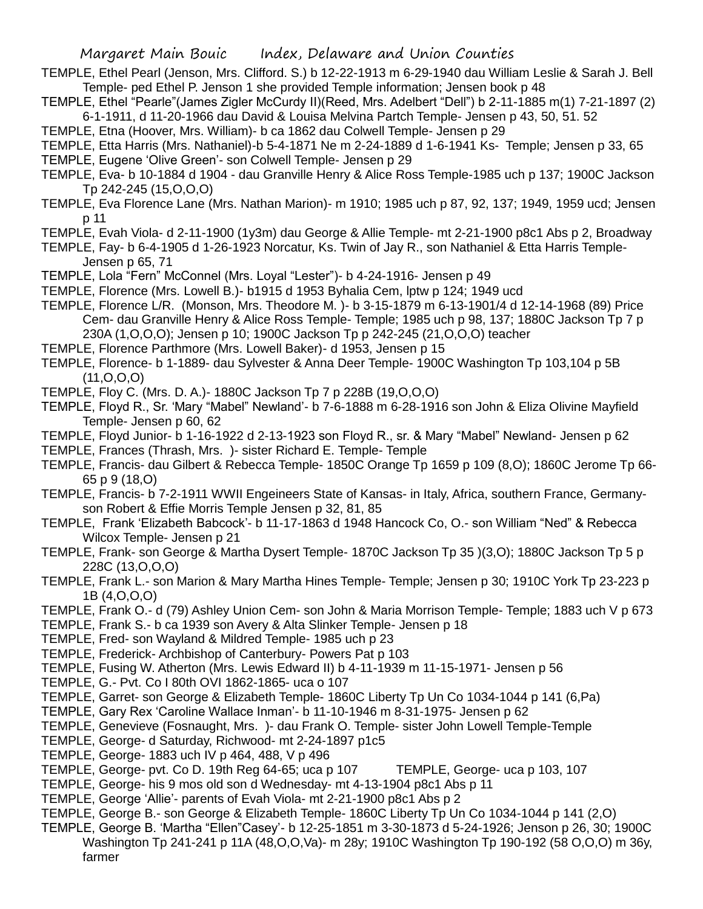TEMPLE, Ethel Pearl (Jenson, Mrs. Clifford. S.) b 12-22-1913 m 6-29-1940 dau William Leslie & Sarah J. Bell Temple- ped Ethel P. Jenson 1 she provided Temple information; Jensen book p 48

TEMPLE, Ethel "Pearle"(James Zigler McCurdy II)(Reed, Mrs. Adelbert "Dell") b 2-11-1885 m(1) 7-21-1897 (2) 6-1-1911, d 11-20-1966 dau David & Louisa Melvina Partch Temple- Jensen p 43, 50, 51. 52

TEMPLE, Etna (Hoover, Mrs. William)- b ca 1862 dau Colwell Temple- Jensen p 29

TEMPLE, Etta Harris (Mrs. Nathaniel)-b 5-4-1871 Ne m 2-24-1889 d 1-6-1941 Ks- Temple; Jensen p 33, 65

TEMPLE, Eugene 'Olive Green'- son Colwell Temple- Jensen p 29

TEMPLE, Eva- b 10-1884 d 1904 - dau Granville Henry & Alice Ross Temple-1985 uch p 137; 1900C Jackson Tp 242-245 (15,O,O,O)

TEMPLE, Eva Florence Lane (Mrs. Nathan Marion)- m 1910; 1985 uch p 87, 92, 137; 1949, 1959 ucd; Jensen p 11

TEMPLE, Evah Viola- d 2-11-1900 (1y3m) dau George & Allie Temple- mt 2-21-1900 p8c1 Abs p 2, Broadway

TEMPLE, Fay- b 6-4-1905 d 1-26-1923 Norcatur, Ks. Twin of Jay R., son Nathaniel & Etta Harris Temple- Jensen p 65, 71

TEMPLE, Lola "Fern" McConnel (Mrs. Loyal "Lester")- b 4-24-1916- Jensen p 49

TEMPLE, Florence (Mrs. Lowell B.)- b1915 d 1953 Byhalia Cem, lptw p 124; 1949 ucd

TEMPLE, Florence L/R. (Monson, Mrs. Theodore M. )- b 3-15-1879 m 6-13-1901/4 d 12-14-1968 (89) Price Cem- dau Granville Henry & Alice Ross Temple- Temple; 1985 uch p 98, 137; 1880C Jackson Tp 7 p 230A (1,O,O,O); Jensen p 10; 1900C Jackson Tp p 242-245 (21,O,O,O) teacher

TEMPLE, Florence Parthmore (Mrs. Lowell Baker)- d 1953, Jensen p 15

TEMPLE, Florence- b 1-1889- dau Sylvester & Anna Deer Temple- 1900C Washington Tp 103,104 p 5B (11,O,O,O)

TEMPLE, Floy C. (Mrs. D. A.)- 1880C Jackson Tp 7 p 228B (19,O,O,O)

TEMPLE, Floyd R., Sr. 'Mary "Mabel" Newland'- b 7-6-1888 m 6-28-1916 son John & Eliza Olivine Mayfield Temple- Jensen p 60, 62

TEMPLE, Floyd Junior- b 1-16-1922 d 2-13-1923 son Floyd R., sr. & Mary "Mabel" Newland- Jensen p 62

TEMPLE, Frances (Thrash, Mrs. )- sister Richard E. Temple- Temple

TEMPLE, Francis- dau Gilbert & Rebecca Temple- 1850C Orange Tp 1659 p 109 (8,O); 1860C Jerome Tp 66-65 p 9 (18,O)

TEMPLE, Francis- b 7-2-1911 WWII Engeineers State of Kansas- in Italy, Africa, southern France, Germany- son Robert & Effie Morris Temple Jensen p 32, 81, 85

TEMPLE, Frank 'Elizabeth Babcock'- b 11-17-1863 d 1948 Hancock Co, O.- son William "Ned" & Rebecca Wilcox Temple- Jensen p 21

TEMPLE, Frank- son George & Martha Dysert Temple- 1870C Jackson Tp 35 )(3,O); 1880C Jackson Tp 5 p 228C (13,O,O,O)

TEMPLE, Frank L.- son Marion & Mary Martha Hines Temple- Temple; Jensen p 30; 1910C York Tp 23-223 p 1B (4,O,O,O)

TEMPLE, Frank O.- d (79) Ashley Union Cem- son John & Maria Morrison Temple- Temple; 1883 uch V p 673

TEMPLE, Frank S.- b ca 1939 son Avery & Alta Slinker Temple- Jensen p 18

TEMPLE, Fred- son Wayland & Mildred Temple- 1985 uch p 23

TEMPLE, Frederick- Archbishop of Canterbury- Powers Pat p 103

TEMPLE, Fusing W. Atherton (Mrs. Lewis Edward II) b 4-11-1939 m 11-15-1971- Jensen p 56

TEMPLE, G.- Pvt. Co I 80th OVI 1862-1865- uca o 107

TEMPLE, Garret- son George & Elizabeth Temple- 1860C Liberty Tp Un Co 1034-1044 p 141 (6,Pa)

TEMPLE, Gary Rex 'Caroline Wallace Inman'- b 11-10-1946 m 8-31-1975- Jensen p 62

TEMPLE, Genevieve (Fosnaught, Mrs. )- dau Frank O. Temple- sister John Lowell Temple-Temple

TEMPLE, George- d Saturday, Richwood- mt 2-24-1897 p1c5

TEMPLE, George- 1883 uch IV p 464, 488, V p 496

TEMPLE, George- pvt. Co D. 19th Reg 64-65; uca p 107

TEMPLE, George- uca p 103, 107

TEMPLE, George- his 9 mos old son d Wednesday- mt 4-13-1904 p8c1 Abs p 11

TEMPLE, George 'Allie'- parents of Evah Viola- mt 2-21-1900 p8c1 Abs p 2

TEMPLE, George B.- son George & Elizabeth Temple- 1860C Liberty Tp Un Co 1034-1044 p 141 (2,O)

TEMPLE, George B. 'Martha "Ellen"Casey'- b 12-25-1851 m 3-30-1873 d 5-24-1926; Jenson p 26, 30; 1900C Washington Tp 241-241 p 11A (48,O,O,Va)- m 28y; 1910C Washington Tp 190-192 (58 O,O,O) m 36y, farmer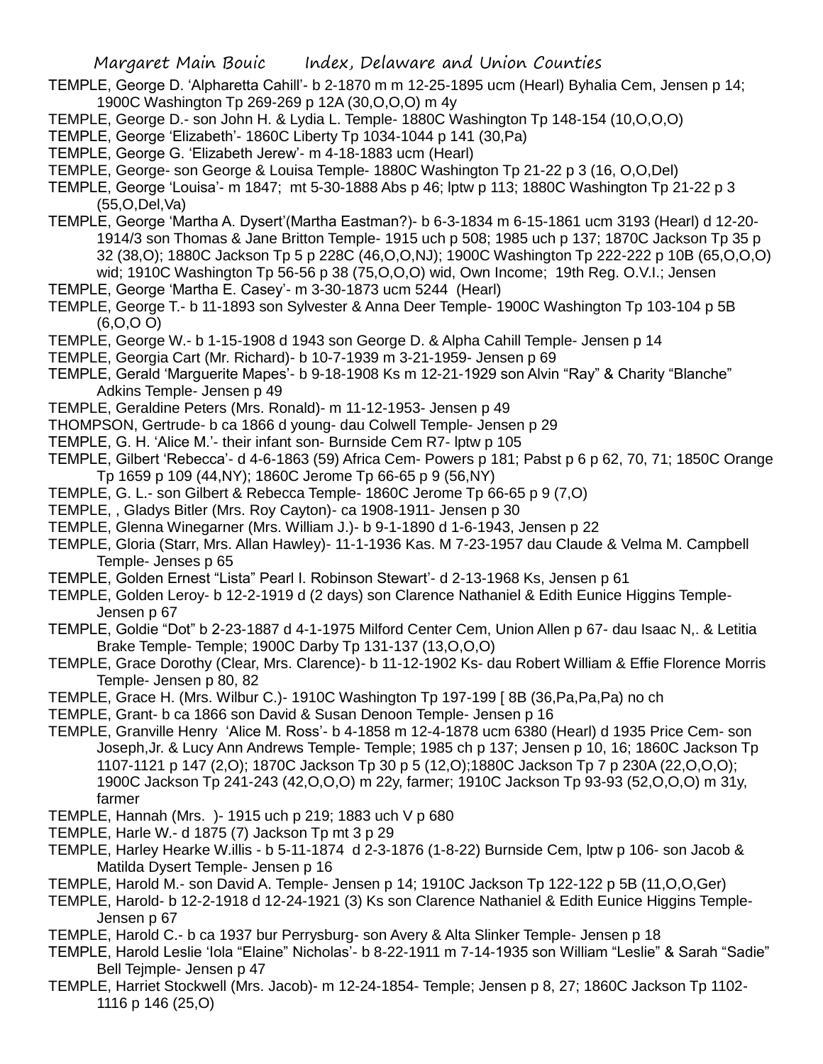TEMPLE, George D. 'Alpharetta Cahill'- b 2-1870 m m 12-25-1895 ucm (Hearl) Byhalia Cem, Jensen p 14; 1900C Washington Tp 269-269 p 12A (30,O,O,O) m 4y

TEMPLE, George D.- son John H. & Lydia L. Temple- 1880C Washington Tp 148-154 (10,O,O,O)

TEMPLE, George 'Elizabeth'- 1860C Liberty Tp 1034-1044 p 141 (30,Pa)

TEMPLE, George G. 'Elizabeth Jerew'- m 4-18-1883 ucm (Hearl)

TEMPLE, George- son George & Louisa Temple- 1880C Washington Tp 21-22 p 3 (16, O,O,Del)

TEMPLE, George 'Louisa'- m 1847; mt 5-30-1888 Abs p 46; lptw p 113; 1880C Washington Tp 21-22 p 3 (55,O,Del,Va)

TEMPLE, George 'Martha A. Dysert'(Martha Eastman?)- b 6-3-1834 m 6-15-1861 ucm 3193 (Hearl) d 12-20-1914/3 son Thomas & Jane Britton Temple- 1915 uch p 508; 1985 uch p 137; 1870C Jackson Tp 35 p 32 (38,O); 1880C Jackson Tp 5 p 228C (46,O,O,NJ); 1900C Washington Tp 222-222 p 10B (65,O,O,O) wid; 1910C Washington Tp 56-56 p 38 (75,O,O,O) wid, Own Income; 19th Reg. O.V.I.; Jensen

TEMPLE, George 'Martha E. Casey'- m 3-30-1873 ucm 5244 (Hearl)

TEMPLE, George T.- b 11-1893 son Sylvester & Anna Deer Temple- 1900C Washington Tp 103-104 p 5B (6,O,O O)

TEMPLE, George W.- b 1-15-1908 d 1943 son George D. & Alpha Cahill Temple- Jensen p 14

TEMPLE, Georgia Cart (Mr. Richard)- b 10-7-1939 m 3-21-1959- Jensen p 69

TEMPLE, Gerald 'Marguerite Mapes'- b 9-18-1908 Ks m 12-21-1929 son Alvin "Ray" & Charity "Blanche" Adkins Temple- Jensen p 49

TEMPLE, Geraldine Peters (Mrs. Ronald)- m 11-12-1953- Jensen p 49

THOMPSON, Gertrude- b ca 1866 d young- dau Colwell Temple- Jensen p 29

TEMPLE, G. H. 'Alice M.'- their infant son- Burnside Cem R7- lptw p 105

TEMPLE, Gilbert 'Rebecca'- d 4-6-1863 (59) Africa Cem- Powers p 181; Pabst p 6 p 62, 70, 71; 1850C Orange Tp 1659 p 109 (44,NY); 1860C Jerome Tp 66-65 p 9 (56,NY)

TEMPLE, G. L.- son Gilbert & Rebecca Temple- 1860C Jerome Tp 66-65 p 9 (7,O)

TEMPLE, , Gladys Bitler (Mrs. Roy Cayton)- ca 1908-1911- Jensen p 30

TEMPLE, Glenna Winegarner (Mrs. William J.)- b 9-1-1890 d 1-6-1943, Jensen p 22

TEMPLE, Gloria (Starr, Mrs. Allan Hawley)- 11-1-1936 Kas. M 7-23-1957 dau Claude & Velma M. Campbell Temple- Jenses p 65

TEMPLE, Golden Ernest "Lista" Pearl I. Robinson Stewart'- d 2-13-1968 Ks, Jensen p 61

TEMPLE, Golden Leroy- b 12-2-1919 d (2 days) son Clarence Nathaniel & Edith Eunice Higgins Temple- Jensen p 67

TEMPLE, Goldie "Dot" b 2-23-1887 d 4-1-1975 Milford Center Cem, Union Allen p 67- dau Isaac N,. & Letitia Brake Temple- Temple; 1900C Darby Tp 131-137 (13,O,O,O)

TEMPLE, Grace Dorothy (Clear, Mrs. Clarence)- b 11-12-1902 Ks- dau Robert William & Effie Florence Morris Temple- Jensen p 80, 82

TEMPLE, Grace H. (Mrs. Wilbur C.)- 1910C Washington Tp 197-199 [ 8B (36,Pa,Pa,Pa) no ch

TEMPLE, Grant- b ca 1866 son David & Susan Denoon Temple- Jensen p 16

TEMPLE, Granville Henry 'Alice M. Ross'- b 4-1858 m 12-4-1878 ucm 6380 (Hearl) d 1935 Price Cem- son Joseph,Jr. & Lucy Ann Andrews Temple- Temple; 1985 ch p 137; Jensen p 10, 16; 1860C Jackson Tp 1107-1121 p 147 (2,O); 1870C Jackson Tp 30 p 5 (12,O);1880C Jackson Tp 7 p 230A (22,O,O,O); 1900C Jackson Tp 241-243 (42,O,O,O) m 22y, farmer; 1910C Jackson Tp 93-93 (52,O,O,O) m 31y, farmer

TEMPLE, Hannah (Mrs. )- 1915 uch p 219; 1883 uch V p 680

TEMPLE, Harle W.- d 1875 (7) Jackson Tp mt 3 p 29

TEMPLE, Harley Hearke W.illis - b 5-11-1874 d 2-3-1876 (1-8-22) Burnside Cem, lptw p 106- son Jacob & Matilda Dysert Temple- Jensen p 16

TEMPLE, Harold M.- son David A. Temple- Jensen p 14; 1910C Jackson Tp 122-122 p 5B (11,O,O,Ger)

TEMPLE, Harold- b 12-2-1918 d 12-24-1921 (3) Ks son Clarence Nathaniel & Edith Eunice Higgins Temple- Jensen p 67

TEMPLE, Harold C.- b ca 1937 bur Perrysburg- son Avery & Alta Slinker Temple- Jensen p 18

TEMPLE, Harold Leslie 'Iola "Elaine" Nicholas'- b 8-22-1911 m 7-14-1935 son William "Leslie" & Sarah "Sadie" Bell Tejmple- Jensen p 47

TEMPLE, Harriet Stockwell (Mrs. Jacob)- m 12-24-1854- Temple; Jensen p 8, 27; 1860C Jackson Tp 1102-1116 p 146 (25,O)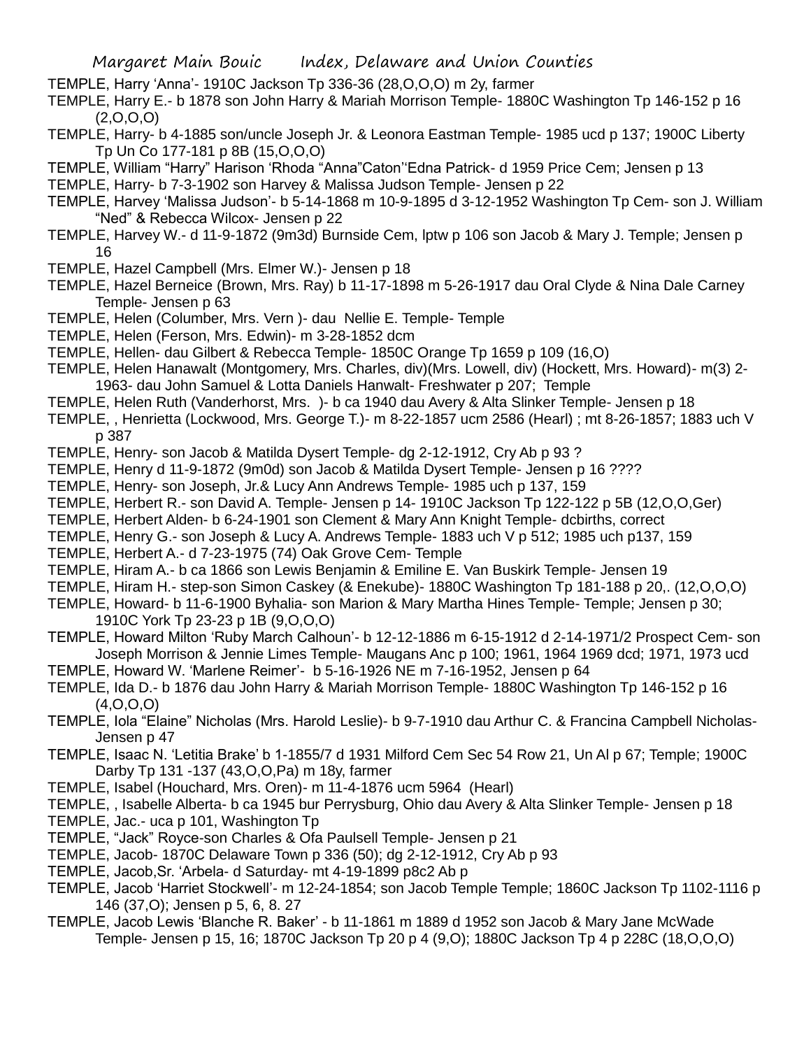TEMPLE, Harry 'Anna'- 1910C Jackson Tp 336-36 (28,O,O,O) m 2y, farmer

TEMPLE, Harry E.- b 1878 son John Harry & Mariah Morrison Temple- 1880C Washington Tp 146-152 p 16 (2,O,O,O)

TEMPLE, Harry- b 4-1885 son/uncle Joseph Jr. & Leonora Eastman Temple- 1985 ucd p 137; 1900C Liberty Tp Un Co 177-181 p 8B (15,O,O,O)

TEMPLE, William "Harry" Harison 'Rhoda "Anna"Caton''Edna Patrick- d 1959 Price Cem; Jensen p 13

TEMPLE, Harry- b 7-3-1902 son Harvey & Malissa Judson Temple- Jensen p 22

TEMPLE, Harvey 'Malissa Judson'- b 5-14-1868 m 10-9-1895 d 3-12-1952 Washington Tp Cem- son J. William "Ned" & Rebecca Wilcox- Jensen p 22

TEMPLE, Harvey W.- d 11-9-1872 (9m3d) Burnside Cem, lptw p 106 son Jacob & Mary J. Temple; Jensen p 16

TEMPLE, Hazel Campbell (Mrs. Elmer W.)- Jensen p 18

TEMPLE, Hazel Berneice (Brown, Mrs. Ray) b 11-17-1898 m 5-26-1917 dau Oral Clyde & Nina Dale Carney Temple- Jensen p 63

TEMPLE, Helen (Columber, Mrs. Vern )- dau Nellie E. Temple- Temple

TEMPLE, Helen (Ferson, Mrs. Edwin)- m 3-28-1852 dcm

TEMPLE, Hellen- dau Gilbert & Rebecca Temple- 1850C Orange Tp 1659 p 109 (16,O)

TEMPLE, Helen Hanawalt (Montgomery, Mrs. Charles, div)(Mrs. Lowell, div) (Hockett, Mrs. Howard)- m(3) 2-1963- dau John Samuel & Lotta Daniels Hanwalt- Freshwater p 207; Temple

TEMPLE, Helen Ruth (Vanderhorst, Mrs. )- b ca 1940 dau Avery & Alta Slinker Temple- Jensen p 18

TEMPLE, , Henrietta (Lockwood, Mrs. George T.)- m 8-22-1857 ucm 2586 (Hearl) ; mt 8-26-1857; 1883 uch V p 387

TEMPLE, Henry- son Jacob & Matilda Dysert Temple- dg 2-12-1912, Cry Ab p 93 ?

TEMPLE, Henry d 11-9-1872 (9m0d) son Jacob & Matilda Dysert Temple- Jensen p 16 ????

TEMPLE, Henry- son Joseph, Jr.& Lucy Ann Andrews Temple- 1985 uch p 137, 159

TEMPLE, Herbert R.- son David A. Temple- Jensen p 14- 1910C Jackson Tp 122-122 p 5B (12,O,O,Ger)

TEMPLE, Herbert Alden- b 6-24-1901 son Clement & Mary Ann Knight Temple- dcbirths, correct

TEMPLE, Henry G.- son Joseph & Lucy A. Andrews Temple- 1883 uch V p 512; 1985 uch p137, 159

TEMPLE, Herbert A.- d 7-23-1975 (74) Oak Grove Cem- Temple

TEMPLE, Hiram A.- b ca 1866 son Lewis Benjamin & Emiline E. Van Buskirk Temple- Jensen 19

TEMPLE, Hiram H.- step-son Simon Caskey (& Enekube)- 1880C Washington Tp 181-188 p 20,. (12,O,O,O)

TEMPLE, Howard- b 11-6-1900 Byhalia- son Marion & Mary Martha Hines Temple- Temple; Jensen p 30; 1910C York Tp 23-23 p 1B (9,O,O,O)

TEMPLE, Howard Milton 'Ruby March Calhoun'- b 12-12-1886 m 6-15-1912 d 2-14-1971/2 Prospect Cem- son Joseph Morrison & Jennie Limes Temple- Maugans Anc p 100; 1961, 1964 1969 dcd; 1971, 1973 ucd

TEMPLE, Howard W. 'Marlene Reimer'- b 5-16-1926 NE m 7-16-1952, Jensen p 64

TEMPLE, Ida D.- b 1876 dau John Harry & Mariah Morrison Temple- 1880C Washington Tp 146-152 p 16 (4,O,O,O)

TEMPLE, Iola "Elaine" Nicholas (Mrs. Harold Leslie)- b 9-7-1910 dau Arthur C. & Francina Campbell Nicholas- Jensen p 47

TEMPLE, Isaac N. 'Letitia Brake' b 1-1855/7 d 1931 Milford Cem Sec 54 Row 21, Un Al p 67; Temple; 1900C Darby Tp 131 -137 (43,O,O,Pa) m 18y, farmer

TEMPLE, Isabel (Houchard, Mrs. Oren)- m 11-4-1876 ucm 5964 (Hearl)

TEMPLE, , Isabelle Alberta- b ca 1945 bur Perrysburg, Ohio dau Avery & Alta Slinker Temple- Jensen p 18

TEMPLE, Jac.- uca p 101, Washington Tp

TEMPLE, "Jack" Royce-son Charles & Ofa Paulsell Temple- Jensen p 21

TEMPLE, Jacob- 1870C Delaware Town p 336 (50); dg 2-12-1912, Cry Ab p 93

TEMPLE, Jacob,Sr. 'Arbela- d Saturday- mt 4-19-1899 p8c2 Ab p

TEMPLE, Jacob 'Harriet Stockwell'- m 12-24-1854; son Jacob Temple Temple; 1860C Jackson Tp 1102-1116 p 146 (37,O); Jensen p 5, 6, 8. 27

TEMPLE, Jacob Lewis 'Blanche R. Baker' - b 11-1861 m 1889 d 1952 son Jacob & Mary Jane McWade Temple- Jensen p 15, 16; 1870C Jackson Tp 20 p 4 (9,O); 1880C Jackson Tp 4 p 228C (18,O,O,O)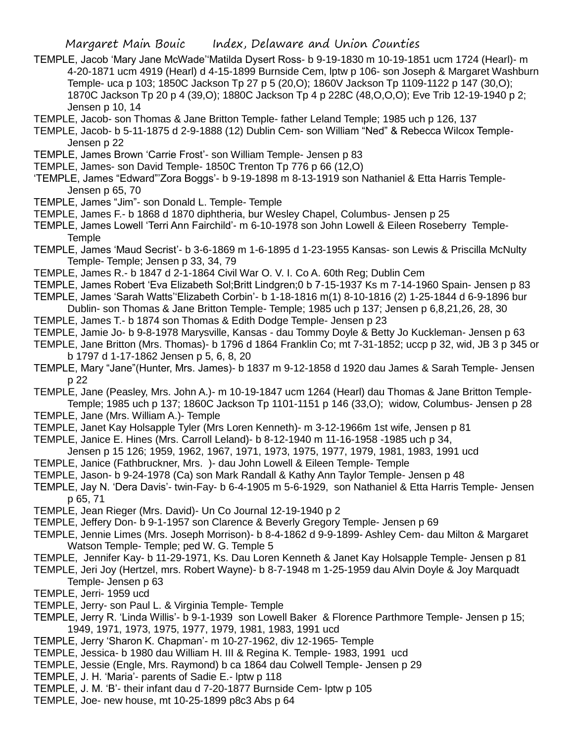TEMPLE, Jacob 'Mary Jane McWade''Matilda Dysert Ross- b 9-19-1830 m 10-19-1851 ucm 1724 (Hearl)- m 4-20-1871 ucm 4919 (Hearl) d 4-15-1899 Burnside Cem, lptw p 106- son Joseph & Margaret Washburn Temple- uca p 103; 1850C Jackson Tp 27 p 5 (20,O); 1860V Jackson Tp 1109-1122 p 147 (30,O); 1870C Jackson Tp 20 p 4 (39,O); 1880C Jackson Tp 4 p 228C (48,O,O,O); Eve Trib 12-19-1940 p 2; Jensen p 10, 14

TEMPLE, Jacob- son Thomas & Jane Britton Temple- father Leland Temple; 1985 uch p 126, 137

TEMPLE, Jacob- b 5-11-1875 d 2-9-1888 (12) Dublin Cem- son William "Ned" & Rebecca Wilcox Temple- Jensen p 22

TEMPLE, James Brown 'Carrie Frost'- son William Temple- Jensen p 83

TEMPLE, James- son David Temple- 1850C Trenton Tp 776 p 66 (12,O)

'TEMPLE, James "Edward"'Zora Boggs'- b 9-19-1898 m 8-13-1919 son Nathaniel & Etta Harris Temple- Jensen p 65, 70

TEMPLE, James "Jim"- son Donald L. Temple- Temple

TEMPLE, James F.- b 1868 d 1870 diphtheria, bur Wesley Chapel, Columbus- Jensen p 25

TEMPLE, James Lowell 'Terri Ann Fairchild'- m 6-10-1978 son John Lowell & Eileen Roseberry Temple- Temple

TEMPLE, James 'Maud Secrist'- b 3-6-1869 m 1-6-1895 d 1-23-1955 Kansas- son Lewis & Priscilla McNulty Temple- Temple; Jensen p 33, 34, 79

TEMPLE, James R.- b 1847 d 2-1-1864 Civil War O. V. I. Co A. 60th Reg; Dublin Cem

TEMPLE, James Robert 'Eva Elizabeth Sol;Britt Lindgren;0 b 7-15-1937 Ks m 7-14-1960 Spain- Jensen p 83

TEMPLE, James 'Sarah Watts''Elizabeth Corbin'- b 1-18-1816 m(1) 8-10-1816 (2) 1-25-1844 d 6-9-1896 bur Dublin- son Thomas & Jane Britton Temple- Temple; 1985 uch p 137; Jensen p 6,8,21,26, 28, 30

TEMPLE, James T.- b 1874 son Thomas & Edith Dodge Temple- Jensen p 23

TEMPLE, Jamie Jo- b 9-8-1978 Marysville, Kansas - dau Tommy Doyle & Betty Jo Kuckleman- Jensen p 63

TEMPLE, Jane Britton (Mrs. Thomas)- b 1796 d 1864 Franklin Co; mt 7-31-1852; uccp p 32, wid, JB 3 p 345 or b 1797 d 1-17-1862 Jensen p 5, 6, 8, 20

TEMPLE, Mary "Jane"(Hunter, Mrs. James)- b 1837 m 9-12-1858 d 1920 dau James & Sarah Temple- Jensen p 22

TEMPLE, Jane (Peasley, Mrs. John A.)- m 10-19-1847 ucm 1264 (Hearl) dau Thomas & Jane Britton Temple- Temple; 1985 uch p 137; 1860C Jackson Tp 1101-1151 p 146 (33,O); widow, Columbus- Jensen p 28

TEMPLE, Jane (Mrs. William A.)- Temple

TEMPLE, Janet Kay Holsapple Tyler (Mrs Loren Kenneth)- m 3-12-1966m 1st wife, Jensen p 81

TEMPLE, Janice E. Hines (Mrs. Carroll Leland)- b 8-12-1940 m 11-16-1958 -1985 uch p 34, Jensen p 15 126; 1959, 1962, 1967, 1971, 1973, 1975, 1977, 1979, 1981, 1983, 1991 ucd

TEMPLE, Janice (Fathbruckner, Mrs. )- dau John Lowell & Eileen Temple- Temple

TEMPLE, Jason- b 9-24-1978 (Ca) son Mark Randall & Kathy Ann Taylor Temple- Jensen p 48

TEMPLE, Jay N. 'Dera Davis'- twin-Fay- b 6-4-1905 m 5-6-1929, son Nathaniel & Etta Harris Temple- Jensen p 65, 71

TEMPLE, Jean Rieger (Mrs. David)- Un Co Journal 12-19-1940 p 2

TEMPLE, Jeffery Don- b 9-1-1957 son Clarence & Beverly Gregory Temple- Jensen p 69

TEMPLE, Jennie Limes (Mrs. Joseph Morrison)- b 8-4-1862 d 9-9-1899- Ashley Cem- dau Milton & Margaret Watson Temple- Temple; ped W. G. Temple 5

TEMPLE, Jennifer Kay- b 11-29-1971, Ks. Dau Loren Kenneth & Janet Kay Holsapple Temple- Jensen p 81

TEMPLE, Jeri Joy (Hertzel, mrs. Robert Wayne)- b 8-7-1948 m 1-25-1959 dau Alvin Doyle & Joy Marquadt Temple- Jensen p 63

TEMPLE, Jerri- 1959 ucd

TEMPLE, Jerry- son Paul L. & Virginia Temple- Temple

TEMPLE, Jerry R. 'Linda Willis'- b 9-1-1939 son Lowell Baker & Florence Parthmore Temple- Jensen p 15; 1949, 1971, 1973, 1975, 1977, 1979, 1981, 1983, 1991 ucd

TEMPLE, Jerry 'Sharon K. Chapman'- m 10-27-1962, div 12-1965- Temple

TEMPLE, Jessica- b 1980 dau William H. III & Regina K. Temple- 1983, 1991 ucd

TEMPLE, Jessie (Engle, Mrs. Raymond) b ca 1864 dau Colwell Temple- Jensen p 29

TEMPLE, J. H. 'Maria'- parents of Sadie E.- lptw p 118

TEMPLE, J. M. 'B'- their infant dau d 7-20-1877 Burnside Cem- lptw p 105

TEMPLE, Joe- new house, mt 10-25-1899 p8c3 Abs p 64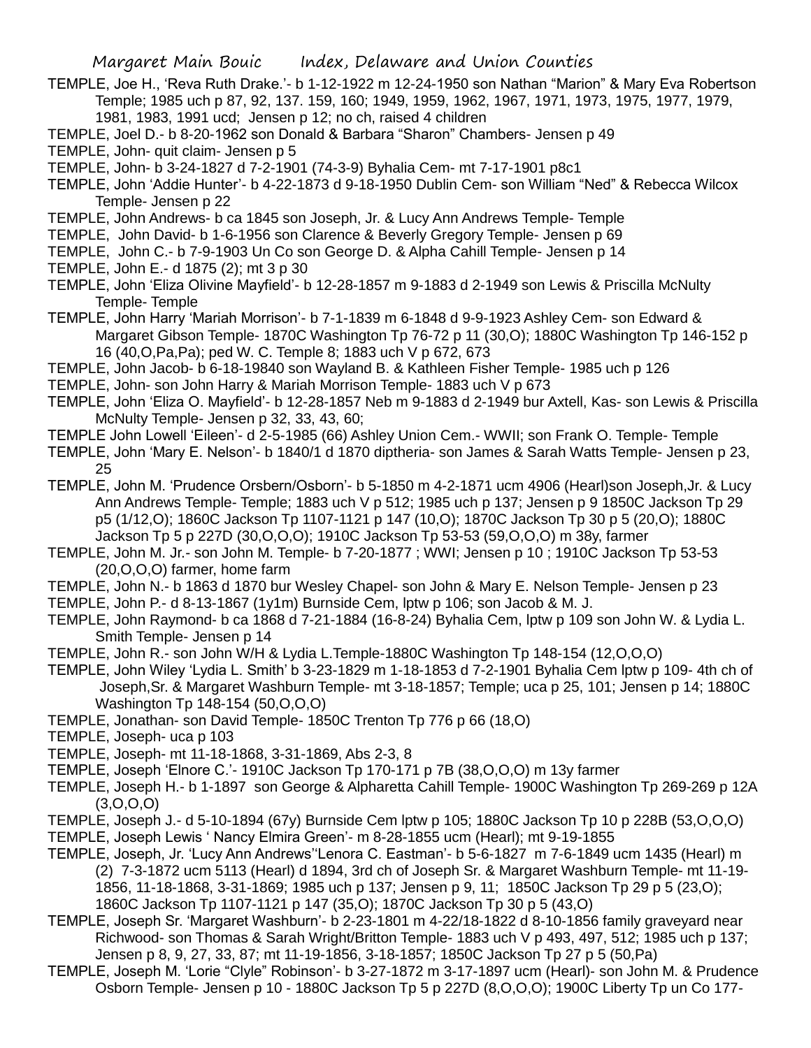TEMPLE, Joe H., 'Reva Ruth Drake.'- b 1-12-1922 m 12-24-1950 son Nathan "Marion" & Mary Eva Robertson Temple; 1985 uch p 87, 92, 137. 159, 160; 1949, 1959, 1962, 1967, 1971, 1973, 1975, 1977, 1979, 1981, 1983, 1991 ucd; Jensen p 12; no ch, raised 4 children

TEMPLE, Joel D.- b 8-20-1962 son Donald & Barbara "Sharon" Chambers- Jensen p 49

TEMPLE, John- quit claim- Jensen p 5

TEMPLE, John- b 3-24-1827 d 7-2-1901 (74-3-9) Byhalia Cem- mt 7-17-1901 p8c1

TEMPLE, John 'Addie Hunter'- b 4-22-1873 d 9-18-1950 Dublin Cem- son William "Ned" & Rebecca Wilcox Temple- Jensen p 22

TEMPLE, John Andrews- b ca 1845 son Joseph, Jr. & Lucy Ann Andrews Temple- Temple

TEMPLE, John David- b 1-6-1956 son Clarence & Beverly Gregory Temple- Jensen p 69

TEMPLE, John C.- b 7-9-1903 Un Co son George D. & Alpha Cahill Temple- Jensen p 14

TEMPLE, John E.- d 1875 (2); mt 3 p 30

TEMPLE, John 'Eliza Olivine Mayfield'- b 12-28-1857 m 9-1883 d 2-1949 son Lewis & Priscilla McNulty Temple- Temple

TEMPLE, John Harry 'Mariah Morrison'- b 7-1-1839 m 6-1848 d 9-9-1923 Ashley Cem- son Edward & Margaret Gibson Temple- 1870C Washington Tp 76-72 p 11 (30,O); 1880C Washington Tp 146-152 p 16 (40,O,Pa,Pa); ped W. C. Temple 8; 1883 uch V p 672, 673

TEMPLE, John Jacob- b 6-18-19840 son Wayland B. & Kathleen Fisher Temple- 1985 uch p 126

TEMPLE, John- son John Harry & Mariah Morrison Temple- 1883 uch V p 673

TEMPLE, John 'Eliza O. Mayfield'- b 12-28-1857 Neb m 9-1883 d 2-1949 bur Axtell, Kas- son Lewis & Priscilla McNulty Temple- Jensen p 32, 33, 43, 60;

TEMPLE John Lowell 'Eileen'- d 2-5-1985 (66) Ashley Union Cem.- WWII; son Frank O. Temple- Temple

TEMPLE, John 'Mary E. Nelson'- b 1840/1 d 1870 diptheria- son James & Sarah Watts Temple- Jensen p 23, 25

TEMPLE, John M. 'Prudence Orsbern/Osborn'- b 5-1850 m 4-2-1871 ucm 4906 (Hearl)son Joseph,Jr. & Lucy Ann Andrews Temple- Temple; 1883 uch V p 512; 1985 uch p 137; Jensen p 9 1850C Jackson Tp 29 p5 (1/12,O); 1860C Jackson Tp 1107-1121 p 147 (10,O); 1870C Jackson Tp 30 p 5 (20,O); 1880C Jackson Tp 5 p 227D (30,O,O,O); 1910C Jackson Tp 53-53 (59,O,O,O) m 38y, farmer

TEMPLE, John M. Jr.- son John M. Temple- b 7-20-1877 ; WWI; Jensen p 10 ; 1910C Jackson Tp 53-53 (20,O,O,O) farmer, home farm

TEMPLE, John N.- b 1863 d 1870 bur Wesley Chapel- son John & Mary E. Nelson Temple- Jensen p 23

TEMPLE, John P.- d 8-13-1867 (1y1m) Burnside Cem, lptw p 106; son Jacob & M. J.

TEMPLE, John Raymond- b ca 1868 d 7-21-1884 (16-8-24) Byhalia Cem, lptw p 109 son John W. & Lydia L. Smith Temple- Jensen p 14

TEMPLE, John R.- son John W/H & Lydia L.Temple-1880C Washington Tp 148-154 (12,O,O,O)

TEMPLE, John Wiley 'Lydia L. Smith' b 3-23-1829 m 1-18-1853 d 7-2-1901 Byhalia Cem lptw p 109- 4th ch of Joseph,Sr. & Margaret Washburn Temple- mt 3-18-1857; Temple; uca p 25, 101; Jensen p 14; 1880C Washington Tp 148-154 (50,O,O,O)

TEMPLE, Jonathan- son David Temple- 1850C Trenton Tp 776 p 66 (18,O)

TEMPLE, Joseph- uca p 103

TEMPLE, Joseph- mt 11-18-1868, 3-31-1869, Abs 2-3, 8

TEMPLE, Joseph 'Elnore C.'- 1910C Jackson Tp 170-171 p 7B (38,O,O,O) m 13y farmer

TEMPLE, Joseph H.- b 1-1897 son George & Alpharetta Cahill Temple- 1900C Washington Tp 269-269 p 12A (3,O,O,O)

TEMPLE, Joseph J.- d 5-10-1894 (67y) Burnside Cem lptw p 105; 1880C Jackson Tp 10 p 228B (53,O,O,O)

TEMPLE, Joseph Lewis ' Nancy Elmira Green'- m 8-28-1855 ucm (Hearl); mt 9-19-1855

TEMPLE, Joseph, Jr. 'Lucy Ann Andrews''Lenora C. Eastman'- b 5-6-1827 m 7-6-1849 ucm 1435 (Hearl) m (2) 7-3-1872 ucm 5113 (Hearl) d 1894, 3rd ch of Joseph Sr. & Margaret Washburn Temple- mt 11-19-1856, 11-18-1868, 3-31-1869; 1985 uch p 137; Jensen p 9, 11; 1850C Jackson Tp 29 p 5 (23,O); 1860C Jackson Tp 1107-1121 p 147 (35,O); 1870C Jackson Tp 30 p 5 (43,O)

TEMPLE, Joseph Sr. 'Margaret Washburn'- b 2-23-1801 m 4-22/18-1822 d 8-10-1856 family graveyard near Richwood- son Thomas & Sarah Wright/Britton Temple- 1883 uch V p 493, 497, 512; 1985 uch p 137; Jensen p 8, 9, 27, 33, 87; mt 11-19-1856, 3-18-1857; 1850C Jackson Tp 27 p 5 (50,Pa)

TEMPLE, Joseph M. 'Lorie "Clyle" Robinson'- b 3-27-1872 m 3-17-1897 ucm (Hearl)- son John M. & Prudence Osborn Temple- Jensen p 10 - 1880C Jackson Tp 5 p 227D (8,O,O,O); 1900C Liberty Tp un Co 177-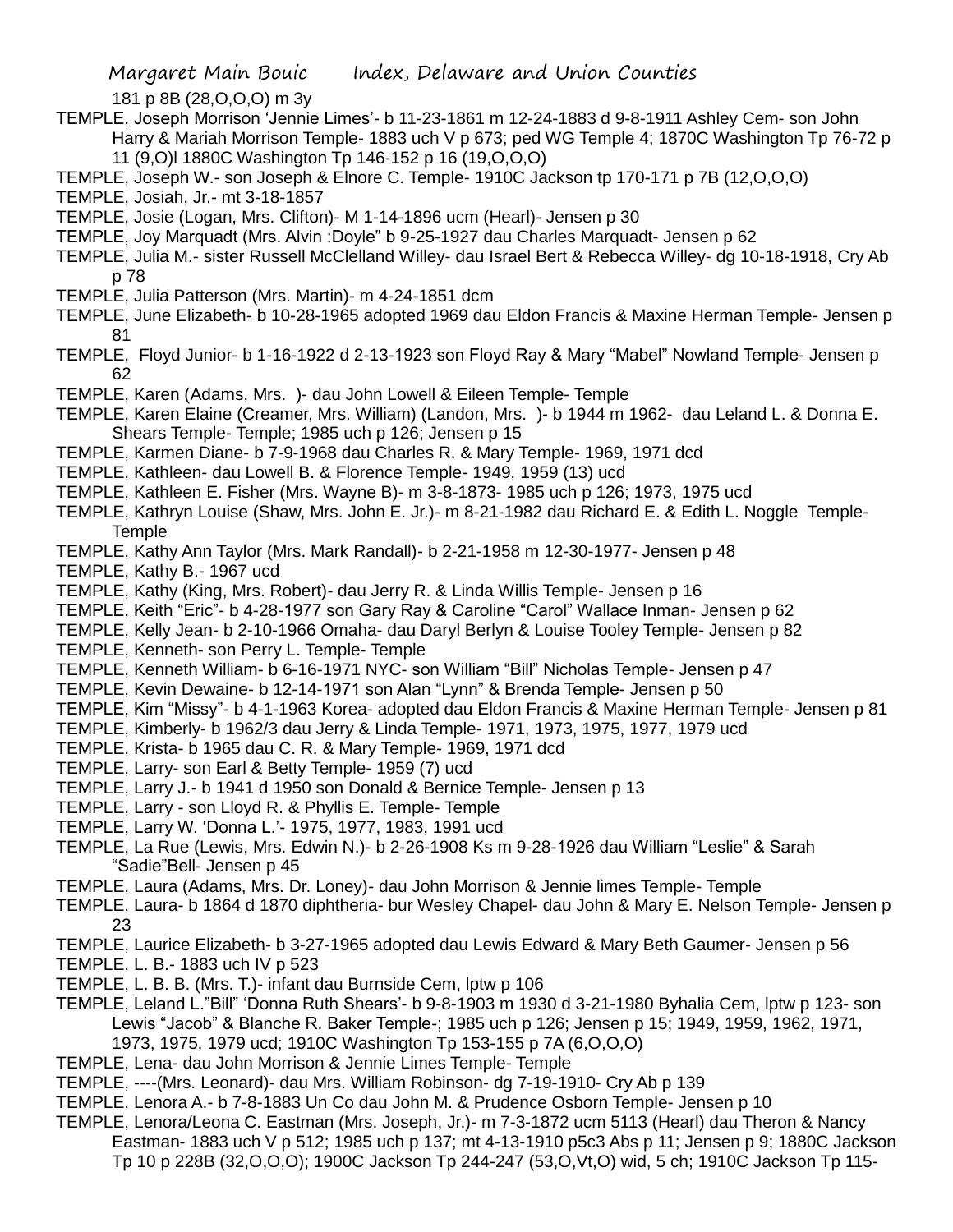181 p 8B (28,O,O,O) m 3y

TEMPLE, Joseph Morrison 'Jennie Limes'- b 11-23-1861 m 12-24-1883 d 9-8-1911 Ashley Cem- son John Harry & Mariah Morrison Temple- 1883 uch V p 673; ped WG Temple 4; 1870C Washington Tp 76-72 p 11 (9,O)l 1880C Washington Tp 146-152 p 16 (19,O,O,O)

TEMPLE, Joseph W.- son Joseph & Elnore C. Temple- 1910C Jackson tp 170-171 p 7B (12,O,O,O)

TEMPLE, Josiah, Jr.- mt 3-18-1857

TEMPLE, Josie (Logan, Mrs. Clifton)- M 1-14-1896 ucm (Hearl)- Jensen p 30

TEMPLE, Joy Marquadt (Mrs. Alvin :Doyle" b 9-25-1927 dau Charles Marquadt- Jensen p 62

TEMPLE, Julia M.- sister Russell McClelland Willey- dau Israel Bert & Rebecca Willey- dg 10-18-1918, Cry Ab p 78

TEMPLE, Julia Patterson (Mrs. Martin)- m 4-24-1851 dcm

TEMPLE, June Elizabeth- b 10-28-1965 adopted 1969 dau Eldon Francis & Maxine Herman Temple- Jensen p 81

TEMPLE, Floyd Junior- b 1-16-1922 d 2-13-1923 son Floyd Ray & Mary "Mabel" Nowland Temple- Jensen p 62

TEMPLE, Karen (Adams, Mrs. )- dau John Lowell & Eileen Temple- Temple

TEMPLE, Karen Elaine (Creamer, Mrs. William) (Landon, Mrs. )- b 1944 m 1962- dau Leland L. & Donna E. Shears Temple- Temple; 1985 uch p 126; Jensen p 15

TEMPLE, Karmen Diane- b 7-9-1968 dau Charles R. & Mary Temple- 1969, 1971 dcd

TEMPLE, Kathleen- dau Lowell B. & Florence Temple- 1949, 1959 (13) ucd

TEMPLE, Kathleen E. Fisher (Mrs. Wayne B)- m 3-8-1873- 1985 uch p 126; 1973, 1975 ucd

TEMPLE, Kathryn Louise (Shaw, Mrs. John E. Jr.)- m 8-21-1982 dau Richard E. & Edith L. Noggle Temple- Temple

TEMPLE, Kathy Ann Taylor (Mrs. Mark Randall)- b 2-21-1958 m 12-30-1977- Jensen p 48

TEMPLE, Kathy B.- 1967 ucd

TEMPLE, Kathy (King, Mrs. Robert)- dau Jerry R. & Linda Willis Temple- Jensen p 16

TEMPLE, Keith "Eric"- b 4-28-1977 son Gary Ray & Caroline "Carol" Wallace Inman- Jensen p 62

TEMPLE, Kelly Jean- b 2-10-1966 Omaha- dau Daryl Berlyn & Louise Tooley Temple- Jensen p 82

TEMPLE, Kenneth- son Perry L. Temple- Temple

TEMPLE, Kenneth William- b 6-16-1971 NYC- son William "Bill" Nicholas Temple- Jensen p 47

TEMPLE, Kevin Dewaine- b 12-14-1971 son Alan "Lynn" & Brenda Temple- Jensen p 50

TEMPLE, Kim "Missy"- b 4-1-1963 Korea- adopted dau Eldon Francis & Maxine Herman Temple- Jensen p 81

TEMPLE, Kimberly- b 1962/3 dau Jerry & Linda Temple- 1971, 1973, 1975, 1977, 1979 ucd

TEMPLE, Krista- b 1965 dau C. R. & Mary Temple- 1969, 1971 dcd

TEMPLE, Larry- son Earl & Betty Temple- 1959 (7) ucd

TEMPLE, Larry J.- b 1941 d 1950 son Donald & Bernice Temple- Jensen p 13

TEMPLE, Larry - son Lloyd R. & Phyllis E. Temple- Temple

TEMPLE, Larry W. 'Donna L.'- 1975, 1977, 1983, 1991 ucd

TEMPLE, La Rue (Lewis, Mrs. Edwin N.)- b 2-26-1908 Ks m 9-28-1926 dau William "Leslie" & Sarah "Sadie"Bell- Jensen p 45

TEMPLE, Laura (Adams, Mrs. Dr. Loney)- dau John Morrison & Jennie limes Temple- Temple

TEMPLE, Laura- b 1864 d 1870 diphtheria- bur Wesley Chapel- dau John & Mary E. Nelson Temple- Jensen p 23

TEMPLE, Laurice Elizabeth- b 3-27-1965 adopted dau Lewis Edward & Mary Beth Gaumer- Jensen p 56

TEMPLE, L. B.- 1883 uch IV p 523

TEMPLE, L. B. B. (Mrs. T.)- infant dau Burnside Cem, lptw p 106

TEMPLE, Leland L."Bill" 'Donna Ruth Shears'- b 9-8-1903 m 1930 d 3-21-1980 Byhalia Cem, lptw p 123- son Lewis "Jacob" & Blanche R. Baker Temple-; 1985 uch p 126; Jensen p 15; 1949, 1959, 1962, 1971, 1973, 1975, 1979 ucd; 1910C Washington Tp 153-155 p 7A (6,O,O,O)

TEMPLE, Lena- dau John Morrison & Jennie Limes Temple- Temple

TEMPLE, ----(Mrs. Leonard)- dau Mrs. William Robinson- dg 7-19-1910- Cry Ab p 139

TEMPLE, Lenora A.- b 7-8-1883 Un Co dau John M. & Prudence Osborn Temple- Jensen p 10

TEMPLE, Lenora/Leona C. Eastman (Mrs. Joseph, Jr.)- m 7-3-1872 ucm 5113 (Hearl) dau Theron & Nancy Eastman- 1883 uch V p 512; 1985 uch p 137; mt 4-13-1910 p5c3 Abs p 11; Jensen p 9; 1880C Jackson Tp 10 p 228B (32,O,O,O); 1900C Jackson Tp 244-247 (53,O,Vt,O) wid, 5 ch; 1910C Jackson Tp 115-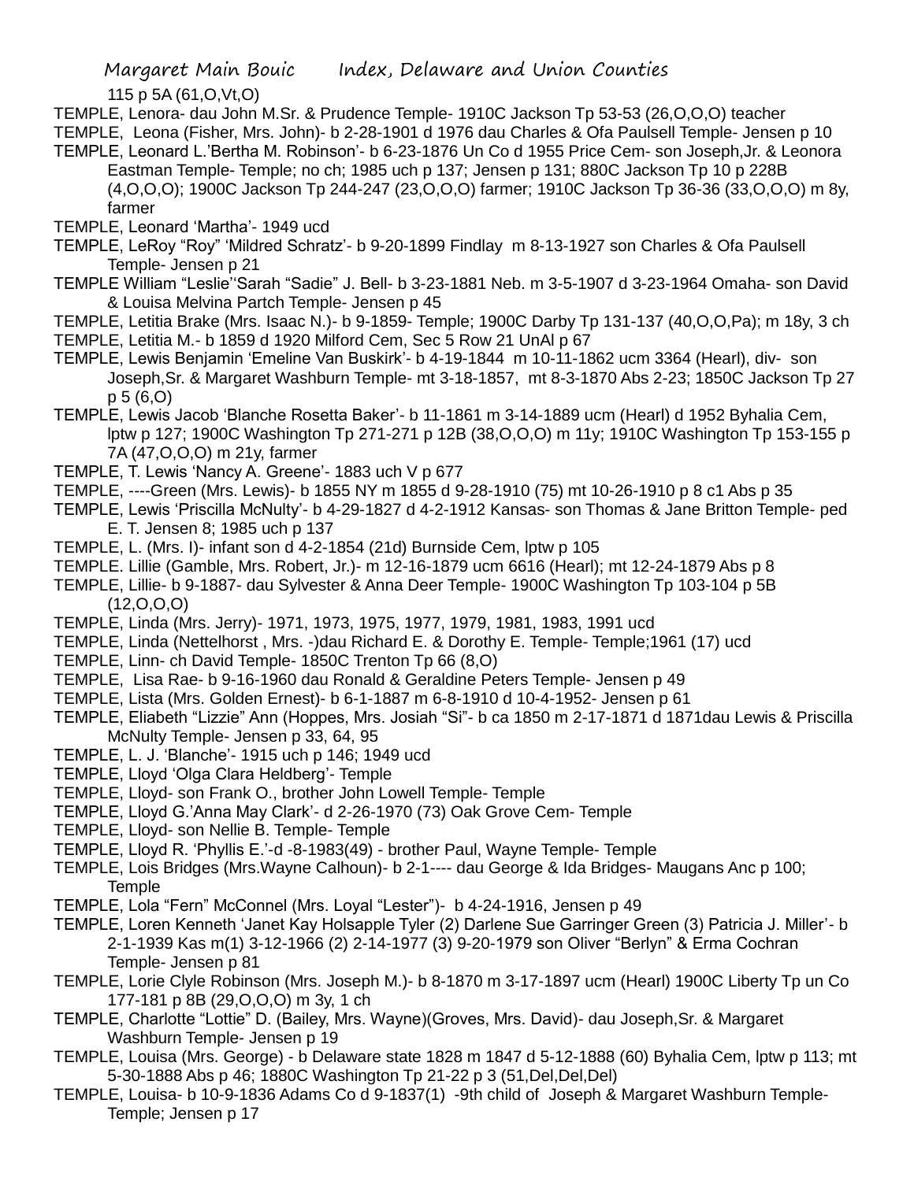115 p 5A (61,O,Vt,O)

TEMPLE, Lenora- dau John M.Sr. & Prudence Temple- 1910C Jackson Tp 53-53 (26,O,O,O) teacher

TEMPLE,  Leona (Fisher, Mrs. John)- b 2-28-1901 d 1976 dau Charles & Ofa Paulsell Temple- Jensen p 10

TEMPLE, Leonard L.'Bertha M. Robinson'- b 6-23-1876 Un Co d 1955 Price Cem- son Joseph,Jr. & Leonora Eastman Temple- Temple; no ch; 1985 uch p 137; Jensen p 131; 880C Jackson Tp 10 p 228B (4,O,O,O); 1900C Jackson Tp 244-247 (23,O,O,O) farmer; 1910C Jackson Tp 36-36 (33,O,O,O) m 8y, farmer

TEMPLE, Leonard 'Martha'- 1949 ucd

TEMPLE, LeRoy "Roy" 'Mildred Schratz'- b 9-20-1899 Findlay  m 8-13-1927 son Charles & Ofa Paulsell Temple- Jensen p 21

TEMPLE William "Leslie"'Sarah "Sadie" J. Bell- b 3-23-1881 Neb. m 3-5-1907 d 3-23-1964 Omaha- son David & Louisa Melvina Partch Temple- Jensen p 45

TEMPLE, Letitia Brake (Mrs. Isaac N.)- b 9-1859- Temple; 1900C Darby Tp 131-137 (40,O,O,Pa); m 18y, 3 ch

TEMPLE, Letitia M.- b 1859 d 1920 Milford Cem, Sec 5 Row 21 UnAl p 67

TEMPLE, Lewis Benjamin 'Emeline Van Buskirk'- b 4-19-1844  m 10-11-1862 ucm 3364 (Hearl), div-  son Joseph,Sr. & Margaret Washburn Temple- mt 3-18-1857,  mt 8-3-1870 Abs 2-23; 1850C Jackson Tp 27 p 5 (6,O)

TEMPLE, Lewis Jacob 'Blanche Rosetta Baker'- b 11-1861 m 3-14-1889 ucm (Hearl) d 1952 Byhalia Cem, lptw p 127; 1900C Washington Tp 271-271 p 12B (38,O,O,O) m 11y; 1910C Washington Tp 153-155 p 7A (47,O,O,O) m 21y, farmer

TEMPLE, T. Lewis 'Nancy A. Greene'- 1883 uch V p 677

TEMPLE, ----Green (Mrs. Lewis)- b 1855 NY m 1855 d 9-28-1910 (75) mt 10-26-1910 p 8 c1 Abs p 35

TEMPLE, Lewis 'Priscilla McNulty'- b 4-29-1827 d 4-2-1912 Kansas- son Thomas & Jane Britton Temple- ped E. T. Jensen 8; 1985 uch p 137

TEMPLE, L. (Mrs. I)- infant son d 4-2-1854 (21d) Burnside Cem, lptw p 105

TEMPLE. Lillie (Gamble, Mrs. Robert, Jr.)- m 12-16-1879 ucm 6616 (Hearl); mt 12-24-1879 Abs p 8

TEMPLE, Lillie- b 9-1887- dau Sylvester & Anna Deer Temple- 1900C Washington Tp 103-104 p 5B (12,O,O,O)

TEMPLE, Linda (Mrs. Jerry)- 1971, 1973, 1975, 1977, 1979, 1981, 1983, 1991 ucd

TEMPLE, Linda (Nettelhorst , Mrs. -)dau Richard E. & Dorothy E. Temple- Temple;1961 (17) ucd

TEMPLE, Linn- ch David Temple- 1850C Trenton Tp 66 (8,O)

TEMPLE,  Lisa Rae- b 9-16-1960 dau Ronald & Geraldine Peters Temple- Jensen p 49

TEMPLE, Lista (Mrs. Golden Ernest)- b 6-1-1887 m 6-8-1910 d 10-4-1952- Jensen p 61

TEMPLE, Eliabeth "Lizzie" Ann (Hoppes, Mrs. Josiah "Si"- b ca 1850 m 2-17-1871 d 1871dau Lewis & Priscilla McNulty Temple- Jensen p 33, 64, 95

TEMPLE, L. J. 'Blanche'- 1915 uch p 146; 1949 ucd

TEMPLE, Lloyd 'Olga Clara Heldberg'- Temple

TEMPLE, Lloyd- son Frank O., brother John Lowell Temple- Temple

TEMPLE, Lloyd G.'Anna May Clark'- d 2-26-1970 (73) Oak Grove Cem- Temple

TEMPLE, Lloyd- son Nellie B. Temple- Temple

TEMPLE, Lloyd R. 'Phyllis E.'-d -8-1983(49) - brother Paul, Wayne Temple- Temple

TEMPLE, Lois Bridges (Mrs.Wayne Calhoun)- b 2-1---- dau George & Ida Bridges- Maugans Anc p 100; Temple

TEMPLE, Lola "Fern" McConnel (Mrs. Loyal "Lester")-  b 4-24-1916, Jensen p 49

TEMPLE, Loren Kenneth 'Janet Kay Holsapple Tyler (2) Darlene Sue Garringer Green (3) Patricia J. Miller'- b 2-1-1939 Kas m(1) 3-12-1966 (2) 2-14-1977 (3) 9-20-1979 son Oliver "Berlyn" & Erma Cochran Temple- Jensen p 81

TEMPLE, Lorie Clyle Robinson (Mrs. Joseph M.)- b 8-1870 m 3-17-1897 ucm (Hearl) 1900C Liberty Tp un Co 177-181 p 8B (29,O,O,O) m 3y, 1 ch

TEMPLE, Charlotte "Lottie" D. (Bailey, Mrs. Wayne)(Groves, Mrs. David)- dau Joseph,Sr. & Margaret Washburn Temple- Jensen p 19

TEMPLE, Louisa (Mrs. George) - b Delaware state 1828 m 1847 d 5-12-1888 (60) Byhalia Cem, lptw p 113; mt 5-30-1888 Abs p 46; 1880C Washington Tp 21-22 p 3 (51,Del,Del,Del)

TEMPLE, Louisa- b 10-9-1836 Adams Co d 9-1837(1)  -9th child of  Joseph & Margaret Washburn Temple- Temple; Jensen p 17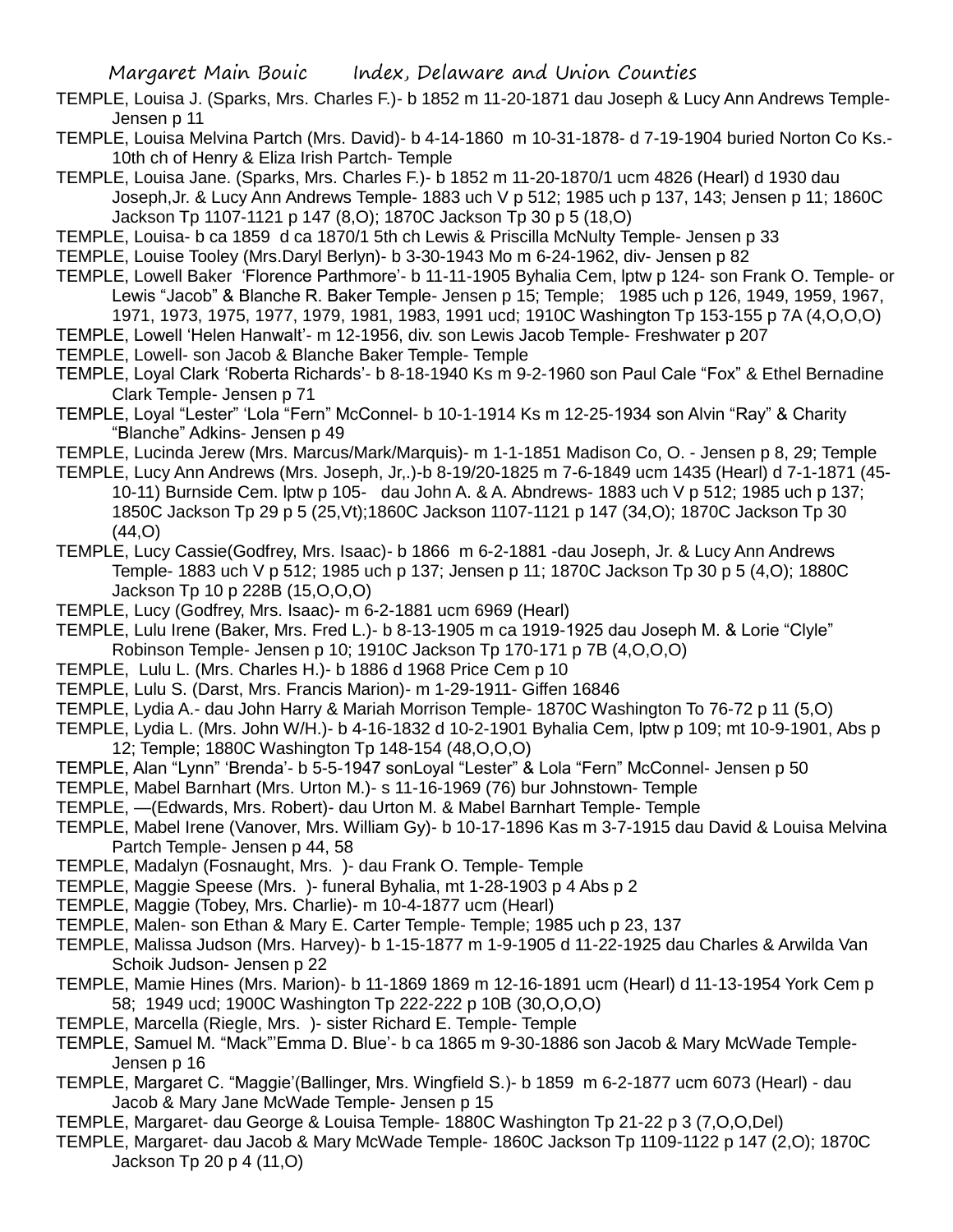TEMPLE, Louisa J. (Sparks, Mrs. Charles F.)- b 1852 m 11-20-1871 dau Joseph & Lucy Ann Andrews Temple- Jensen p 11

TEMPLE, Louisa Melvina Partch (Mrs. David)- b 4-14-1860 m 10-31-1878- d 7-19-1904 buried Norton Co Ks.- 10th ch of Henry & Eliza Irish Partch- Temple

TEMPLE, Louisa Jane. (Sparks, Mrs. Charles F.)- b 1852 m 11-20-1870/1 ucm 4826 (Hearl) d 1930 dau Joseph,Jr. & Lucy Ann Andrews Temple- 1883 uch V p 512; 1985 uch p 137, 143; Jensen p 11; 1860C Jackson Tp 1107-1121 p 147 (8,O); 1870C Jackson Tp 30 p 5 (18,O)

TEMPLE, Louisa- b ca 1859 d ca 1870/1 5th ch Lewis & Priscilla McNulty Temple- Jensen p 33

TEMPLE, Louise Tooley (Mrs.Daryl Berlyn)- b 3-30-1943 Mo m 6-24-1962, div- Jensen p 82

TEMPLE, Lowell Baker 'Florence Parthmore'- b 11-11-1905 Byhalia Cem, lptw p 124- son Frank O. Temple- or Lewis "Jacob" & Blanche R. Baker Temple- Jensen p 15; Temple; 1985 uch p 126, 1949, 1959, 1967, 1971, 1973, 1975, 1977, 1979, 1981, 1983, 1991 ucd; 1910C Washington Tp 153-155 p 7A (4,O,O,O)

TEMPLE, Lowell 'Helen Hanwalt'- m 12-1956, div. son Lewis Jacob Temple- Freshwater p 207

TEMPLE, Lowell- son Jacob & Blanche Baker Temple- Temple

TEMPLE, Loyal Clark 'Roberta Richards'- b 8-18-1940 Ks m 9-2-1960 son Paul Cale "Fox" & Ethel Bernadine Clark Temple- Jensen p 71

TEMPLE, Loyal "Lester" 'Lola "Fern" McConnel- b 10-1-1914 Ks m 12-25-1934 son Alvin "Ray" & Charity "Blanche" Adkins- Jensen p 49

TEMPLE, Lucinda Jerew (Mrs. Marcus/Mark/Marquis)- m 1-1-1851 Madison Co, O. - Jensen p 8, 29; Temple

TEMPLE, Lucy Ann Andrews (Mrs. Joseph, Jr,.)-b 8-19/20-1825 m 7-6-1849 ucm 1435 (Hearl) d 7-1-1871 (45-10-11) Burnside Cem. lptw p 105- dau John A. & A. Abndrews- 1883 uch V p 512; 1985 uch p 137; 1850C Jackson Tp 29 p 5 (25,Vt);1860C Jackson 1107-1121 p 147 (34,O); 1870C Jackson Tp 30 (44,O)

TEMPLE, Lucy Cassie(Godfrey, Mrs. Isaac)- b 1866 m 6-2-1881 -dau Joseph, Jr. & Lucy Ann Andrews Temple- 1883 uch V p 512; 1985 uch p 137; Jensen p 11; 1870C Jackson Tp 30 p 5 (4,O); 1880C Jackson Tp 10 p 228B (15,O,O,O)

TEMPLE, Lucy (Godfrey, Mrs. Isaac)- m 6-2-1881 ucm 6969 (Hearl)

TEMPLE, Lulu Irene (Baker, Mrs. Fred L.)- b 8-13-1905 m ca 1919-1925 dau Joseph M. & Lorie "Clyle" Robinson Temple- Jensen p 10; 1910C Jackson Tp 170-171 p 7B (4,O,O,O)

TEMPLE, Lulu L. (Mrs. Charles H.)- b 1886 d 1968 Price Cem p 10

TEMPLE, Lulu S. (Darst, Mrs. Francis Marion)- m 1-29-1911- Giffen 16846

TEMPLE, Lydia A.- dau John Harry & Mariah Morrison Temple- 1870C Washington To 76-72 p 11 (5,O)

TEMPLE, Lydia L. (Mrs. John W/H.)- b 4-16-1832 d 10-2-1901 Byhalia Cem, lptw p 109; mt 10-9-1901, Abs p 12; Temple; 1880C Washington Tp 148-154 (48,O,O,O)

TEMPLE, Alan "Lynn" 'Brenda'- b 5-5-1947 sonLoyal "Lester" & Lola "Fern" McConnel- Jensen p 50

TEMPLE, Mabel Barnhart (Mrs. Urton M.)- s 11-16-1969 (76) bur Johnstown- Temple

TEMPLE, —(Edwards, Mrs. Robert)- dau Urton M. & Mabel Barnhart Temple- Temple

TEMPLE, Mabel Irene (Vanover, Mrs. William Gy)- b 10-17-1896 Kas m 3-7-1915 dau David & Louisa Melvina Partch Temple- Jensen p 44, 58

TEMPLE, Madalyn (Fosnaught, Mrs. )- dau Frank O. Temple- Temple

TEMPLE, Maggie Speese (Mrs. )- funeral Byhalia, mt 1-28-1903 p 4 Abs p 2

TEMPLE, Maggie (Tobey, Mrs. Charlie)- m 10-4-1877 ucm (Hearl)

TEMPLE, Malen- son Ethan & Mary E. Carter Temple- Temple; 1985 uch p 23, 137

TEMPLE, Malissa Judson (Mrs. Harvey)- b 1-15-1877 m 1-9-1905 d 11-22-1925 dau Charles & Arwilda Van Schoik Judson- Jensen p 22

TEMPLE, Mamie Hines (Mrs. Marion)- b 11-1869 1869 m 12-16-1891 ucm (Hearl) d 11-13-1954 York Cem p 58; 1949 ucd; 1900C Washington Tp 222-222 p 10B (30,O,O,O)

TEMPLE, Marcella (Riegle, Mrs. )- sister Richard E. Temple- Temple

TEMPLE, Samuel M. "Mack"'Emma D. Blue'- b ca 1865 m 9-30-1886 son Jacob & Mary McWade Temple- Jensen p 16

TEMPLE, Margaret C. "Maggie'(Ballinger, Mrs. Wingfield S.)- b 1859 m 6-2-1877 ucm 6073 (Hearl) - dau Jacob & Mary Jane McWade Temple- Jensen p 15

TEMPLE, Margaret- dau George & Louisa Temple- 1880C Washington Tp 21-22 p 3 (7,O,O,Del)

TEMPLE, Margaret- dau Jacob & Mary McWade Temple- 1860C Jackson Tp 1109-1122 p 147 (2,O); 1870C Jackson Tp 20 p 4 (11,O)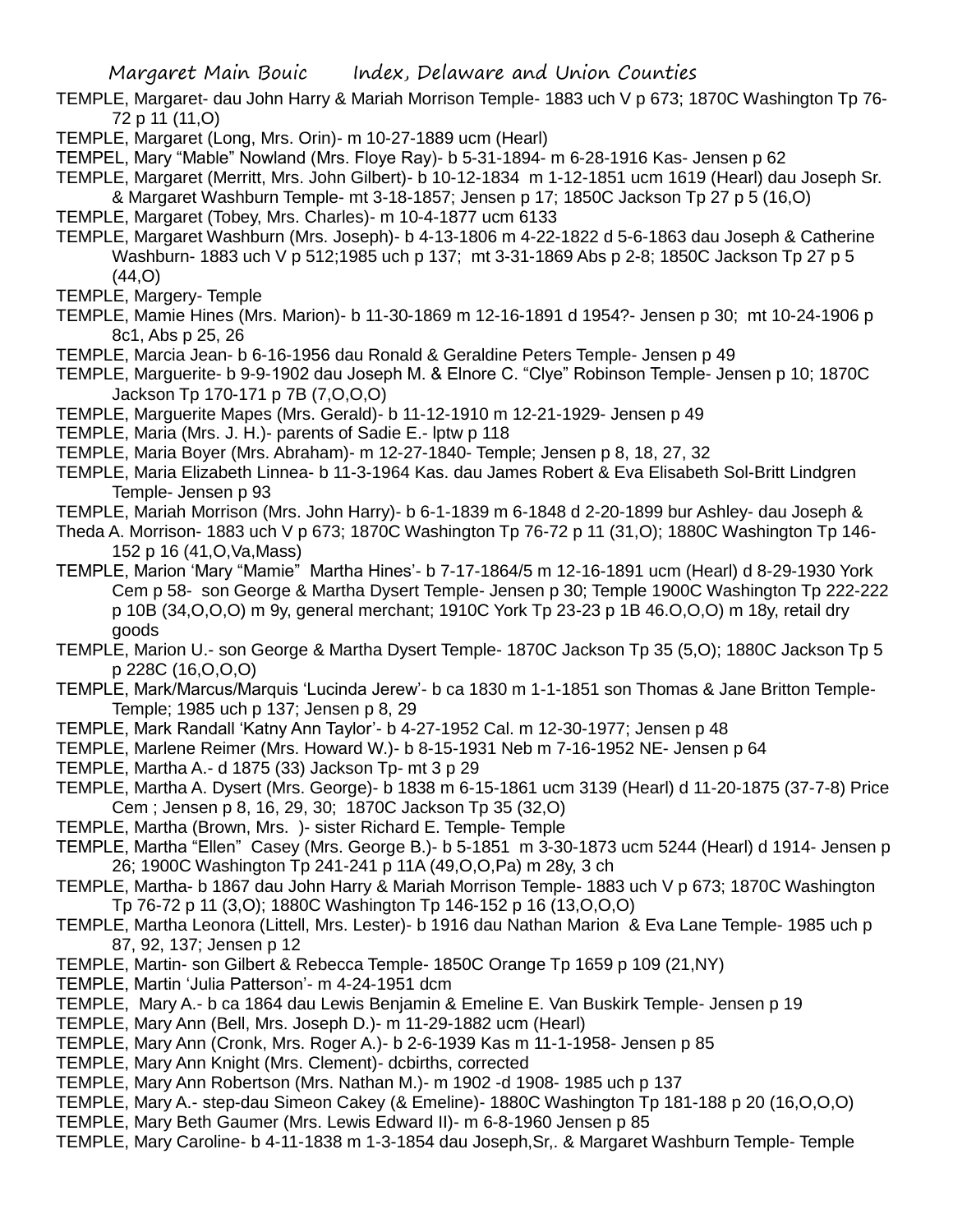TEMPLE, Margaret- dau John Harry & Mariah Morrison Temple- 1883 uch V p 673; 1870C Washington Tp 76-72 p 11 (11,O)

TEMPLE, Margaret (Long, Mrs. Orin)- m 10-27-1889 ucm (Hearl)

TEMPEL, Mary "Mable" Nowland (Mrs. Floye Ray)- b 5-31-1894- m 6-28-1916 Kas- Jensen p 62

TEMPLE, Margaret (Merritt, Mrs. John Gilbert)- b 10-12-1834 m 1-12-1851 ucm 1619 (Hearl) dau Joseph Sr. & Margaret Washburn Temple- mt 3-18-1857; Jensen p 17; 1850C Jackson Tp 27 p 5 (16,O)

TEMPLE, Margaret (Tobey, Mrs. Charles)- m 10-4-1877 ucm 6133

TEMPLE, Margaret Washburn (Mrs. Joseph)- b 4-13-1806 m 4-22-1822 d 5-6-1863 dau Joseph & Catherine Washburn- 1883 uch V p 512;1985 uch p 137; mt 3-31-1869 Abs p 2-8; 1850C Jackson Tp 27 p 5 (44,O)

TEMPLE, Margery- Temple

TEMPLE, Mamie Hines (Mrs. Marion)- b 11-30-1869 m 12-16-1891 d 1954?- Jensen p 30; mt 10-24-1906 p 8c1, Abs p 25, 26

TEMPLE, Marcia Jean- b 6-16-1956 dau Ronald & Geraldine Peters Temple- Jensen p 49

TEMPLE, Marguerite- b 9-9-1902 dau Joseph M. & Elnore C. "Clye" Robinson Temple- Jensen p 10; 1870C Jackson Tp 170-171 p 7B (7,O,O,O)

TEMPLE, Marguerite Mapes (Mrs. Gerald)- b 11-12-1910 m 12-21-1929- Jensen p 49

TEMPLE, Maria (Mrs. J. H.)- parents of Sadie E.- lptw p 118

TEMPLE, Maria Boyer (Mrs. Abraham)- m 12-27-1840- Temple; Jensen p 8, 18, 27, 32

TEMPLE, Maria Elizabeth Linnea- b 11-3-1964 Kas. dau James Robert & Eva Elisabeth Sol-Britt Lindgren Temple- Jensen p 93

TEMPLE, Mariah Morrison (Mrs. John Harry)- b 6-1-1839 m 6-1848 d 2-20-1899 bur Ashley- dau Joseph & Theda A. Morrison- 1883 uch V p 673; 1870C Washington Tp 76-72 p 11 (31,O); 1880C Washington Tp 146-152 p 16 (41,O,Va,Mass)

TEMPLE, Marion 'Mary "Mamie" Martha Hines'- b 7-17-1864/5 m 12-16-1891 ucm (Hearl) d 8-29-1930 York Cem p 58- son George & Martha Dysert Temple- Jensen p 30; Temple 1900C Washington Tp 222-222 p 10B (34,O,O,O) m 9y, general merchant; 1910C York Tp 23-23 p 1B 46.O,O,O) m 18y, retail dry goods

TEMPLE, Marion U.- son George & Martha Dysert Temple- 1870C Jackson Tp 35 (5,O); 1880C Jackson Tp 5 p 228C (16,O,O,O)

TEMPLE, Mark/Marcus/Marquis 'Lucinda Jerew'- b ca 1830 m 1-1-1851 son Thomas & Jane Britton Temple- Temple; 1985 uch p 137; Jensen p 8, 29

TEMPLE, Mark Randall 'Katny Ann Taylor'- b 4-27-1952 Cal. m 12-30-1977; Jensen p 48

TEMPLE, Marlene Reimer (Mrs. Howard W.)- b 8-15-1931 Neb m 7-16-1952 NE- Jensen p 64

TEMPLE, Martha A.- d 1875 (33) Jackson Tp- mt 3 p 29

TEMPLE, Martha A. Dysert (Mrs. George)- b 1838 m 6-15-1861 ucm 3139 (Hearl) d 11-20-1875 (37-7-8) Price Cem ; Jensen p 8, 16, 29, 30; 1870C Jackson Tp 35 (32,O)

TEMPLE, Martha (Brown, Mrs. )- sister Richard E. Temple- Temple

TEMPLE, Martha "Ellen" Casey (Mrs. George B.)- b 5-1851 m 3-30-1873 ucm 5244 (Hearl) d 1914- Jensen p 26; 1900C Washington Tp 241-241 p 11A (49,O,O,Pa) m 28y, 3 ch

TEMPLE, Martha- b 1867 dau John Harry & Mariah Morrison Temple- 1883 uch V p 673; 1870C Washington Tp 76-72 p 11 (3,O); 1880C Washington Tp 146-152 p 16 (13,O,O,O)

TEMPLE, Martha Leonora (Littell, Mrs. Lester)- b 1916 dau Nathan Marion & Eva Lane Temple- 1985 uch p 87, 92, 137; Jensen p 12

TEMPLE, Martin- son Gilbert & Rebecca Temple- 1850C Orange Tp 1659 p 109 (21,NY)

TEMPLE, Martin 'Julia Patterson'- m 4-24-1951 dcm

TEMPLE, Mary A.- b ca 1864 dau Lewis Benjamin & Emeline E. Van Buskirk Temple- Jensen p 19

TEMPLE, Mary Ann (Bell, Mrs. Joseph D.)- m 11-29-1882 ucm (Hearl)

TEMPLE, Mary Ann (Cronk, Mrs. Roger A.)- b 2-6-1939 Kas m 11-1-1958- Jensen p 85

TEMPLE, Mary Ann Knight (Mrs. Clement)- dcbirths, corrected

TEMPLE, Mary Ann Robertson (Mrs. Nathan M.)- m 1902 -d 1908- 1985 uch p 137

TEMPLE, Mary A.- step-dau Simeon Cakey (& Emeline)- 1880C Washington Tp 181-188 p 20 (16,O,O,O)

TEMPLE, Mary Beth Gaumer (Mrs. Lewis Edward II)- m 6-8-1960 Jensen p 85

TEMPLE, Mary Caroline- b 4-11-1838 m 1-3-1854 dau Joseph,Sr,. & Margaret Washburn Temple- Temple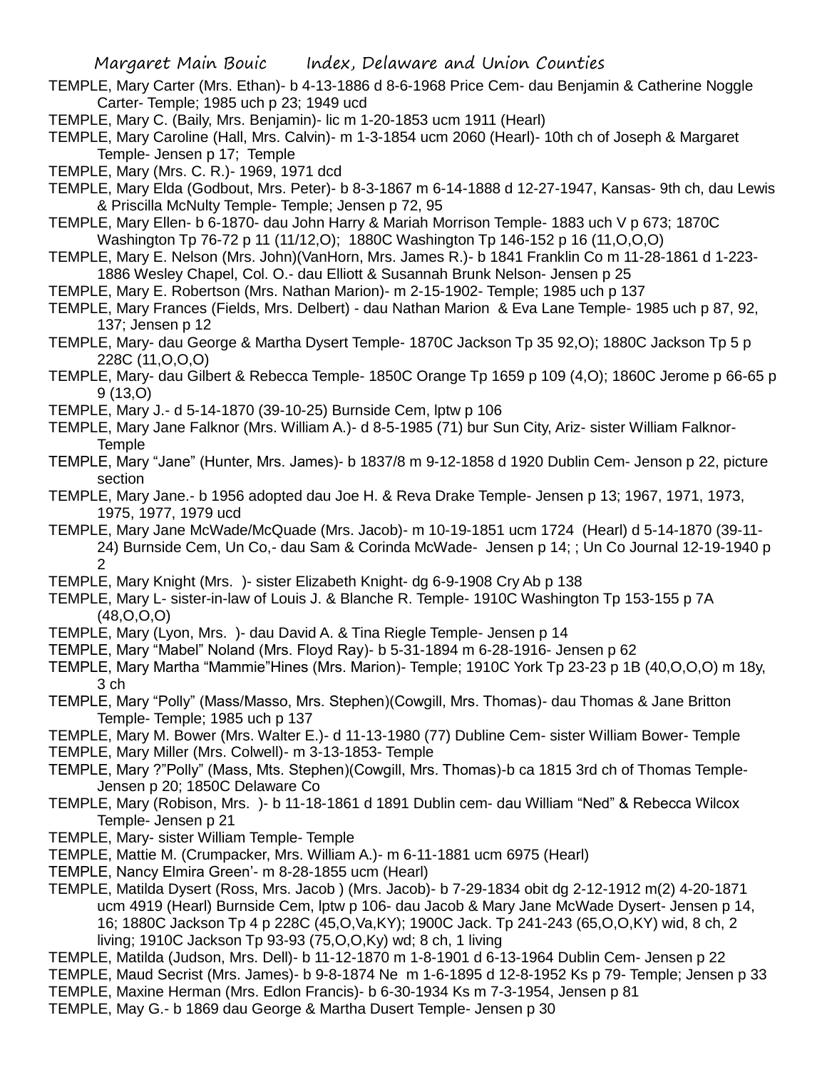TEMPLE, Mary Carter (Mrs. Ethan)- b 4-13-1886 d 8-6-1968 Price Cem- dau Benjamin & Catherine Noggle Carter- Temple; 1985 uch p 23; 1949 ucd

TEMPLE, Mary C. (Baily, Mrs. Benjamin)- lic m 1-20-1853 ucm 1911 (Hearl)

TEMPLE, Mary Caroline (Hall, Mrs. Calvin)- m 1-3-1854 ucm 2060 (Hearl)- 10th ch of Joseph & Margaret Temple- Jensen p 17; Temple

TEMPLE, Mary (Mrs. C. R.)- 1969, 1971 dcd

TEMPLE, Mary Elda (Godbout, Mrs. Peter)- b 8-3-1867 m 6-14-1888 d 12-27-1947, Kansas- 9th ch, dau Lewis & Priscilla McNulty Temple- Temple; Jensen p 72, 95

TEMPLE, Mary Ellen- b 6-1870- dau John Harry & Mariah Morrison Temple- 1883 uch V p 673; 1870C Washington Tp 76-72 p 11 (11/12,O); 1880C Washington Tp 146-152 p 16 (11,O,O,O)

TEMPLE, Mary E. Nelson (Mrs. John)(VanHorn, Mrs. James R.)- b 1841 Franklin Co m 11-28-1861 d 1-223-1886 Wesley Chapel, Col. O.- dau Elliott & Susannah Brunk Nelson- Jensen p 25

TEMPLE, Mary E. Robertson (Mrs. Nathan Marion)- m 2-15-1902- Temple; 1985 uch p 137

TEMPLE, Mary Frances (Fields, Mrs. Delbert) - dau Nathan Marion & Eva Lane Temple- 1985 uch p 87, 92, 137; Jensen p 12

TEMPLE, Mary- dau George & Martha Dysert Temple- 1870C Jackson Tp 35 92,O); 1880C Jackson Tp 5 p 228C (11,O,O,O)

TEMPLE, Mary- dau Gilbert & Rebecca Temple- 1850C Orange Tp 1659 p 109 (4,O); 1860C Jerome p 66-65 p 9 (13,O)

TEMPLE, Mary J.- d 5-14-1870 (39-10-25) Burnside Cem, lptw p 106

TEMPLE, Mary Jane Falknor (Mrs. William A.)- d 8-5-1985 (71) bur Sun City, Ariz- sister William Falknor- Temple

TEMPLE, Mary "Jane" (Hunter, Mrs. James)- b 1837/8 m 9-12-1858 d 1920 Dublin Cem- Jenson p 22, picture section

TEMPLE, Mary Jane.- b 1956 adopted dau Joe H. & Reva Drake Temple- Jensen p 13; 1967, 1971, 1973, 1975, 1977, 1979 ucd

TEMPLE, Mary Jane McWade/McQuade (Mrs. Jacob)- m 10-19-1851 ucm 1724 (Hearl) d 5-14-1870 (39-11-24) Burnside Cem, Un Co,- dau Sam & Corinda McWade- Jensen p 14; ; Un Co Journal 12-19-1940 p 2

TEMPLE, Mary Knight (Mrs. )- sister Elizabeth Knight- dg 6-9-1908 Cry Ab p 138

TEMPLE, Mary L- sister-in-law of Louis J. & Blanche R. Temple- 1910C Washington Tp 153-155 p 7A (48,O,O,O)

TEMPLE, Mary (Lyon, Mrs. )- dau David A. & Tina Riegle Temple- Jensen p 14

TEMPLE, Mary "Mabel" Noland (Mrs. Floyd Ray)- b 5-31-1894 m 6-28-1916- Jensen p 62

TEMPLE, Mary Martha "Mammie"Hines (Mrs. Marion)- Temple; 1910C York Tp 23-23 p 1B (40,O,O,O) m 18y, 3 ch

TEMPLE, Mary "Polly" (Mass/Masso, Mrs. Stephen)(Cowgill, Mrs. Thomas)- dau Thomas & Jane Britton Temple- Temple; 1985 uch p 137

TEMPLE, Mary M. Bower (Mrs. Walter E.)- d 11-13-1980 (77) Dubline Cem- sister William Bower- Temple

TEMPLE, Mary Miller (Mrs. Colwell)- m 3-13-1853- Temple

TEMPLE, Mary ?"Polly" (Mass, Mts. Stephen)(Cowgill, Mrs. Thomas)-b ca 1815 3rd ch of Thomas Temple- Jensen p 20; 1850C Delaware Co

TEMPLE, Mary (Robison, Mrs. )- b 11-18-1861 d 1891 Dublin cem- dau William "Ned" & Rebecca Wilcox Temple- Jensen p 21

TEMPLE, Mary- sister William Temple- Temple

TEMPLE, Mattie M. (Crumpacker, Mrs. William A.)- m 6-11-1881 ucm 6975 (Hearl)

TEMPLE, Nancy Elmira Green'- m 8-28-1855 ucm (Hearl)

TEMPLE, Matilda Dysert (Ross, Mrs. Jacob ) (Mrs. Jacob)- b 7-29-1834 obit dg 2-12-1912 m(2) 4-20-1871 ucm 4919 (Hearl) Burnside Cem, lptw p 106- dau Jacob & Mary Jane McWade Dysert- Jensen p 14, 16; 1880C Jackson Tp 4 p 228C (45,O,Va,KY); 1900C Jack. Tp 241-243 (65,O,O,KY) wid, 8 ch, 2 living; 1910C Jackson Tp 93-93 (75,O,O,Ky) wd; 8 ch, 1 living

TEMPLE, Matilda (Judson, Mrs. Dell)- b 11-12-1870 m 1-8-1901 d 6-13-1964 Dublin Cem- Jensen p 22

TEMPLE, Maud Secrist (Mrs. James)- b 9-8-1874 Ne m 1-6-1895 d 12-8-1952 Ks p 79- Temple; Jensen p 33

TEMPLE, Maxine Herman (Mrs. Edlon Francis)- b 6-30-1934 Ks m 7-3-1954, Jensen p 81

TEMPLE, May G.- b 1869 dau George & Martha Dusert Temple- Jensen p 30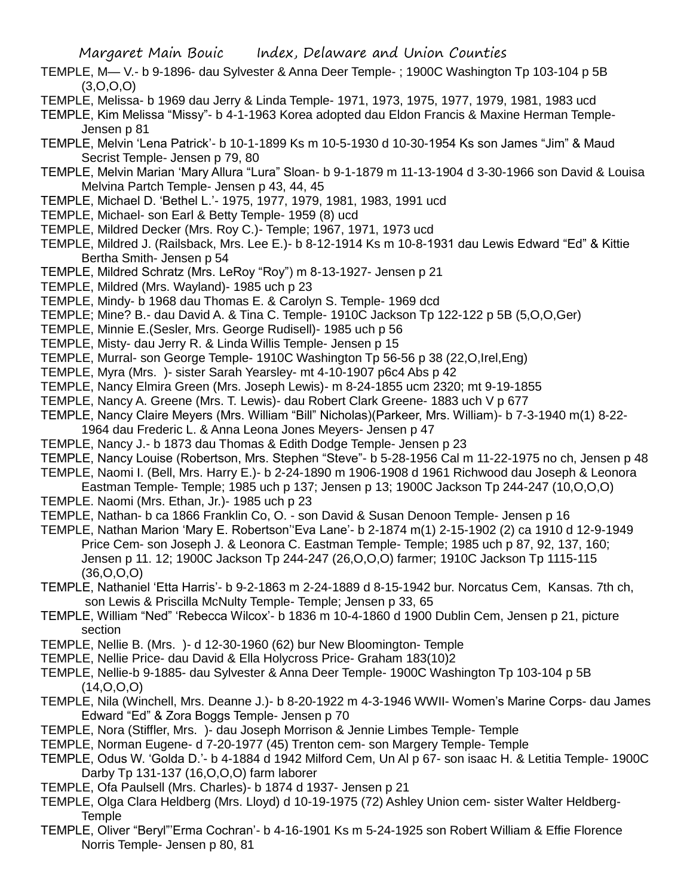TEMPLE, M— V.- b 9-1896- dau Sylvester & Anna Deer Temple- ; 1900C Washington Tp 103-104 p 5B (3,O,O,O)

TEMPLE, Melissa- b 1969 dau Jerry & Linda Temple- 1971, 1973, 1975, 1977, 1979, 1981, 1983 ucd

TEMPLE, Kim Melissa "Missy"- b 4-1-1963 Korea adopted dau Eldon Francis & Maxine Herman Temple- Jensen p 81

TEMPLE, Melvin 'Lena Patrick'- b 10-1-1899 Ks m 10-5-1930 d 10-30-1954 Ks son James "Jim" & Maud Secrist Temple- Jensen p 79, 80

TEMPLE, Melvin Marian 'Mary Allura "Lura" Sloan- b 9-1-1879 m 11-13-1904 d 3-30-1966 son David & Louisa Melvina Partch Temple- Jensen p 43, 44, 45

TEMPLE, Michael D. 'Bethel L.'- 1975, 1977, 1979, 1981, 1983, 1991 ucd

TEMPLE, Michael- son Earl & Betty Temple- 1959 (8) ucd

TEMPLE, Mildred Decker (Mrs. Roy C.)- Temple; 1967, 1971, 1973 ucd

TEMPLE, Mildred J. (Railsback, Mrs. Lee E.)- b 8-12-1914 Ks m 10-8-1931 dau Lewis Edward "Ed" & Kittie Bertha Smith- Jensen p 54

TEMPLE, Mildred Schratz (Mrs. LeRoy "Roy") m 8-13-1927- Jensen p 21

TEMPLE, Mildred (Mrs. Wayland)- 1985 uch p 23

TEMPLE, Mindy- b 1968 dau Thomas E. & Carolyn S. Temple- 1969 dcd

TEMPLE; Mine? B.- dau David A. & Tina C. Temple- 1910C Jackson Tp 122-122 p 5B (5,O,O,Ger)

TEMPLE, Minnie E.(Sesler, Mrs. George Rudisell)- 1985 uch p 56

TEMPLE, Misty- dau Jerry R. & Linda Willis Temple- Jensen p 15

TEMPLE, Murral- son George Temple- 1910C Washington Tp 56-56 p 38 (22,O,Irel,Eng)

TEMPLE, Myra (Mrs. )- sister Sarah Yearsley- mt 4-10-1907 p6c4 Abs p 42

TEMPLE, Nancy Elmira Green (Mrs. Joseph Lewis)- m 8-24-1855 ucm 2320; mt 9-19-1855

TEMPLE, Nancy A. Greene (Mrs. T. Lewis)- dau Robert Clark Greene- 1883 uch V p 677

TEMPLE, Nancy Claire Meyers (Mrs. William "Bill" Nicholas)(Parkeer, Mrs. William)- b 7-3-1940 m(1) 8-22-1964 dau Frederic L. & Anna Leona Jones Meyers- Jensen p 47

TEMPLE, Nancy J.- b 1873 dau Thomas & Edith Dodge Temple- Jensen p 23

TEMPLE, Nancy Louise (Robertson, Mrs. Stephen "Steve"- b 5-28-1956 Cal m 11-22-1975 no ch, Jensen p 48

TEMPLE, Naomi I. (Bell, Mrs. Harry E.)- b 2-24-1890 m 1906-1908 d 1961 Richwood dau Joseph & Leonora Eastman Temple- Temple; 1985 uch p 137; Jensen p 13; 1900C Jackson Tp 244-247 (10,O,O,O)

TEMPLE. Naomi (Mrs. Ethan, Jr.)- 1985 uch p 23

TEMPLE, Nathan- b ca 1866 Franklin Co, O. - son David & Susan Denoon Temple- Jensen p 16

TEMPLE, Nathan Marion 'Mary E. Robertson''Eva Lane'- b 2-1874 m(1) 2-15-1902 (2) ca 1910 d 12-9-1949 Price Cem- son Joseph J. & Leonora C. Eastman Temple- Temple; 1985 uch p 87, 92, 137, 160; Jensen p 11. 12; 1900C Jackson Tp 244-247 (26,O,O,O) farmer; 1910C Jackson Tp 1115-115 (36,O,O,O)

TEMPLE, Nathaniel 'Etta Harris'- b 9-2-1863 m 2-24-1889 d 8-15-1942 bur. Norcatus Cem, Kansas. 7th ch, son Lewis & Priscilla McNulty Temple- Temple; Jensen p 33, 65

TEMPLE, William "Ned" 'Rebecca Wilcox'- b 1836 m 10-4-1860 d 1900 Dublin Cem, Jensen p 21, picture section

TEMPLE, Nellie B. (Mrs. )- d 12-30-1960 (62) bur New Bloomington- Temple

TEMPLE, Nellie Price- dau David & Ella Holycross Price- Graham 183(10)2

TEMPLE, Nellie-b 9-1885- dau Sylvester & Anna Deer Temple- 1900C Washington Tp 103-104 p 5B (14,O,O,O)

TEMPLE, Nila (Winchell, Mrs. Deanne J.)- b 8-20-1922 m 4-3-1946 WWII- Women's Marine Corps- dau James Edward "Ed" & Zora Boggs Temple- Jensen p 70

TEMPLE, Nora (Stiffler, Mrs. )- dau Joseph Morrison & Jennie Limbes Temple- Temple

TEMPLE, Norman Eugene- d 7-20-1977 (45) Trenton cem- son Margery Temple- Temple

TEMPLE, Odus W. 'Golda D.'- b 4-1884 d 1942 Milford Cem, Un Al p 67- son isaac H. & Letitia Temple- 1900C Darby Tp 131-137 (16,O,O,O) farm laborer

TEMPLE, Ofa Paulsell (Mrs. Charles)- b 1874 d 1937- Jensen p 21

TEMPLE, Olga Clara Heldberg (Mrs. Lloyd) d 10-19-1975 (72) Ashley Union cem- sister Walter Heldberg- Temple

TEMPLE, Oliver "Beryl"'Erma Cochran'- b 4-16-1901 Ks m 5-24-1925 son Robert William & Effie Florence Norris Temple- Jensen p 80, 81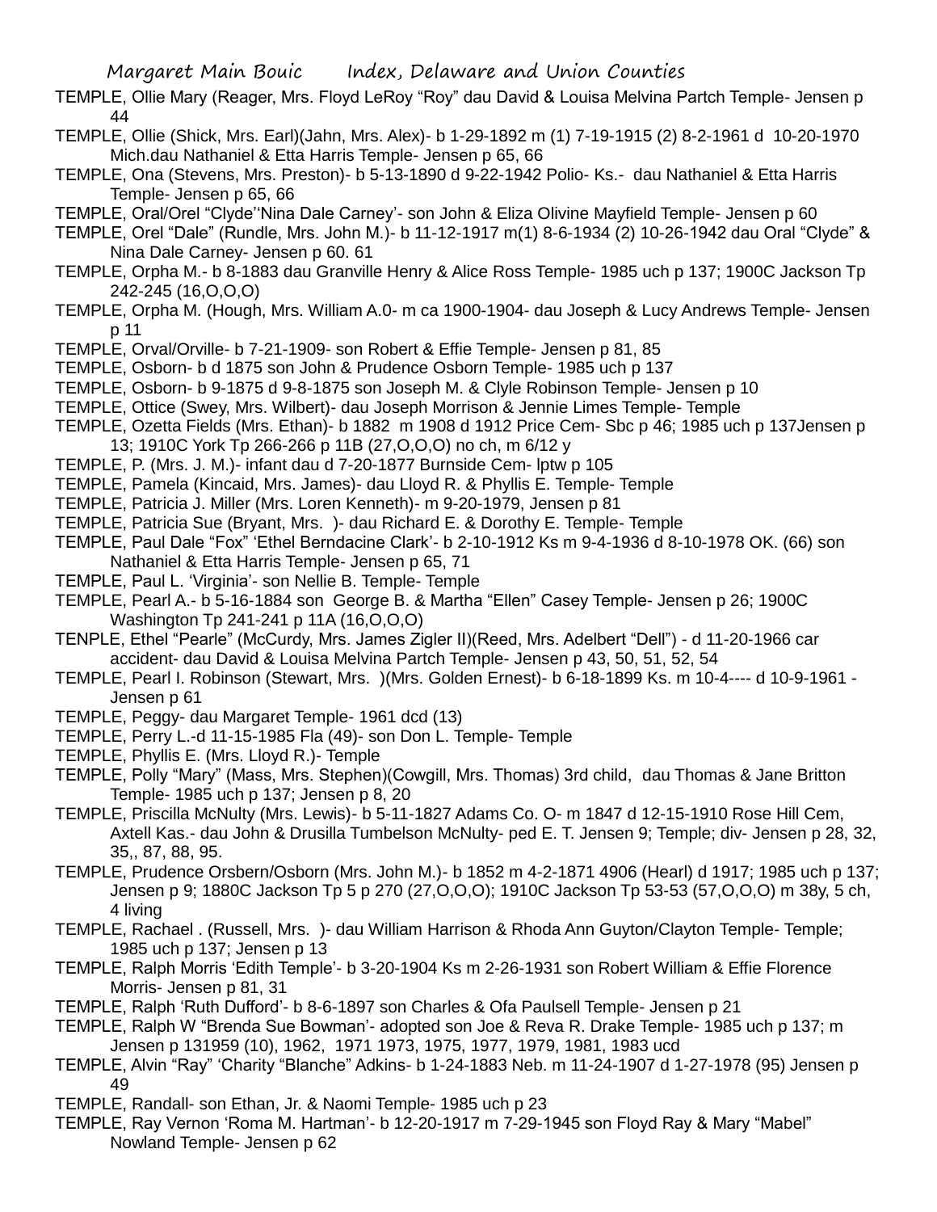TEMPLE, Ollie Mary (Reager, Mrs. Floyd LeRoy "Roy" dau David & Louisa Melvina Partch Temple- Jensen p 44

TEMPLE, Ollie (Shick, Mrs. Earl)(Jahn, Mrs. Alex)- b 1-29-1892 m (1) 7-19-1915 (2) 8-2-1961 d 10-20-1970 Mich.dau Nathaniel & Etta Harris Temple- Jensen p 65, 66

TEMPLE, Ona (Stevens, Mrs. Preston)- b 5-13-1890 d 9-22-1942 Polio- Ks.- dau Nathaniel & Etta Harris Temple- Jensen p 65, 66

TEMPLE, Oral/Orel "Clyde"'Nina Dale Carney'- son John & Eliza Olivine Mayfield Temple- Jensen p 60

TEMPLE, Orel "Dale" (Rundle, Mrs. John M.)- b 11-12-1917 m(1) 8-6-1934 (2) 10-26-1942 dau Oral "Clyde" & Nina Dale Carney- Jensen p 60. 61

TEMPLE, Orpha M.- b 8-1883 dau Granville Henry & Alice Ross Temple- 1985 uch p 137; 1900C Jackson Tp 242-245 (16,O,O,O)

TEMPLE, Orpha M. (Hough, Mrs. William A.0- m ca 1900-1904- dau Joseph & Lucy Andrews Temple- Jensen p 11

TEMPLE, Orval/Orville- b 7-21-1909- son Robert & Effie Temple- Jensen p 81, 85

TEMPLE, Osborn- b d 1875 son John & Prudence Osborn Temple- 1985 uch p 137

TEMPLE, Osborn- b 9-1875 d 9-8-1875 son Joseph M. & Clyle Robinson Temple- Jensen p 10

TEMPLE, Ottice (Swey, Mrs. Wilbert)- dau Joseph Morrison & Jennie Limes Temple- Temple

TEMPLE, Ozetta Fields (Mrs. Ethan)- b 1882 m 1908 d 1912 Price Cem- Sbc p 46; 1985 uch p 137Jensen p 13; 1910C York Tp 266-266 p 11B (27,O,O,O) no ch, m 6/12 y

TEMPLE, P. (Mrs. J. M.)- infant dau d 7-20-1877 Burnside Cem- lptw p 105

TEMPLE, Pamela (Kincaid, Mrs. James)- dau Lloyd R. & Phyllis E. Temple- Temple

TEMPLE, Patricia J. Miller (Mrs. Loren Kenneth)- m 9-20-1979, Jensen p 81

TEMPLE, Patricia Sue (Bryant, Mrs. )- dau Richard E. & Dorothy E. Temple- Temple

TEMPLE, Paul Dale "Fox" 'Ethel Berndacine Clark'- b 2-10-1912 Ks m 9-4-1936 d 8-10-1978 OK. (66) son Nathaniel & Etta Harris Temple- Jensen p 65, 71

TEMPLE, Paul L. 'Virginia'- son Nellie B. Temple- Temple

TEMPLE, Pearl A.- b 5-16-1884 son George B. & Martha "Ellen" Casey Temple- Jensen p 26; 1900C Washington Tp 241-241 p 11A (16,O,O,O)

TENPLE, Ethel "Pearle" (McCurdy, Mrs. James Zigler II)(Reed, Mrs. Adelbert "Dell") - d 11-20-1966 car accident- dau David & Louisa Melvina Partch Temple- Jensen p 43, 50, 51, 52, 54

TEMPLE, Pearl I. Robinson (Stewart, Mrs. )(Mrs. Golden Ernest)- b 6-18-1899 Ks. m 10-4---- d 10-9-1961 - Jensen p 61

TEMPLE, Peggy- dau Margaret Temple- 1961 dcd (13)

TEMPLE, Perry L.-d 11-15-1985 Fla (49)- son Don L. Temple- Temple

TEMPLE, Phyllis E. (Mrs. Lloyd R.)- Temple

TEMPLE, Polly "Mary" (Mass, Mrs. Stephen)(Cowgill, Mrs. Thomas) 3rd child, dau Thomas & Jane Britton Temple- 1985 uch p 137; Jensen p 8, 20

TEMPLE, Priscilla McNulty (Mrs. Lewis)- b 5-11-1827 Adams Co. O- m 1847 d 12-15-1910 Rose Hill Cem, Axtell Kas.- dau John & Drusilla Tumbelson McNulty- ped E. T. Jensen 9; Temple; div- Jensen p 28, 32, 35,, 87, 88, 95.

TEMPLE, Prudence Orsbern/Osborn (Mrs. John M.)- b 1852 m 4-2-1871 4906 (Hearl) d 1917; 1985 uch p 137; Jensen p 9; 1880C Jackson Tp 5 p 270 (27,O,O,O); 1910C Jackson Tp 53-53 (57,O,O,O) m 38y, 5 ch, 4 living

TEMPLE, Rachael . (Russell, Mrs. )- dau William Harrison & Rhoda Ann Guyton/Clayton Temple- Temple; 1985 uch p 137; Jensen p 13

TEMPLE, Ralph Morris 'Edith Temple'- b 3-20-1904 Ks m 2-26-1931 son Robert William & Effie Florence Morris- Jensen p 81, 31

TEMPLE, Ralph 'Ruth Dufford'- b 8-6-1897 son Charles & Ofa Paulsell Temple- Jensen p 21

TEMPLE, Ralph W "Brenda Sue Bowman'- adopted son Joe & Reva R. Drake Temple- 1985 uch p 137; m Jensen p 131959 (10), 1962, 1971 1973, 1975, 1977, 1979, 1981, 1983 ucd

TEMPLE, Alvin "Ray" 'Charity "Blanche" Adkins- b 1-24-1883 Neb. m 11-24-1907 d 1-27-1978 (95) Jensen p 49

TEMPLE, Randall- son Ethan, Jr. & Naomi Temple- 1985 uch p 23

TEMPLE, Ray Vernon 'Roma M. Hartman'- b 12-20-1917 m 7-29-1945 son Floyd Ray & Mary "Mabel" Nowland Temple- Jensen p 62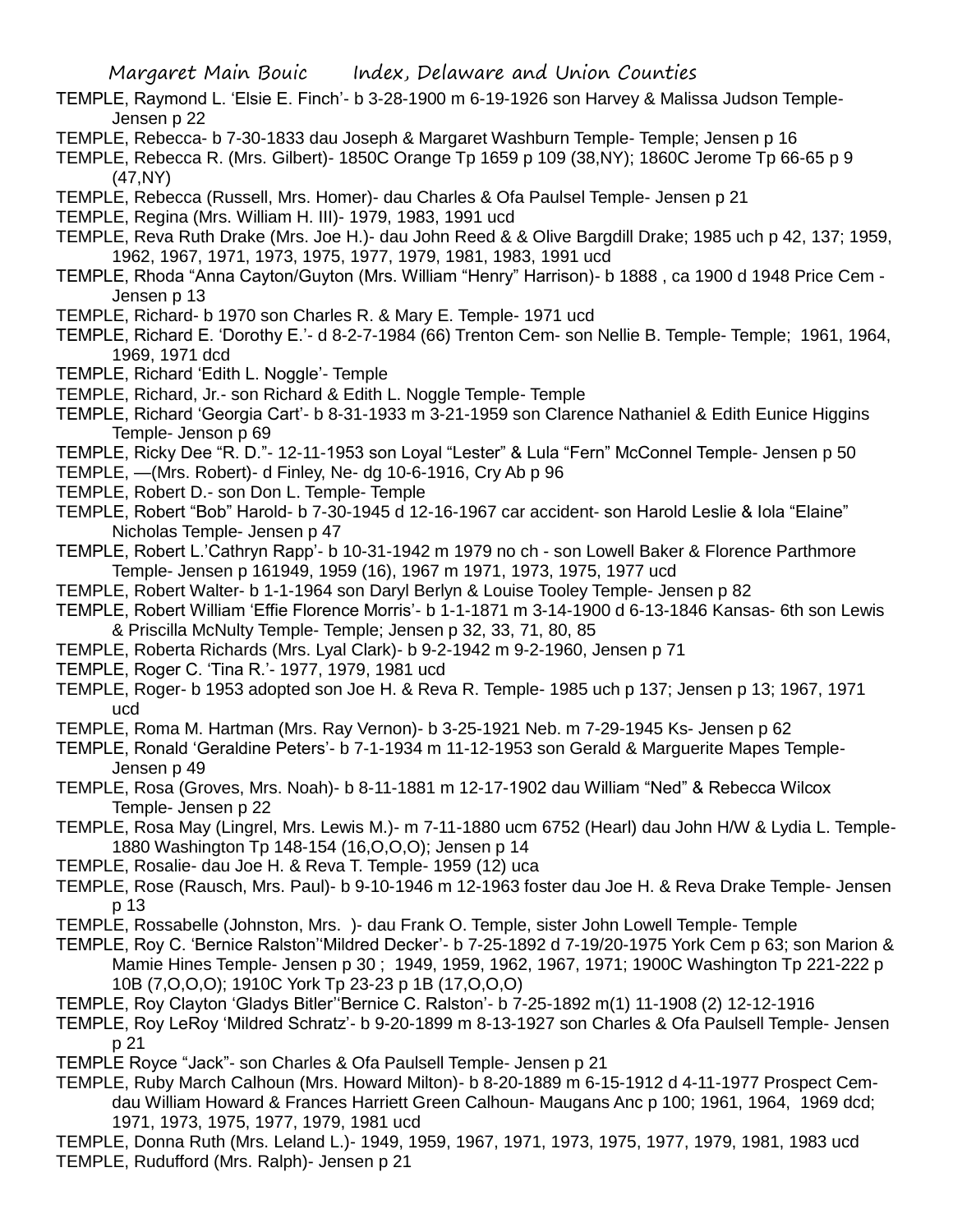TEMPLE, Raymond L. 'Elsie E. Finch'- b 3-28-1900 m 6-19-1926 son Harvey & Malissa Judson Temple- Jensen p 22

TEMPLE, Rebecca- b 7-30-1833 dau Joseph & Margaret Washburn Temple- Temple; Jensen p 16

TEMPLE, Rebecca R. (Mrs. Gilbert)- 1850C Orange Tp 1659 p 109 (38,NY); 1860C Jerome Tp 66-65 p 9 (47,NY)

TEMPLE, Rebecca (Russell, Mrs. Homer)- dau Charles & Ofa Paulsel Temple- Jensen p 21

TEMPLE, Regina (Mrs. William H. III)- 1979, 1983, 1991 ucd

TEMPLE, Reva Ruth Drake (Mrs. Joe H.)- dau John Reed & & Olive Bargdill Drake; 1985 uch p 42, 137; 1959, 1962, 1967, 1971, 1973, 1975, 1977, 1979, 1981, 1983, 1991 ucd

TEMPLE, Rhoda "Anna Cayton/Guyton (Mrs. William "Henry" Harrison)- b 1888 , ca 1900 d 1948 Price Cem - Jensen p 13

TEMPLE, Richard- b 1970 son Charles R. & Mary E. Temple- 1971 ucd

TEMPLE, Richard E. 'Dorothy E.'- d 8-2-7-1984 (66) Trenton Cem- son Nellie B. Temple- Temple; 1961, 1964, 1969, 1971 dcd

TEMPLE, Richard 'Edith L. Noggle'- Temple

TEMPLE, Richard, Jr.- son Richard & Edith L. Noggle Temple- Temple

TEMPLE, Richard 'Georgia Cart'- b 8-31-1933 m 3-21-1959 son Clarence Nathaniel & Edith Eunice Higgins Temple- Jenson p 69

TEMPLE, Ricky Dee "R. D."- 12-11-1953 son Loyal "Lester" & Lula "Fern" McConnel Temple- Jensen p 50

TEMPLE, —(Mrs. Robert)- d Finley, Ne- dg 10-6-1916, Cry Ab p 96

TEMPLE, Robert D.- son Don L. Temple- Temple

TEMPLE, Robert "Bob" Harold- b 7-30-1945 d 12-16-1967 car accident- son Harold Leslie & Iola "Elaine" Nicholas Temple- Jensen p 47

TEMPLE, Robert L.'Cathryn Rapp'- b 10-31-1942 m 1979 no ch - son Lowell Baker & Florence Parthmore Temple- Jensen p 161949, 1959 (16), 1967 m 1971, 1973, 1975, 1977 ucd

TEMPLE, Robert Walter- b 1-1-1964 son Daryl Berlyn & Louise Tooley Temple- Jensen p 82

TEMPLE, Robert William 'Effie Florence Morris'- b 1-1-1871 m 3-14-1900 d 6-13-1846 Kansas- 6th son Lewis & Priscilla McNulty Temple- Temple; Jensen p 32, 33, 71, 80, 85

TEMPLE, Roberta Richards (Mrs. Lyal Clark)- b 9-2-1942 m 9-2-1960, Jensen p 71

TEMPLE, Roger C. 'Tina R.'- 1977, 1979, 1981 ucd

TEMPLE, Roger- b 1953 adopted son Joe H. & Reva R. Temple- 1985 uch p 137; Jensen p 13; 1967, 1971 ucd

TEMPLE, Roma M. Hartman (Mrs. Ray Vernon)- b 3-25-1921 Neb. m 7-29-1945 Ks- Jensen p 62

TEMPLE, Ronald 'Geraldine Peters'- b 7-1-1934 m 11-12-1953 son Gerald & Marguerite Mapes Temple- Jensen p 49

TEMPLE, Rosa (Groves, Mrs. Noah)- b 8-11-1881 m 12-17-1902 dau William "Ned" & Rebecca Wilcox Temple- Jensen p 22

TEMPLE, Rosa May (Lingrel, Mrs. Lewis M.)- m 7-11-1880 ucm 6752 (Hearl) dau John H/W & Lydia L. Temple- 1880 Washington Tp 148-154 (16,O,O,O); Jensen p 14

TEMPLE, Rosalie- dau Joe H. & Reva T. Temple- 1959 (12) uca

TEMPLE, Rose (Rausch, Mrs. Paul)- b 9-10-1946 m 12-1963 foster dau Joe H. & Reva Drake Temple- Jensen p 13

TEMPLE, Rossabelle (Johnston, Mrs. )- dau Frank O. Temple, sister John Lowell Temple- Temple

TEMPLE, Roy C. 'Bernice Ralston''Mildred Decker'- b 7-25-1892 d 7-19/20-1975 York Cem p 63; son Marion & Mamie Hines Temple- Jensen p 30 ; 1949, 1959, 1962, 1967, 1971; 1900C Washington Tp 221-222 p 10B (7,O,O,O); 1910C York Tp 23-23 p 1B (17,O,O,O)

TEMPLE, Roy Clayton 'Gladys Bitler''Bernice C. Ralston'- b 7-25-1892 m(1) 11-1908 (2) 12-12-1916

TEMPLE, Roy LeRoy 'Mildred Schratz'- b 9-20-1899 m 8-13-1927 son Charles & Ofa Paulsell Temple- Jensen p 21

TEMPLE Royce "Jack"- son Charles & Ofa Paulsell Temple- Jensen p 21

TEMPLE, Ruby March Calhoun (Mrs. Howard Milton)- b 8-20-1889 m 6-15-1912 d 4-11-1977 Prospect Cem- dau William Howard & Frances Harriett Green Calhoun- Maugans Anc p 100; 1961, 1964, 1969 dcd; 1971, 1973, 1975, 1977, 1979, 1981 ucd

TEMPLE, Donna Ruth (Mrs. Leland L.)- 1949, 1959, 1967, 1971, 1973, 1975, 1977, 1979, 1981, 1983 ucd

TEMPLE, Rudufford (Mrs. Ralph)- Jensen p 21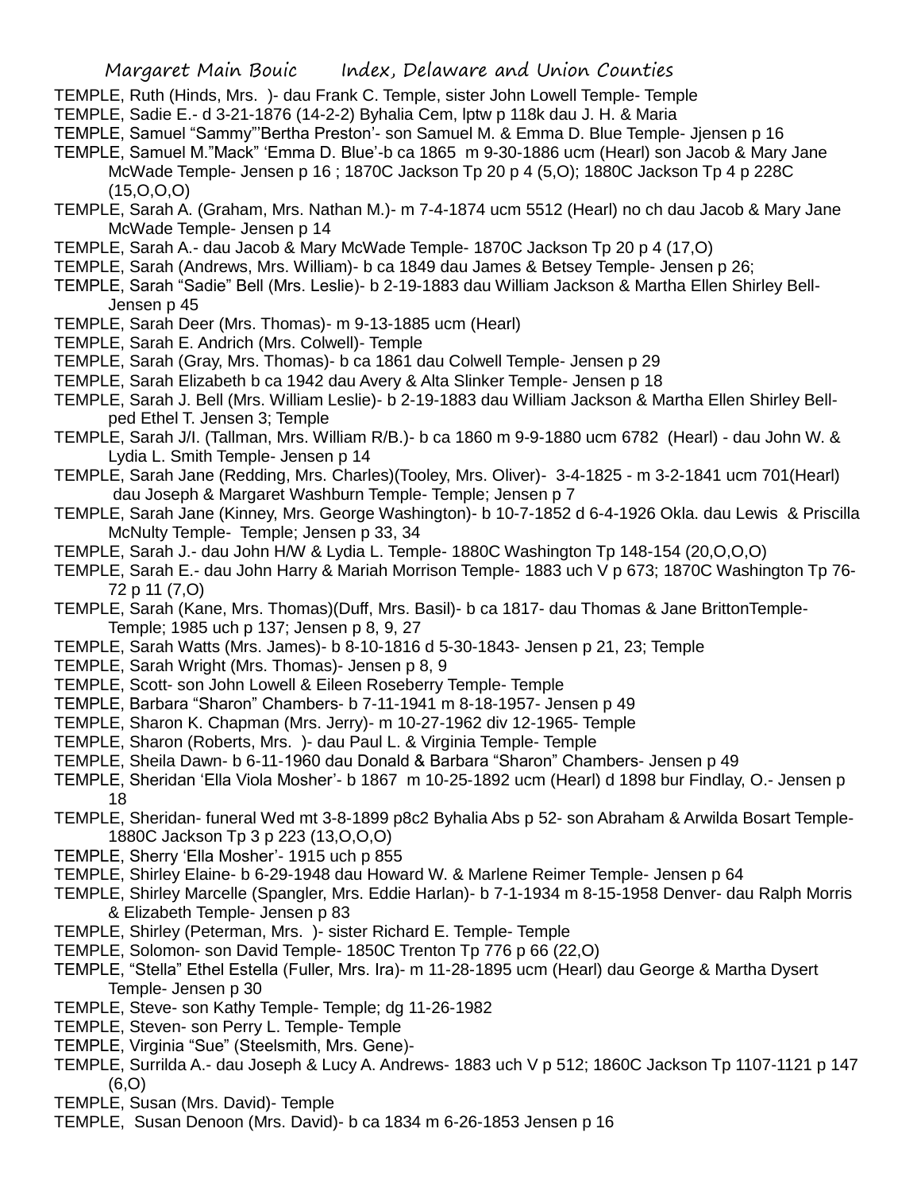TEMPLE, Ruth (Hinds, Mrs. )- dau Frank C. Temple, sister John Lowell Temple- Temple

TEMPLE, Sadie E.- d 3-21-1876 (14-2-2) Byhalia Cem, lptw p 118k dau J. H. & Maria

TEMPLE, Samuel "Sammy"'Bertha Preston'- son Samuel M. & Emma D. Blue Temple- Jjensen p 16

TEMPLE, Samuel M."Mack" 'Emma D. Blue'-b ca 1865 m 9-30-1886 ucm (Hearl) son Jacob & Mary Jane McWade Temple- Jensen p 16 ; 1870C Jackson Tp 20 p 4 (5,O); 1880C Jackson Tp 4 p 228C (15,O,O,O)

TEMPLE, Sarah A. (Graham, Mrs. Nathan M.)- m 7-4-1874 ucm 5512 (Hearl) no ch dau Jacob & Mary Jane McWade Temple- Jensen p 14

TEMPLE, Sarah A.- dau Jacob & Mary McWade Temple- 1870C Jackson Tp 20 p 4 (17,O)

TEMPLE, Sarah (Andrews, Mrs. William)- b ca 1849 dau James & Betsey Temple- Jensen p 26;

TEMPLE, Sarah "Sadie" Bell (Mrs. Leslie)- b 2-19-1883 dau William Jackson & Martha Ellen Shirley Bell- Jensen p 45

TEMPLE, Sarah Deer (Mrs. Thomas)- m 9-13-1885 ucm (Hearl)

TEMPLE, Sarah E. Andrich (Mrs. Colwell)- Temple

TEMPLE, Sarah (Gray, Mrs. Thomas)- b ca 1861 dau Colwell Temple- Jensen p 29

TEMPLE, Sarah Elizabeth b ca 1942 dau Avery & Alta Slinker Temple- Jensen p 18

TEMPLE, Sarah J. Bell (Mrs. William Leslie)- b 2-19-1883 dau William Jackson & Martha Ellen Shirley Bell- ped Ethel T. Jensen 3; Temple

TEMPLE, Sarah J/I. (Tallman, Mrs. William R/B.)- b ca 1860 m 9-9-1880 ucm 6782 (Hearl) - dau John W. & Lydia L. Smith Temple- Jensen p 14

TEMPLE, Sarah Jane (Redding, Mrs. Charles)(Tooley, Mrs. Oliver)- 3-4-1825 - m 3-2-1841 ucm 701(Hearl) dau Joseph & Margaret Washburn Temple- Temple; Jensen p 7

TEMPLE, Sarah Jane (Kinney, Mrs. George Washington)- b 10-7-1852 d 6-4-1926 Okla. dau Lewis & Priscilla McNulty Temple- Temple; Jensen p 33, 34

TEMPLE, Sarah J.- dau John H/W & Lydia L. Temple- 1880C Washington Tp 148-154 (20,O,O,O)

TEMPLE, Sarah E.- dau John Harry & Mariah Morrison Temple- 1883 uch V p 673; 1870C Washington Tp 76-72 p 11 (7,O)

TEMPLE, Sarah (Kane, Mrs. Thomas)(Duff, Mrs. Basil)- b ca 1817- dau Thomas & Jane BrittonTemple- Temple; 1985 uch p 137; Jensen p 8, 9, 27

TEMPLE, Sarah Watts (Mrs. James)- b 8-10-1816 d 5-30-1843- Jensen p 21, 23; Temple

TEMPLE, Sarah Wright (Mrs. Thomas)- Jensen p 8, 9

TEMPLE, Scott- son John Lowell & Eileen Roseberry Temple- Temple

TEMPLE, Barbara "Sharon" Chambers- b 7-11-1941 m 8-18-1957- Jensen p 49

TEMPLE, Sharon K. Chapman (Mrs. Jerry)- m 10-27-1962 div 12-1965- Temple

TEMPLE, Sharon (Roberts, Mrs. )- dau Paul L. & Virginia Temple- Temple

TEMPLE, Sheila Dawn- b 6-11-1960 dau Donald & Barbara "Sharon" Chambers- Jensen p 49

TEMPLE, Sheridan 'Ella Viola Mosher'- b 1867 m 10-25-1892 ucm (Hearl) d 1898 bur Findlay, O.- Jensen p 18

TEMPLE, Sheridan- funeral Wed mt 3-8-1899 p8c2 Byhalia Abs p 52- son Abraham & Arwilda Bosart Temple- 1880C Jackson Tp 3 p 223 (13,O,O,O)

TEMPLE, Sherry 'Ella Mosher'- 1915 uch p 855

TEMPLE, Shirley Elaine- b 6-29-1948 dau Howard W. & Marlene Reimer Temple- Jensen p 64

TEMPLE, Shirley Marcelle (Spangler, Mrs. Eddie Harlan)- b 7-1-1934 m 8-15-1958 Denver- dau Ralph Morris & Elizabeth Temple- Jensen p 83

TEMPLE, Shirley (Peterman, Mrs. )- sister Richard E. Temple- Temple

TEMPLE, Solomon- son David Temple- 1850C Trenton Tp 776 p 66 (22,O)

TEMPLE, "Stella" Ethel Estella (Fuller, Mrs. Ira)- m 11-28-1895 ucm (Hearl) dau George & Martha Dysert Temple- Jensen p 30

TEMPLE, Steve- son Kathy Temple- Temple; dg 11-26-1982

TEMPLE, Steven- son Perry L. Temple- Temple

TEMPLE, Virginia "Sue" (Steelsmith, Mrs. Gene)-

TEMPLE, Surrilda A.- dau Joseph & Lucy A. Andrews- 1883 uch V p 512; 1860C Jackson Tp 1107-1121 p 147 (6,O)

TEMPLE, Susan (Mrs. David)- Temple

TEMPLE, Susan Denoon (Mrs. David)- b ca 1834 m 6-26-1853 Jensen p 16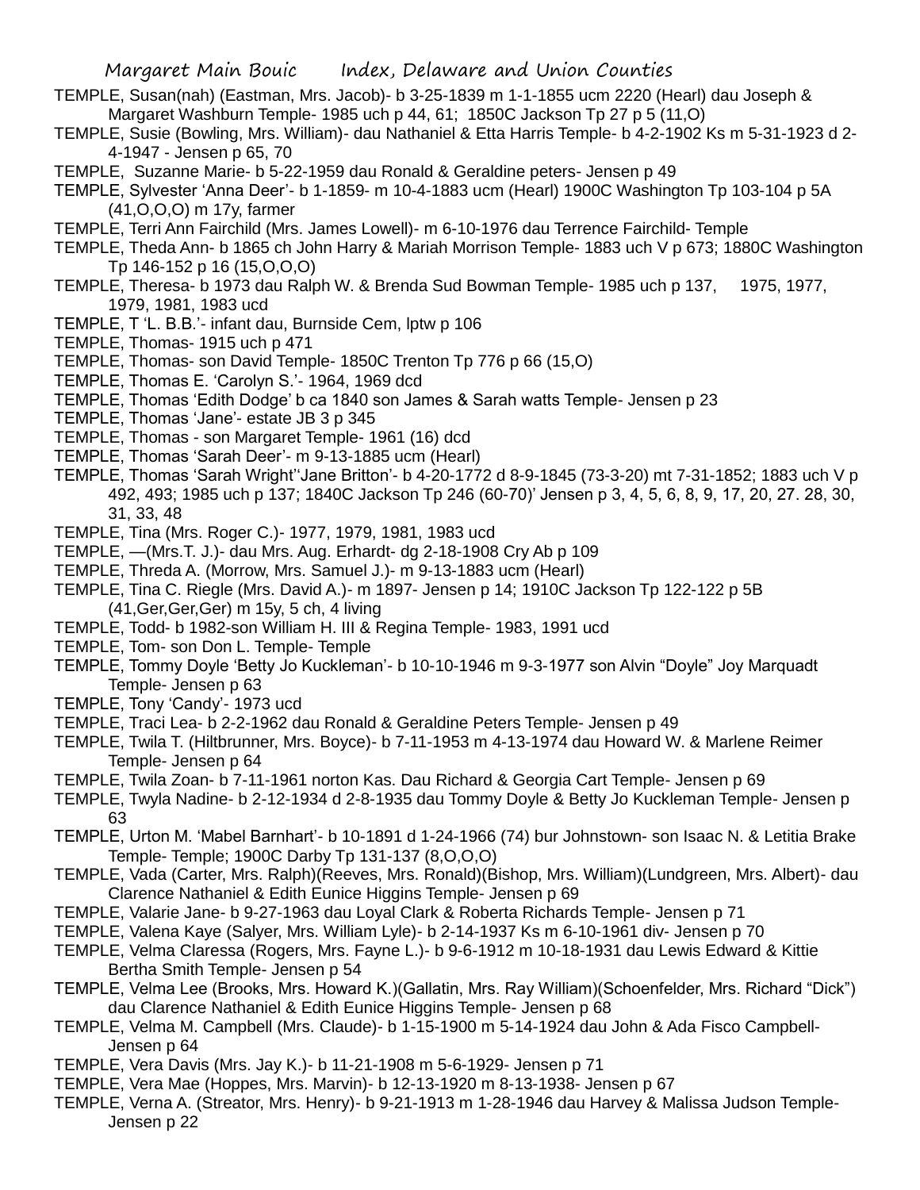TEMPLE, Susan(nah) (Eastman, Mrs. Jacob)- b 3-25-1839 m 1-1-1855 ucm 2220 (Hearl) dau Joseph & Margaret Washburn Temple- 1985 uch p 44, 61; 1850C Jackson Tp 27 p 5 (11,O)

TEMPLE, Susie (Bowling, Mrs. William)- dau Nathaniel & Etta Harris Temple- b 4-2-1902 Ks m 5-31-1923 d 2-4-1947 - Jensen p 65, 70

TEMPLE, Suzanne Marie- b 5-22-1959 dau Ronald & Geraldine peters- Jensen p 49

TEMPLE, Sylvester 'Anna Deer'- b 1-1859- m 10-4-1883 ucm (Hearl) 1900C Washington Tp 103-104 p 5A (41,O,O,O) m 17y, farmer

TEMPLE, Terri Ann Fairchild (Mrs. James Lowell)- m 6-10-1976 dau Terrence Fairchild- Temple

TEMPLE, Theda Ann- b 1865 ch John Harry & Mariah Morrison Temple- 1883 uch V p 673; 1880C Washington Tp 146-152 p 16 (15,O,O,O)

TEMPLE, Theresa- b 1973 dau Ralph W. & Brenda Sud Bowman Temple- 1985 uch p 137, 1975, 1977, 1979, 1981, 1983 ucd

TEMPLE, T 'L. B.B.'- infant dau, Burnside Cem, lptw p 106

TEMPLE, Thomas- 1915 uch p 471

TEMPLE, Thomas- son David Temple- 1850C Trenton Tp 776 p 66 (15,O)

TEMPLE, Thomas E. 'Carolyn S.'- 1964, 1969 dcd

TEMPLE, Thomas 'Edith Dodge' b ca 1840 son James & Sarah watts Temple- Jensen p 23

TEMPLE, Thomas 'Jane'- estate JB 3 p 345

TEMPLE, Thomas - son Margaret Temple- 1961 (16) dcd

TEMPLE, Thomas 'Sarah Deer'- m 9-13-1885 ucm (Hearl)

TEMPLE, Thomas 'Sarah Wright''Jane Britton'- b 4-20-1772 d 8-9-1845 (73-3-20) mt 7-31-1852; 1883 uch V p 492, 493; 1985 uch p 137; 1840C Jackson Tp 246 (60-70)' Jensen p 3, 4, 5, 6, 8, 9, 17, 20, 27. 28, 30, 31, 33, 48

TEMPLE, Tina (Mrs. Roger C.)- 1977, 1979, 1981, 1983 ucd

TEMPLE, —(Mrs.T. J.)- dau Mrs. Aug. Erhardt- dg 2-18-1908 Cry Ab p 109

TEMPLE, Threda A. (Morrow, Mrs. Samuel J.)- m 9-13-1883 ucm (Hearl)

TEMPLE, Tina C. Riegle (Mrs. David A.)- m 1897- Jensen p 14; 1910C Jackson Tp 122-122 p 5B (41,Ger,Ger,Ger) m 15y, 5 ch, 4 living

TEMPLE, Todd- b 1982-son William H. III & Regina Temple- 1983, 1991 ucd

TEMPLE, Tom- son Don L. Temple- Temple

TEMPLE, Tommy Doyle 'Betty Jo Kuckleman'- b 10-10-1946 m 9-3-1977 son Alvin "Doyle" Joy Marquadt Temple- Jensen p 63

TEMPLE, Tony 'Candy'- 1973 ucd

TEMPLE, Traci Lea- b 2-2-1962 dau Ronald & Geraldine Peters Temple- Jensen p 49

TEMPLE, Twila T. (Hiltbrunner, Mrs. Boyce)- b 7-11-1953 m 4-13-1974 dau Howard W. & Marlene Reimer Temple- Jensen p 64

TEMPLE, Twila Zoan- b 7-11-1961 norton Kas. Dau Richard & Georgia Cart Temple- Jensen p 69

TEMPLE, Twyla Nadine- b 2-12-1934 d 2-8-1935 dau Tommy Doyle & Betty Jo Kuckleman Temple- Jensen p 63

TEMPLE, Urton M. 'Mabel Barnhart'- b 10-1891 d 1-24-1966 (74) bur Johnstown- son Isaac N. & Letitia Brake Temple- Temple; 1900C Darby Tp 131-137 (8,O,O,O)

TEMPLE, Vada (Carter, Mrs. Ralph)(Reeves, Mrs. Ronald)(Bishop, Mrs. William)(Lundgreen, Mrs. Albert)- dau Clarence Nathaniel & Edith Eunice Higgins Temple- Jensen p 69

TEMPLE, Valarie Jane- b 9-27-1963 dau Loyal Clark & Roberta Richards Temple- Jensen p 71

TEMPLE, Valena Kaye (Salyer, Mrs. William Lyle)- b 2-14-1937 Ks m 6-10-1961 div- Jensen p 70

TEMPLE, Velma Claressa (Rogers, Mrs. Fayne L.)- b 9-6-1912 m 10-18-1931 dau Lewis Edward & Kittie Bertha Smith Temple- Jensen p 54

TEMPLE, Velma Lee (Brooks, Mrs. Howard K.)(Gallatin, Mrs. Ray William)(Schoenfelder, Mrs. Richard "Dick") dau Clarence Nathaniel & Edith Eunice Higgins Temple- Jensen p 68

TEMPLE, Velma M. Campbell (Mrs. Claude)- b 1-15-1900 m 5-14-1924 dau John & Ada Fisco Campbell- Jensen p 64

TEMPLE, Vera Davis (Mrs. Jay K.)- b 11-21-1908 m 5-6-1929- Jensen p 71

TEMPLE, Vera Mae (Hoppes, Mrs. Marvin)- b 12-13-1920 m 8-13-1938- Jensen p 67

TEMPLE, Verna A. (Streator, Mrs. Henry)- b 9-21-1913 m 1-28-1946 dau Harvey & Malissa Judson Temple- Jensen p 22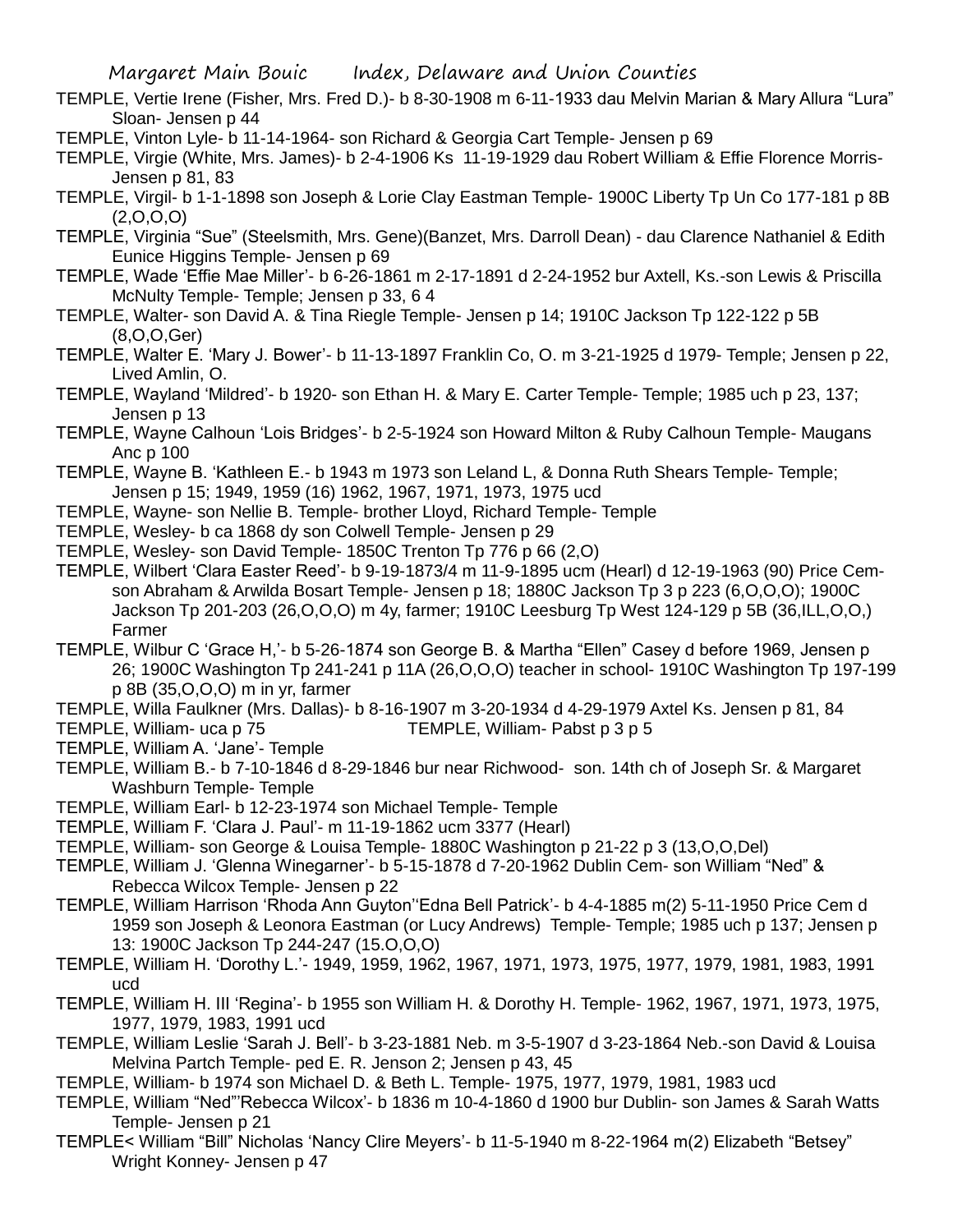TEMPLE, Vertie Irene (Fisher, Mrs. Fred D.)- b 8-30-1908 m 6-11-1933 dau Melvin Marian & Mary Allura "Lura" Sloan- Jensen p 44

TEMPLE, Vinton Lyle- b 11-14-1964- son Richard & Georgia Cart Temple- Jensen p 69

TEMPLE, Virgie (White, Mrs. James)- b 2-4-1906 Ks 11-19-1929 dau Robert William & Effie Florence Morris- Jensen p 81, 83

TEMPLE, Virgil- b 1-1-1898 son Joseph & Lorie Clay Eastman Temple- 1900C Liberty Tp Un Co 177-181 p 8B (2,O,O,O)

TEMPLE, Virginia "Sue" (Steelsmith, Mrs. Gene)(Banzet, Mrs. Darroll Dean) - dau Clarence Nathaniel & Edith Eunice Higgins Temple- Jensen p 69

TEMPLE, Wade 'Effie Mae Miller'- b 6-26-1861 m 2-17-1891 d 2-24-1952 bur Axtell, Ks.-son Lewis & Priscilla McNulty Temple- Temple; Jensen p 33, 6 4

TEMPLE, Walter- son David A. & Tina Riegle Temple- Jensen p 14; 1910C Jackson Tp 122-122 p 5B (8,O,O,Ger)

TEMPLE, Walter E. 'Mary J. Bower'- b 11-13-1897 Franklin Co, O. m 3-21-1925 d 1979- Temple; Jensen p 22, Lived Amlin, O.

TEMPLE, Wayland 'Mildred'- b 1920- son Ethan H. & Mary E. Carter Temple- Temple; 1985 uch p 23, 137; Jensen p 13

TEMPLE, Wayne Calhoun 'Lois Bridges'- b 2-5-1924 son Howard Milton & Ruby Calhoun Temple- Maugans Anc p 100

TEMPLE, Wayne B. 'Kathleen E.- b 1943 m 1973 son Leland L, & Donna Ruth Shears Temple- Temple; Jensen p 15; 1949, 1959 (16) 1962, 1967, 1971, 1973, 1975 ucd

TEMPLE, Wayne- son Nellie B. Temple- brother Lloyd, Richard Temple- Temple

TEMPLE, Wesley- b ca 1868 dy son Colwell Temple- Jensen p 29

TEMPLE, Wesley- son David Temple- 1850C Trenton Tp 776 p 66 (2,O)

TEMPLE, Wilbert 'Clara Easter Reed'- b 9-19-1873/4 m 11-9-1895 ucm (Hearl) d 12-19-1963 (90) Price Cem-son Abraham & Arwilda Bosart Temple- Jensen p 18; 1880C Jackson Tp 3 p 223 (6,O,O,O); 1900C Jackson Tp 201-203 (26,O,O,O) m 4y, farmer; 1910C Leesburg Tp West 124-129 p 5B (36,ILL,O,O,) Farmer

TEMPLE, Wilbur C 'Grace H,'- b 5-26-1874 son George B. & Martha "Ellen" Casey d before 1969, Jensen p 26; 1900C Washington Tp 241-241 p 11A (26,O,O,O) teacher in school- 1910C Washington Tp 197-199 p 8B (35,O,O,O) m in yr, farmer

TEMPLE, Willa Faulkner (Mrs. Dallas)- b 8-16-1907 m 3-20-1934 d 4-29-1979 Axtel Ks. Jensen p 81, 84

TEMPLE, William- uca p 75

TEMPLE, William- Pabst p 3 p 5

TEMPLE, William A. 'Jane'- Temple

TEMPLE, William B.- b 7-10-1846 d 8-29-1846 bur near Richwood- son. 14th ch of Joseph Sr. & Margaret Washburn Temple- Temple

TEMPLE, William Earl- b 12-23-1974 son Michael Temple- Temple

TEMPLE, William F. 'Clara J. Paul'- m 11-19-1862 ucm 3377 (Hearl)

TEMPLE, William- son George & Louisa Temple- 1880C Washington p 21-22 p 3 (13,O,O,Del)

TEMPLE, William J. 'Glenna Winegarner'- b 5-15-1878 d 7-20-1962 Dublin Cem- son William "Ned" & Rebecca Wilcox Temple- Jensen p 22

TEMPLE, William Harrison 'Rhoda Ann Guyton''Edna Bell Patrick'- b 4-4-1885 m(2) 5-11-1950 Price Cem d 1959 son Joseph & Leonora Eastman (or Lucy Andrews) Temple- Temple; 1985 uch p 137; Jensen p 13: 1900C Jackson Tp 244-247 (15.O,O,O)

TEMPLE, William H. 'Dorothy L.'- 1949, 1959, 1962, 1967, 1971, 1973, 1975, 1977, 1979, 1981, 1983, 1991 ucd

TEMPLE, William H. III 'Regina'- b 1955 son William H. & Dorothy H. Temple- 1962, 1967, 1971, 1973, 1975, 1977, 1979, 1983, 1991 ucd

TEMPLE, William Leslie 'Sarah J. Bell'- b 3-23-1881 Neb. m 3-5-1907 d 3-23-1864 Neb.-son David & Louisa Melvina Partch Temple- ped E. R. Jenson 2; Jensen p 43, 45

TEMPLE, William- b 1974 son Michael D. & Beth L. Temple- 1975, 1977, 1979, 1981, 1983 ucd

TEMPLE, William "Ned"'Rebecca Wilcox'- b 1836 m 10-4-1860 d 1900 bur Dublin- son James & Sarah Watts Temple- Jensen p 21

TEMPLE< William "Bill" Nicholas 'Nancy Clire Meyers'- b 11-5-1940 m 8-22-1964 m(2) Elizabeth "Betsey" Wright Konney- Jensen p 47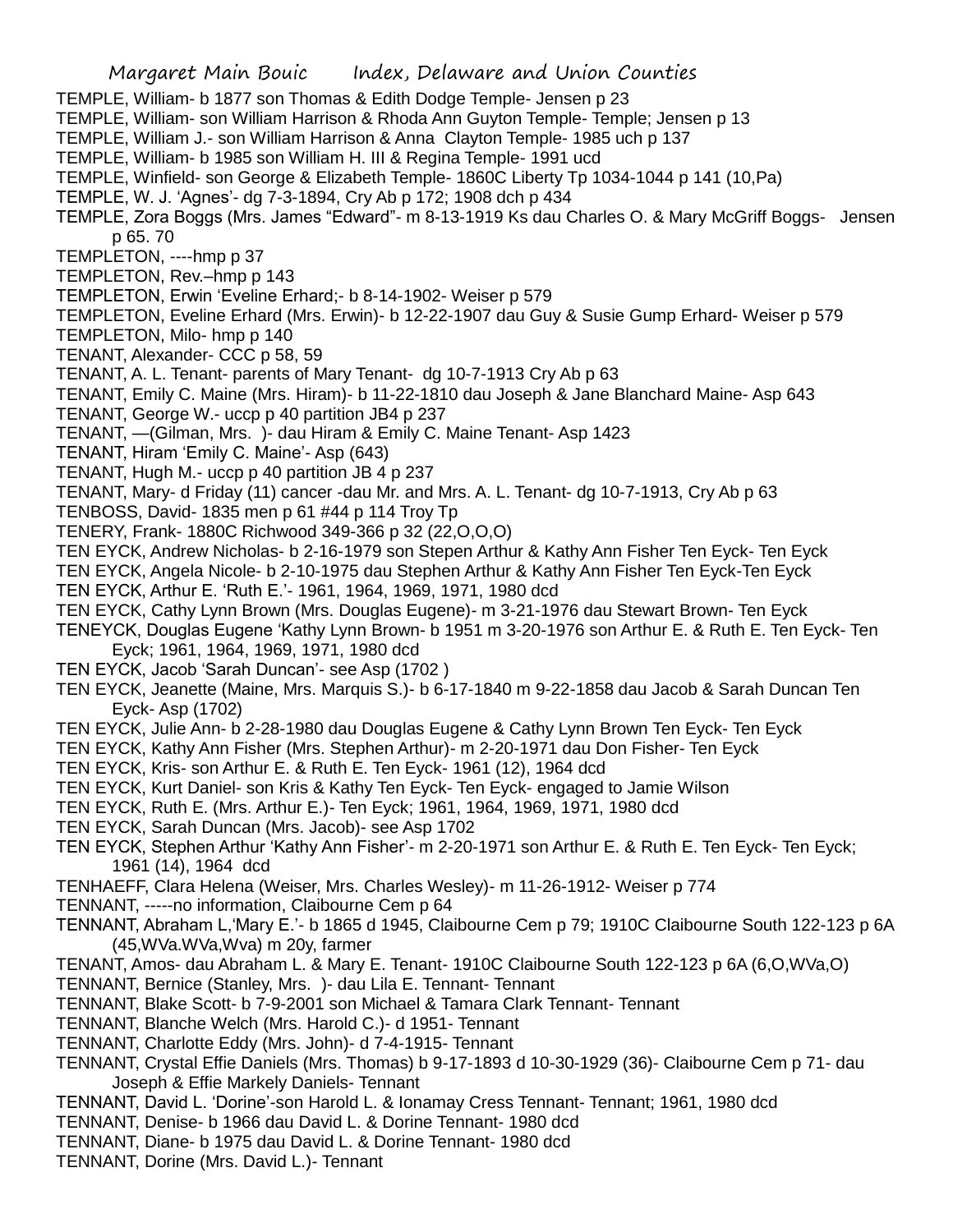TEMPLE, William- b 1877 son Thomas & Edith Dodge Temple- Jensen p 23

TEMPLE, William- son William Harrison & Rhoda Ann Guyton Temple- Temple; Jensen p 13

TEMPLE, William J.- son William Harrison & Anna Clayton Temple- 1985 uch p 137

TEMPLE, William- b 1985 son William H. III & Regina Temple- 1991 ucd

TEMPLE, Winfield- son George & Elizabeth Temple- 1860C Liberty Tp 1034-1044 p 141 (10,Pa)

TEMPLE, W. J. 'Agnes'- dg 7-3-1894, Cry Ab p 172; 1908 dch p 434

TEMPLE, Zora Boggs (Mrs. James "Edward"- m 8-13-1919 Ks dau Charles O. & Mary McGriff Boggs- Jensen p 65. 70

TEMPLETON, ----hmp p 37

TEMPLETON, Rev.–hmp p 143

TEMPLETON, Erwin 'Eveline Erhard;- b 8-14-1902- Weiser p 579

TEMPLETON, Eveline Erhard (Mrs. Erwin)- b 12-22-1907 dau Guy & Susie Gump Erhard- Weiser p 579

TEMPLETON, Milo- hmp p 140

TENANT, Alexander- CCC p 58, 59

TENANT, A. L. Tenant- parents of Mary Tenant- dg 10-7-1913 Cry Ab p 63

TENANT, Emily C. Maine (Mrs. Hiram)- b 11-22-1810 dau Joseph & Jane Blanchard Maine- Asp 643

TENANT, George W.- uccp p 40 partition JB4 p 237

TENANT, —(Gilman, Mrs. )- dau Hiram & Emily C. Maine Tenant- Asp 1423

TENANT, Hiram 'Emily C. Maine'- Asp (643)

TENANT, Hugh M.- uccp p 40 partition JB 4 p 237

TENANT, Mary- d Friday (11) cancer -dau Mr. and Mrs. A. L. Tenant- dg 10-7-1913, Cry Ab p 63

TENBOSS, David- 1835 men p 61 #44 p 114 Troy Tp

TENERY, Frank- 1880C Richwood 349-366 p 32 (22,O,O,O)

TEN EYCK, Andrew Nicholas- b 2-16-1979 son Stepen Arthur & Kathy Ann Fisher Ten Eyck- Ten Eyck

TEN EYCK, Angela Nicole- b 2-10-1975 dau Stephen Arthur & Kathy Ann Fisher Ten Eyck-Ten Eyck

TEN EYCK, Arthur E. 'Ruth E.'- 1961, 1964, 1969, 1971, 1980 dcd

TEN EYCK, Cathy Lynn Brown (Mrs. Douglas Eugene)- m 3-21-1976 dau Stewart Brown- Ten Eyck

TENEYCK, Douglas Eugene 'Kathy Lynn Brown- b 1951 m 3-20-1976 son Arthur E. & Ruth E. Ten Eyck- Ten Eyck; 1961, 1964, 1969, 1971, 1980 dcd

TEN EYCK, Jacob 'Sarah Duncan'- see Asp (1702 )

TEN EYCK, Jeanette (Maine, Mrs. Marquis S.)- b 6-17-1840 m 9-22-1858 dau Jacob & Sarah Duncan Ten Eyck- Asp (1702)

TEN EYCK, Julie Ann- b 2-28-1980 dau Douglas Eugene & Cathy Lynn Brown Ten Eyck- Ten Eyck

TEN EYCK, Kathy Ann Fisher (Mrs. Stephen Arthur)- m 2-20-1971 dau Don Fisher- Ten Eyck

TEN EYCK, Kris- son Arthur E. & Ruth E. Ten Eyck- 1961 (12), 1964 dcd

TEN EYCK, Kurt Daniel- son Kris & Kathy Ten Eyck- Ten Eyck- engaged to Jamie Wilson

TEN EYCK, Ruth E. (Mrs. Arthur E.)- Ten Eyck; 1961, 1964, 1969, 1971, 1980 dcd

TEN EYCK, Sarah Duncan (Mrs. Jacob)- see Asp 1702

TEN EYCK, Stephen Arthur 'Kathy Ann Fisher'- m 2-20-1971 son Arthur E. & Ruth E. Ten Eyck- Ten Eyck; 1961 (14), 1964 dcd

TENHAEFF, Clara Helena (Weiser, Mrs. Charles Wesley)- m 11-26-1912- Weiser p 774

TENNANT, -----no information, Claibourne Cem p 64

TENNANT, Abraham L,'Mary E.'- b 1865 d 1945, Claibourne Cem p 79; 1910C Claibourne South 122-123 p 6A (45,WVa.WVa,Wva) m 20y, farmer

TENANT, Amos- dau Abraham L. & Mary E. Tenant- 1910C Claibourne South 122-123 p 6A (6,O,WVa,O)

TENNANT, Bernice (Stanley, Mrs. )- dau Lila E. Tennant- Tennant

TENNANT, Blake Scott- b 7-9-2001 son Michael & Tamara Clark Tennant- Tennant

TENNANT, Blanche Welch (Mrs. Harold C.)- d 1951- Tennant

TENNANT, Charlotte Eddy (Mrs. John)- d 7-4-1915- Tennant

TENNANT, Crystal Effie Daniels (Mrs. Thomas) b 9-17-1893 d 10-30-1929 (36)- Claibourne Cem p 71- dau Joseph & Effie Markely Daniels- Tennant

TENNANT, David L. 'Dorine'-son Harold L. & Ionamay Cress Tennant- Tennant; 1961, 1980 dcd

TENNANT, Denise- b 1966 dau David L. & Dorine Tennant- 1980 dcd

TENNANT, Diane- b 1975 dau David L. & Dorine Tennant- 1980 dcd

TENNANT, Dorine (Mrs. David L.)- Tennant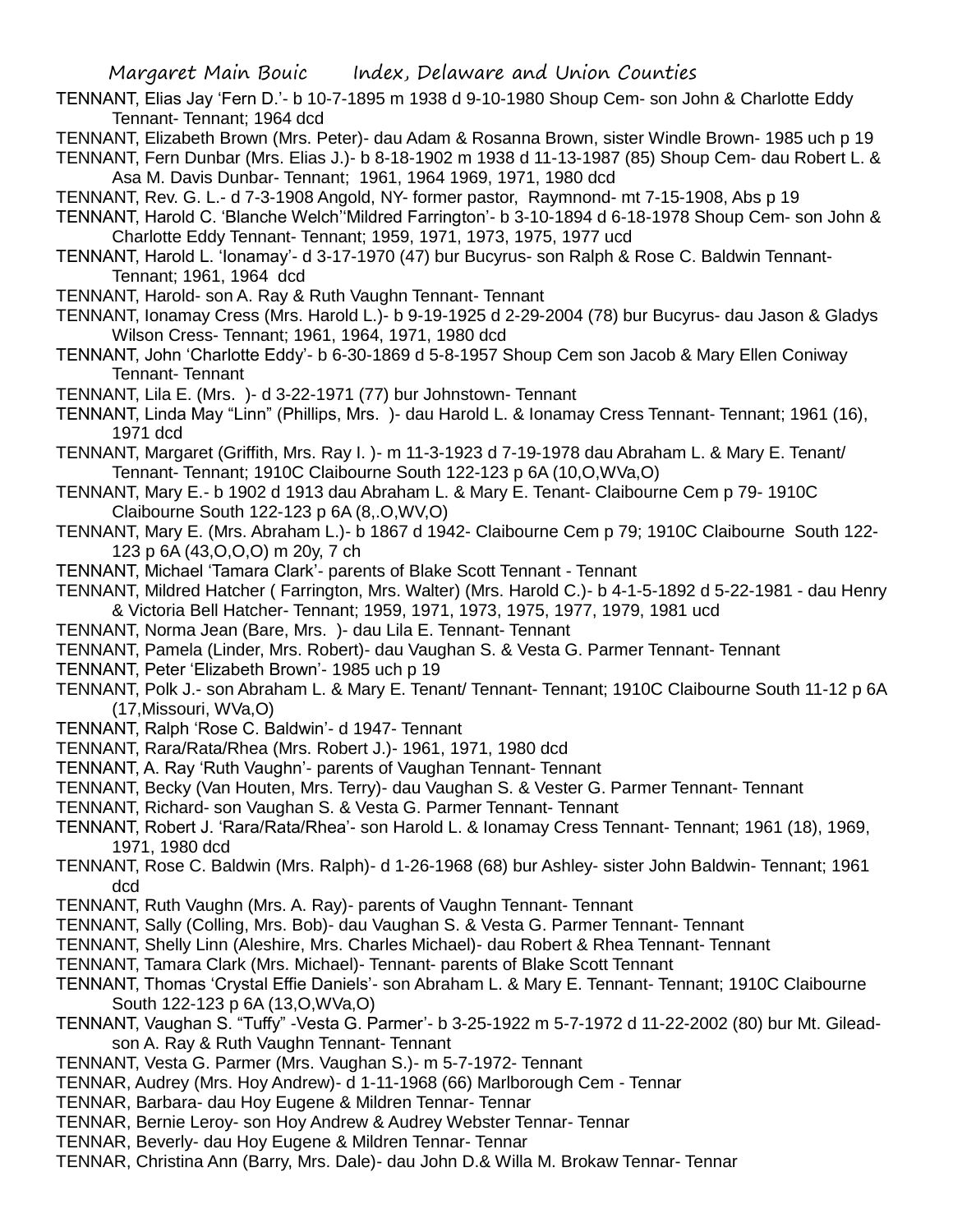TENNANT, Elias Jay 'Fern D.'- b 10-7-1895 m 1938 d 9-10-1980 Shoup Cem- son John & Charlotte Eddy Tennant- Tennant; 1964 dcd

TENNANT, Elizabeth Brown (Mrs. Peter)- dau Adam & Rosanna Brown, sister Windle Brown- 1985 uch p 19

TENNANT, Fern Dunbar (Mrs. Elias J.)- b 8-18-1902 m 1938 d 11-13-1987 (85) Shoup Cem- dau Robert L. & Asa M. Davis Dunbar- Tennant; 1961, 1964 1969, 1971, 1980 dcd

TENNANT, Rev. G. L.- d 7-3-1908 Angold, NY- former pastor, Raymnond- mt 7-15-1908, Abs p 19

TENNANT, Harold C. 'Blanche Welch''Mildred Farrington'- b 3-10-1894 d 6-18-1978 Shoup Cem- son John & Charlotte Eddy Tennant- Tennant; 1959, 1971, 1973, 1975, 1977 ucd

TENNANT, Harold L. 'Ionamay'- d 3-17-1970 (47) bur Bucyrus- son Ralph & Rose C. Baldwin Tennant- Tennant; 1961, 1964 dcd

TENNANT, Harold- son A. Ray & Ruth Vaughn Tennant- Tennant

TENNANT, Ionamay Cress (Mrs. Harold L.)- b 9-19-1925 d 2-29-2004 (78) bur Bucyrus- dau Jason & Gladys Wilson Cress- Tennant; 1961, 1964, 1971, 1980 dcd

TENNANT, John 'Charlotte Eddy'- b 6-30-1869 d 5-8-1957 Shoup Cem son Jacob & Mary Ellen Coniway Tennant- Tennant

TENNANT, Lila E. (Mrs. )- d 3-22-1971 (77) bur Johnstown- Tennant

TENNANT, Linda May "Linn" (Phillips, Mrs. )- dau Harold L. & Ionamay Cress Tennant- Tennant; 1961 (16), 1971 dcd

TENNANT, Margaret (Griffith, Mrs. Ray I. )- m 11-3-1923 d 7-19-1978 dau Abraham L. & Mary E. Tenant/ Tennant- Tennant; 1910C Claibourne South 122-123 p 6A (10,O,WVa,O)

TENNANT, Mary E.- b 1902 d 1913 dau Abraham L. & Mary E. Tenant- Claibourne Cem p 79- 1910C Claibourne South 122-123 p 6A (8,.O,WV,O)

TENNANT, Mary E. (Mrs. Abraham L.)- b 1867 d 1942- Claibourne Cem p 79; 1910C Claibourne South 122-123 p 6A (43,O,O,O) m 20y, 7 ch

TENNANT, Michael 'Tamara Clark'- parents of Blake Scott Tennant - Tennant

TENNANT, Mildred Hatcher ( Farrington, Mrs. Walter) (Mrs. Harold C.)- b 4-1-5-1892 d 5-22-1981 - dau Henry & Victoria Bell Hatcher- Tennant; 1959, 1971, 1973, 1975, 1977, 1979, 1981 ucd

TENNANT, Norma Jean (Bare, Mrs. )- dau Lila E. Tennant- Tennant

TENNANT, Pamela (Linder, Mrs. Robert)- dau Vaughan S. & Vesta G. Parmer Tennant- Tennant

TENNANT, Peter 'Elizabeth Brown'- 1985 uch p 19

TENNANT, Polk J.- son Abraham L. & Mary E. Tenant/ Tennant- Tennant; 1910C Claibourne South 11-12 p 6A (17,Missouri, WVa,O)

TENNANT, Ralph 'Rose C. Baldwin'- d 1947- Tennant

TENNANT, Rara/Rata/Rhea (Mrs. Robert J.)- 1961, 1971, 1980 dcd

TENNANT, A. Ray 'Ruth Vaughn'- parents of Vaughan Tennant- Tennant

TENNANT, Becky (Van Houten, Mrs. Terry)- dau Vaughan S. & Vester G. Parmer Tennant- Tennant

TENNANT, Richard- son Vaughan S. & Vesta G. Parmer Tennant- Tennant

TENNANT, Robert J. 'Rara/Rata/Rhea'- son Harold L. & Ionamay Cress Tennant- Tennant; 1961 (18), 1969, 1971, 1980 dcd

TENNANT, Rose C. Baldwin (Mrs. Ralph)- d 1-26-1968 (68) bur Ashley- sister John Baldwin- Tennant; 1961 dcd

TENNANT, Ruth Vaughn (Mrs. A. Ray)- parents of Vaughn Tennant- Tennant

TENNANT, Sally (Colling, Mrs. Bob)- dau Vaughan S. & Vesta G. Parmer Tennant- Tennant

TENNANT, Shelly Linn (Aleshire, Mrs. Charles Michael)- dau Robert & Rhea Tennant- Tennant

TENNANT, Tamara Clark (Mrs. Michael)- Tennant- parents of Blake Scott Tennant

TENNANT, Thomas 'Crystal Effie Daniels'- son Abraham L. & Mary E. Tennant- Tennant; 1910C Claibourne South 122-123 p 6A (13,O,WVa,O)

TENNANT, Vaughan S. "Tuffy" -Vesta G. Parmer'- b 3-25-1922 m 5-7-1972 d 11-22-2002 (80) bur Mt. Gilead- son A. Ray & Ruth Vaughn Tennant- Tennant

TENNANT, Vesta G. Parmer (Mrs. Vaughan S.)- m 5-7-1972- Tennant

TENNAR, Audrey (Mrs. Hoy Andrew)- d 1-11-1968 (66) Marlborough Cem - Tennar

TENNAR, Barbara- dau Hoy Eugene & Mildren Tennar- Tennar

TENNAR, Bernie Leroy- son Hoy Andrew & Audrey Webster Tennar- Tennar

TENNAR, Beverly- dau Hoy Eugene & Mildren Tennar- Tennar

TENNAR, Christina Ann (Barry, Mrs. Dale)- dau John D.& Willa M. Brokaw Tennar- Tennar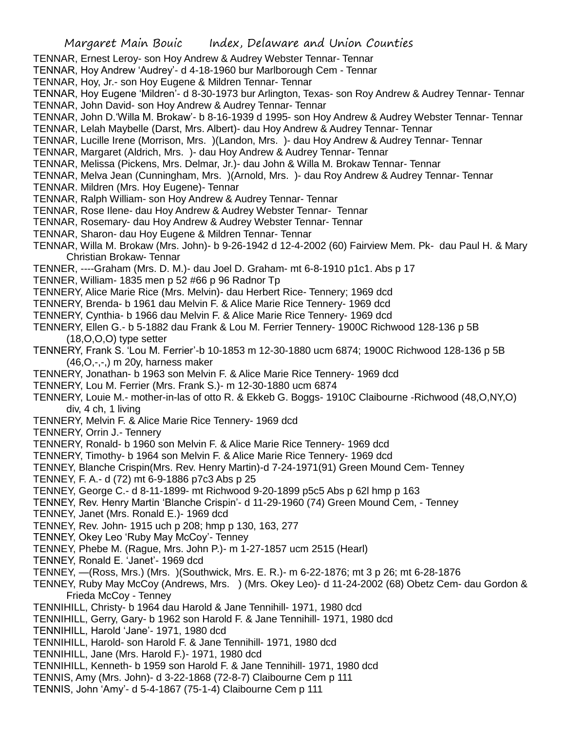TENNAR, Ernest Leroy- son Hoy Andrew & Audrey Webster Tennar- Tennar
TENNAR, Hoy Andrew 'Audrey'- d 4-18-1960 bur Marlborough Cem - Tennar
TENNAR, Hoy, Jr.- son Hoy Eugene & Mildren Tennar- Tennar
TENNAR, Hoy Eugene 'Mildren'- d 8-30-1973 bur Arlington, Texas- son Roy Andrew & Audrey Tennar- Tennar
TENNAR, John David- son Hoy Andrew & Audrey Tennar- Tennar
TENNAR, John D.'Willa M. Brokaw'- b 8-16-1939 d 1995- son Hoy Andrew & Audrey Webster Tennar- Tennar
TENNAR, Lelah Maybelle (Darst, Mrs. Albert)- dau Hoy Andrew & Audrey Tennar- Tennar
TENNAR, Lucille Irene (Morrison, Mrs. )(Landon, Mrs. )- dau Hoy Andrew & Audrey Tennar- Tennar
TENNAR, Margaret (Aldrich, Mrs. )- dau Hoy Andrew & Audrey Tennar- Tennar
TENNAR, Melissa (Pickens, Mrs. Delmar, Jr.)- dau John & Willa M. Brokaw Tennar- Tennar
TENNAR, Melva Jean (Cunningham, Mrs. )(Arnold, Mrs. )- dau Roy Andrew & Audrey Tennar- Tennar
TENNAR. Mildren (Mrs. Hoy Eugene)- Tennar
TENNAR, Ralph William- son Hoy Andrew & Audrey Tennar- Tennar
TENNAR, Rose Ilene- dau Hoy Andrew & Audrey Webster Tennar- Tennar
TENNAR, Rosemary- dau Hoy Andrew & Audrey Webster Tennar- Tennar
TENNAR, Sharon- dau Hoy Eugene & Mildren Tennar- Tennar
TENNAR, Willa M. Brokaw (Mrs. John)- b 9-26-1942 d 12-4-2002 (60) Fairview Mem. Pk- dau Paul H. & Mary Christian Brokaw- Tennar
TENNER, ----Graham (Mrs. D. M.)- dau Joel D. Graham- mt 6-8-1910 p1c1. Abs p 17
TENNER, William- 1835 men p 52 #66 p 96 Radnor Tp
TENNERY, Alice Marie Rice (Mrs. Melvin)- dau Herbert Rice- Tennery; 1969 dcd
TENNERY, Brenda- b 1961 dau Melvin F. & Alice Marie Rice Tennery- 1969 dcd
TENNERY, Cynthia- b 1966 dau Melvin F. & Alice Marie Rice Tennery- 1969 dcd
TENNERY, Ellen G.- b 5-1882 dau Frank & Lou M. Ferrier Tennery- 1900C Richwood 128-136 p 5B (18,O,O,O) type setter
TENNERY, Frank S. 'Lou M. Ferrier'-b 10-1853 m 12-30-1880 ucm 6874; 1900C Richwood 128-136 p 5B (46,O,-,-,) m 20y, harness maker
TENNERY, Jonathan- b 1963 son Melvin F. & Alice Marie Rice Tennery- 1969 dcd
TENNERY, Lou M. Ferrier (Mrs. Frank S.)- m 12-30-1880 ucm 6874
TENNERY, Louie M.- mother-in-las of otto R. & Ekkeb G. Boggs- 1910C Claibourne -Richwood (48,O,NY,O) div, 4 ch, 1 living
TENNERY, Melvin F. & Alice Marie Rice Tennery- 1969 dcd
TENNERY, Orrin J.- Tennery
TENNERY, Ronald- b 1960 son Melvin F. & Alice Marie Rice Tennery- 1969 dcd
TENNERY, Timothy- b 1964 son Melvin F. & Alice Marie Rice Tennery- 1969 dcd
TENNEY, Blanche Crispin(Mrs. Rev. Henry Martin)-d 7-24-1971(91) Green Mound Cem- Tenney
TENNEY, F. A.- d (72) mt 6-9-1886 p7c3 Abs p 25
TENNEY, George C.- d 8-11-1899- mt Richwood 9-20-1899 p5c5 Abs p 62l hmp p 163
TENNEY, Rev. Henry Martin 'Blanche Crispin'- d 11-29-1960 (74) Green Mound Cem, - Tenney
TENNEY, Janet (Mrs. Ronald E.)- 1969 dcd
TENNEY, Rev. John- 1915 uch p 208; hmp p 130, 163, 277
TENNEY, Okey Leo 'Ruby May McCoy'- Tenney
TENNEY, Phebe M. (Rague, Mrs. John P.)- m 1-27-1857 ucm 2515 (Hearl)
TENNEY, Ronald E. 'Janet'- 1969 dcd
TENNEY, —(Ross, Mrs.) (Mrs. )(Southwick, Mrs. E. R.)- m 6-22-1876; mt 3 p 26; mt 6-28-1876
TENNEY, Ruby May McCoy (Andrews, Mrs. ) (Mrs. Okey Leo)- d 11-24-2002 (68) Obetz Cem- dau Gordon & Frieda McCoy - Tenney
TENNIHILL, Christy- b 1964 dau Harold & Jane Tennihill- 1971, 1980 dcd
TENNIHILL, Gerry, Gary- b 1962 son Harold F. & Jane Tennihill- 1971, 1980 dcd
TENNIHILL, Harold 'Jane'- 1971, 1980 dcd
TENNIHILL, Harold- son Harold F. & Jane Tennihill- 1971, 1980 dcd
TENNIHILL, Jane (Mrs. Harold F.)- 1971, 1980 dcd
TENNIHILL, Kenneth- b 1959 son Harold F. & Jane Tennihill- 1971, 1980 dcd
TENNIS, Amy (Mrs. John)- d 3-22-1868 (72-8-7) Claibourne Cem p 111
TENNIS, John 'Amy'- d 5-4-1867 (75-1-4) Claibourne Cem p 111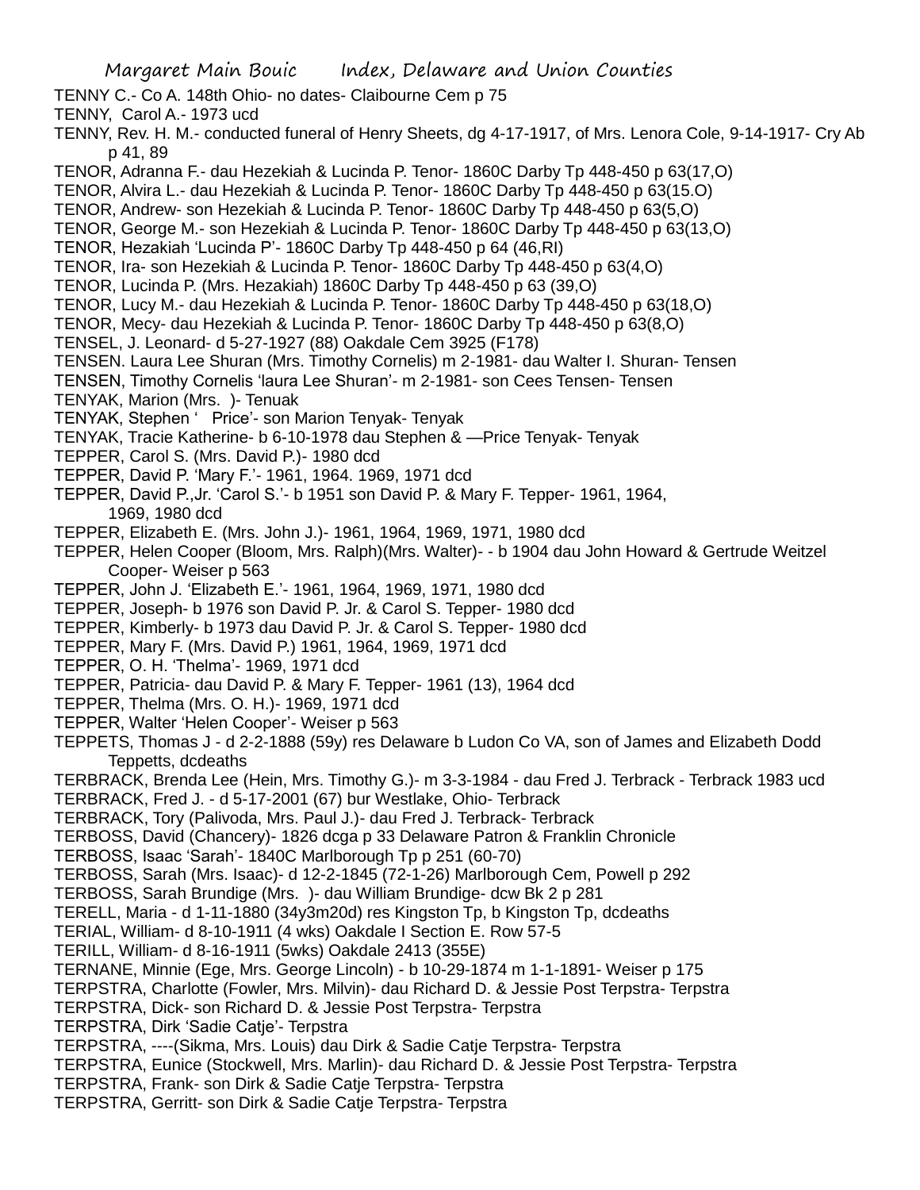TENNY C.- Co A. 148th Ohio- no dates- Claibourne Cem p 75

TENNY, Carol A.- 1973 ucd

TENNY, Rev. H. M.- conducted funeral of Henry Sheets, dg 4-17-1917, of Mrs. Lenora Cole, 9-14-1917- Cry Ab p 41, 89

TENOR, Adranna F.- dau Hezekiah & Lucinda P. Tenor- 1860C Darby Tp 448-450 p 63(17,O)

TENOR, Alvira L.- dau Hezekiah & Lucinda P. Tenor- 1860C Darby Tp 448-450 p 63(15.O)

TENOR, Andrew- son Hezekiah & Lucinda P. Tenor- 1860C Darby Tp 448-450 p 63(5,O)

TENOR, George M.- son Hezekiah & Lucinda P. Tenor- 1860C Darby Tp 448-450 p 63(13,O)

TENOR, Hezakiah 'Lucinda P'- 1860C Darby Tp 448-450 p 64 (46,RI)

TENOR, Ira- son Hezekiah & Lucinda P. Tenor- 1860C Darby Tp 448-450 p 63(4,O)

TENOR, Lucinda P. (Mrs. Hezakiah) 1860C Darby Tp 448-450 p 63 (39,O)

TENOR, Lucy M.- dau Hezekiah & Lucinda P. Tenor- 1860C Darby Tp 448-450 p 63(18,O)

TENOR, Mecy- dau Hezekiah & Lucinda P. Tenor- 1860C Darby Tp 448-450 p 63(8,O)

TENSEL, J. Leonard- d 5-27-1927 (88) Oakdale Cem 3925 (F178)

TENSEN. Laura Lee Shuran (Mrs. Timothy Cornelis) m 2-1981- dau Walter I. Shuran- Tensen

TENSEN, Timothy Cornelis 'laura Lee Shuran'- m 2-1981- son Cees Tensen- Tensen

TENYAK, Marion (Mrs. )- Tenuak

TENYAK, Stephen ' Price'- son Marion Tenyak- Tenyak

TENYAK, Tracie Katherine- b 6-10-1978 dau Stephen & —Price Tenyak- Tenyak

TEPPER, Carol S. (Mrs. David P.)- 1980 dcd

TEPPER, David P. 'Mary F.'- 1961, 1964. 1969, 1971 dcd

TEPPER, David P.,Jr. 'Carol S.'- b 1951 son David P. & Mary F. Tepper- 1961, 1964, 1969, 1980 dcd

TEPPER, Elizabeth E. (Mrs. John J.)- 1961, 1964, 1969, 1971, 1980 dcd

TEPPER, Helen Cooper (Bloom, Mrs. Ralph)(Mrs. Walter)- - b 1904 dau John Howard & Gertrude Weitzel Cooper- Weiser p 563

TEPPER, John J. 'Elizabeth E.'- 1961, 1964, 1969, 1971, 1980 dcd

TEPPER, Joseph- b 1976 son David P. Jr. & Carol S. Tepper- 1980 dcd

TEPPER, Kimberly- b 1973 dau David P. Jr. & Carol S. Tepper- 1980 dcd

TEPPER, Mary F. (Mrs. David P.) 1961, 1964, 1969, 1971 dcd

TEPPER, O. H. 'Thelma'- 1969, 1971 dcd

TEPPER, Patricia- dau David P. & Mary F. Tepper- 1961 (13), 1964 dcd

TEPPER, Thelma (Mrs. O. H.)- 1969, 1971 dcd

TEPPER, Walter 'Helen Cooper'- Weiser p 563

TEPPETS, Thomas J - d 2-2-1888 (59y) res Delaware b Ludon Co VA, son of James and Elizabeth Dodd Teppetts, dcdeaths

TERBRACK, Brenda Lee (Hein, Mrs. Timothy G.)- m 3-3-1984 - dau Fred J. Terbrack - Terbrack 1983 ucd

TERBRACK, Fred J. - d 5-17-2001 (67) bur Westlake, Ohio- Terbrack

TERBRACK, Tory (Palivoda, Mrs. Paul J.)- dau Fred J. Terbrack- Terbrack

TERBOSS, David (Chancery)- 1826 dcga p 33 Delaware Patron & Franklin Chronicle

TERBOSS, Isaac 'Sarah'- 1840C Marlborough Tp p 251 (60-70)

TERBOSS, Sarah (Mrs. Isaac)- d 12-2-1845 (72-1-26) Marlborough Cem, Powell p 292

TERBOSS, Sarah Brundige (Mrs. )- dau William Brundige- dcw Bk 2 p 281

TERELL, Maria - d 1-11-1880 (34y3m20d) res Kingston Tp, b Kingston Tp, dcdeaths

TERIAL, William- d 8-10-1911 (4 wks) Oakdale I Section E. Row 57-5

TERILL, William- d 8-16-1911 (5wks) Oakdale 2413 (355E)

TERNANE, Minnie (Ege, Mrs. George Lincoln) - b 10-29-1874 m 1-1-1891- Weiser p 175

TERPSTRA, Charlotte (Fowler, Mrs. Milvin)- dau Richard D. & Jessie Post Terpstra- Terpstra

TERPSTRA, Dick- son Richard D. & Jessie Post Terpstra- Terpstra

TERPSTRA, Dirk 'Sadie Catje'- Terpstra

TERPSTRA, ----(Sikma, Mrs. Louis) dau Dirk & Sadie Catje Terpstra- Terpstra

TERPSTRA, Eunice (Stockwell, Mrs. Marlin)- dau Richard D. & Jessie Post Terpstra- Terpstra

TERPSTRA, Frank- son Dirk & Sadie Catje Terpstra- Terpstra

TERPSTRA, Gerritt- son Dirk & Sadie Catje Terpstra- Terpstra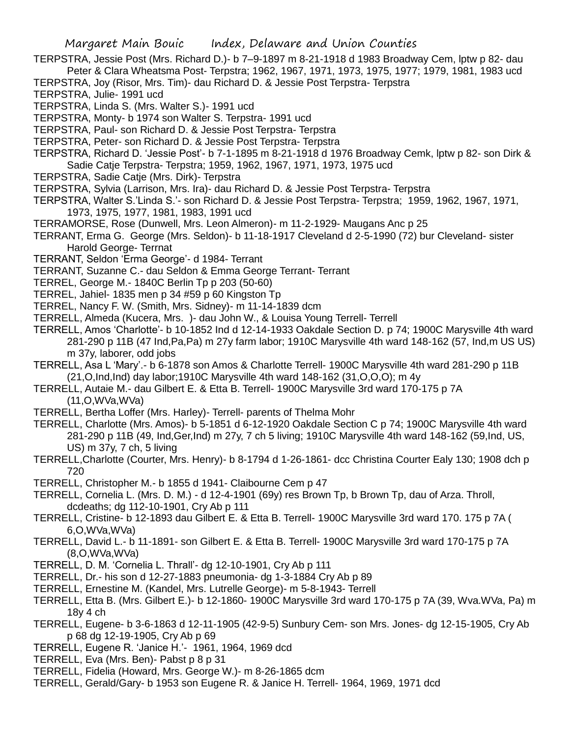TERPSTRA, Jessie Post (Mrs. Richard D.)- b 7–9-1897 m 8-21-1918 d 1983 Broadway Cem, lptw p 82- dau Peter & Clara Wheatsma Post- Terpstra; 1962, 1967, 1971, 1973, 1975, 1977; 1979, 1981, 1983 ucd

TERPSTRA, Joy (Risor, Mrs. Tim)- dau Richard D. & Jessie Post Terpstra- Terpstra

TERPSTRA, Julie- 1991 ucd

TERPSTRA, Linda S. (Mrs. Walter S.)- 1991 ucd

TERPSTRA, Monty- b 1974 son Walter S. Terpstra- 1991 ucd

TERPSTRA, Paul- son Richard D. & Jessie Post Terpstra- Terpstra

TERPSTRA, Peter- son Richard D. & Jessie Post Terpstra- Terpstra

TERPSTRA, Richard D. 'Jessie Post'- b 7-1-1895 m 8-21-1918 d 1976 Broadway Cemk, lptw p 82- son Dirk & Sadie Catje Terpstra- Terpstra; 1959, 1962, 1967, 1971, 1973, 1975 ucd

TERPSTRA, Sadie Catje (Mrs. Dirk)- Terpstra

TERPSTRA, Sylvia (Larrison, Mrs. Ira)- dau Richard D. & Jessie Post Terpstra- Terpstra

TERPSTRA, Walter S.'Linda S.'- son Richard D. & Jessie Post Terpstra- Terpstra; 1959, 1962, 1967, 1971, 1973, 1975, 1977, 1981, 1983, 1991 ucd

TERRAMORSE, Rose (Dunwell, Mrs. Leon Almeron)- m 11-2-1929- Maugans Anc p 25

TERRANT, Erma G. George (Mrs. Seldon)- b 11-18-1917 Cleveland d 2-5-1990 (72) bur Cleveland- sister Harold George- Terrnat

TERRANT, Seldon 'Erma George'- d 1984- Terrant

TERRANT, Suzanne C.- dau Seldon & Emma George Terrant- Terrant

TERREL, George M.- 1840C Berlin Tp p 203 (50-60)

TERREL, Jahiel- 1835 men p 34 #59 p 60 Kingston Tp

TERREL, Nancy F. W. (Smith, Mrs. Sidney)- m 11-14-1839 dcm

TERRELL, Almeda (Kucera, Mrs. )- dau John W., & Louisa Young Terrell- Terrell

TERRELL, Amos 'Charlotte'- b 10-1852 Ind d 12-14-1933 Oakdale Section D. p 74; 1900C Marysville 4th ward 281-290 p 11B (47 Ind,Pa,Pa) m 27y farm labor; 1910C Marysville 4th ward 148-162 (57, Ind,m US US) m 37y, laborer, odd jobs

TERRELL, Asa L 'Mary'.- b 6-1878 son Amos & Charlotte Terrell- 1900C Marysville 4th ward 281-290 p 11B (21,O,Ind,Ind) day labor;1910C Marysville 4th ward 148-162 (31,O,O,O); m 4y

TERRELL, Autaie M.- dau Gilbert E. & Etta B. Terrell- 1900C Marysville 3rd ward 170-175 p 7A (11,O,WVa,WVa)

TERRELL, Bertha Loffer (Mrs. Harley)- Terrell- parents of Thelma Mohr

TERRELL, Charlotte (Mrs. Amos)- b 5-1851 d 6-12-1920 Oakdale Section C p 74; 1900C Marysville 4th ward 281-290 p 11B (49, Ind,Ger,Ind) m 27y, 7 ch 5 living; 1910C Marysville 4th ward 148-162 (59,Ind, US, US) m 37y, 7 ch, 5 living

TERRELL,Charlotte (Courter, Mrs. Henry)- b 8-1794 d 1-26-1861- dcc Christina Courter Ealy 130; 1908 dch p 720

TERRELL, Christopher M.- b 1855 d 1941- Claibourne Cem p 47

TERRELL, Cornelia L. (Mrs. D. M.) - d 12-4-1901 (69y) res Brown Tp, b Brown Tp, dau of Arza. Throll, dcdeaths; dg 112-10-1901, Cry Ab p 111

TERRELL, Cristine- b 12-1893 dau Gilbert E. & Etta B. Terrell- 1900C Marysville 3rd ward 170. 175 p 7A ( 6,O,WVa,WVa)

TERRELL, David L.- b 11-1891- son Gilbert E. & Etta B. Terrell- 1900C Marysville 3rd ward 170-175 p 7A (8,O,WVa,WVa)

TERRELL, D. M. 'Cornelia L. Thrall'- dg 12-10-1901, Cry Ab p 111

TERRELL, Dr.- his son d 12-27-1883 pneumonia- dg 1-3-1884 Cry Ab p 89

TERRELL, Ernestine M. (Kandel, Mrs. Lutrelle George)- m 5-8-1943- Terrell

TERRELL, Etta B. (Mrs. Gilbert E.)- b 12-1860- 1900C Marysville 3rd ward 170-175 p 7A (39, Wva.WVa, Pa) m 18y 4 ch

TERRELL, Eugene- b 3-6-1863 d 12-11-1905 (42-9-5) Sunbury Cem- son Mrs. Jones- dg 12-15-1905, Cry Ab p 68 dg 12-19-1905, Cry Ab p 69

TERRELL, Eugene R. 'Janice H.'- 1961, 1964, 1969 dcd

TERRELL, Eva (Mrs. Ben)- Pabst p 8 p 31

TERRELL, Fidelia (Howard, Mrs. George W.)- m 8-26-1865 dcm

TERRELL, Gerald/Gary- b 1953 son Eugene R. & Janice H. Terrell- 1964, 1969, 1971 dcd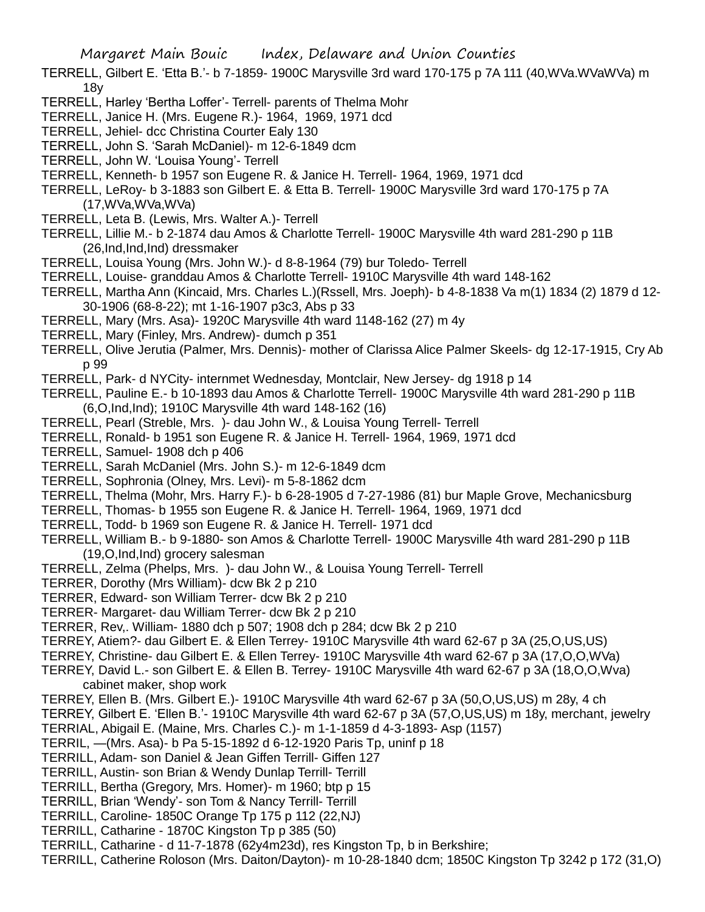TERRELL, Gilbert E. 'Etta B.'- b 7-1859- 1900C Marysville 3rd ward 170-175 p 7A 111 (40,WVa.WVaWVa) m 18y

TERRELL, Harley 'Bertha Loffer'- Terrell- parents of Thelma Mohr

TERRELL, Janice H. (Mrs. Eugene R.)- 1964, 1969, 1971 dcd

TERRELL, Jehiel- dcc Christina Courter Ealy 130

TERRELL, John S. 'Sarah McDaniel)- m 12-6-1849 dcm

TERRELL, John W. 'Louisa Young'- Terrell

TERRELL, Kenneth- b 1957 son Eugene R. & Janice H. Terrell- 1964, 1969, 1971 dcd

TERRELL, LeRoy- b 3-1883 son Gilbert E. & Etta B. Terrell- 1900C Marysville 3rd ward 170-175 p 7A (17,WVa,WVa,WVa)

TERRELL, Leta B. (Lewis, Mrs. Walter A.)- Terrell

TERRELL, Lillie M.- b 2-1874 dau Amos & Charlotte Terrell- 1900C Marysville 4th ward 281-290 p 11B (26,Ind,Ind,Ind) dressmaker

TERRELL, Louisa Young (Mrs. John W.)- d 8-8-1964 (79) bur Toledo- Terrell

TERRELL, Louise- granddau Amos & Charlotte Terrell- 1910C Marysville 4th ward 148-162

TERRELL, Martha Ann (Kincaid, Mrs. Charles L.)(Rssell, Mrs. Joeph)- b 4-8-1838 Va m(1) 1834 (2) 1879 d 12-30-1906 (68-8-22); mt 1-16-1907 p3c3, Abs p 33

TERRELL, Mary (Mrs. Asa)- 1920C Marysville 4th ward 1148-162 (27) m 4y

TERRELL, Mary (Finley, Mrs. Andrew)- dumch p 351

TERRELL, Olive Jerutia (Palmer, Mrs. Dennis)- mother of Clarissa Alice Palmer Skeels- dg 12-17-1915, Cry Ab p 99

TERRELL, Park- d NYCity- internmet Wednesday, Montclair, New Jersey- dg 1918 p 14

TERRELL, Pauline E.- b 10-1893 dau Amos & Charlotte Terrell- 1900C Marysville 4th ward 281-290 p 11B (6,O,Ind,Ind); 1910C Marysville 4th ward 148-162 (16)

TERRELL, Pearl (Streble, Mrs. )- dau John W., & Louisa Young Terrell- Terrell

TERRELL, Ronald- b 1951 son Eugene R. & Janice H. Terrell- 1964, 1969, 1971 dcd

TERRELL, Samuel- 1908 dch p 406

TERRELL, Sarah McDaniel (Mrs. John S.)- m 12-6-1849 dcm

TERRELL, Sophronia (Olney, Mrs. Levi)- m 5-8-1862 dcm

TERRELL, Thelma (Mohr, Mrs. Harry F.)- b 6-28-1905 d 7-27-1986 (81) bur Maple Grove, Mechanicsburg

TERRELL, Thomas- b 1955 son Eugene R. & Janice H. Terrell- 1964, 1969, 1971 dcd

TERRELL, Todd- b 1969 son Eugene R. & Janice H. Terrell- 1971 dcd

TERRELL, William B.- b 9-1880- son Amos & Charlotte Terrell- 1900C Marysville 4th ward 281-290 p 11B (19,O,Ind,Ind) grocery salesman

TERRELL, Zelma (Phelps, Mrs. )- dau John W., & Louisa Young Terrell- Terrell

TERRER, Dorothy (Mrs William)- dcw Bk 2 p 210

TERRER, Edward- son William Terrer- dcw Bk 2 p 210

TERRER- Margaret- dau William Terrer- dcw Bk 2 p 210

TERRER, Rev,. William- 1880 dch p 507; 1908 dch p 284; dcw Bk 2 p 210

TERREY, Atiem?- dau Gilbert E. & Ellen Terrey- 1910C Marysville 4th ward 62-67 p 3A (25,O,US,US)

TERREY, Christine- dau Gilbert E. & Ellen Terrey- 1910C Marysville 4th ward 62-67 p 3A (17,O,O,WVa)

TERREY, David L.- son Gilbert E. & Ellen B. Terrey- 1910C Marysville 4th ward 62-67 p 3A (18,O,O,Wva) cabinet maker, shop work

TERREY, Ellen B. (Mrs. Gilbert E.)- 1910C Marysville 4th ward 62-67 p 3A (50,O,US,US) m 28y, 4 ch

TERREY, Gilbert E. 'Ellen B.'- 1910C Marysville 4th ward 62-67 p 3A (57,O,US,US) m 18y, merchant, jewelry

TERRIAL, Abigail E. (Maine, Mrs. Charles C.)- m 1-1-1859 d 4-3-1893- Asp (1157)

TERRIL, —(Mrs. Asa)- b Pa 5-15-1892 d 6-12-1920 Paris Tp, uninf p 18

TERRILL, Adam- son Daniel & Jean Giffen Terrill- Giffen 127

TERRILL, Austin- son Brian & Wendy Dunlap Terrill- Terrill

TERRILL, Bertha (Gregory, Mrs. Homer)- m 1960; btp p 15

TERRILL, Brian 'Wendy'- son Tom & Nancy Terrill- Terrill

TERRILL, Caroline- 1850C Orange Tp 175 p 112 (22,NJ)

TERRILL, Catharine - 1870C Kingston Tp p 385 (50)

TERRILL, Catharine - d 11-7-1878 (62y4m23d), res Kingston Tp, b in Berkshire;

TERRILL, Catherine Roloson (Mrs. Daiton/Dayton)- m 10-28-1840 dcm; 1850C Kingston Tp 3242 p 172 (31,O)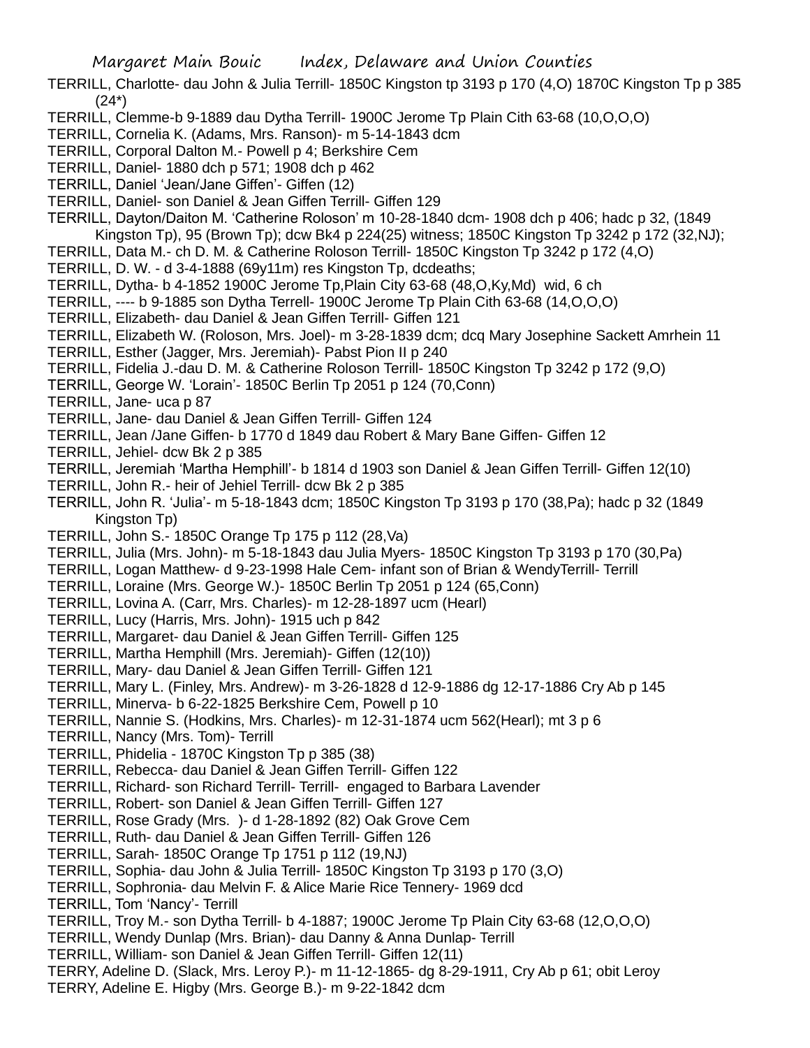TERRILL, Charlotte- dau John & Julia Terrill- 1850C Kingston tp 3193 p 170 (4,O) 1870C Kingston Tp p 385 (24*)

TERRILL, Clemme-b 9-1889 dau Dytha Terrill- 1900C Jerome Tp Plain Cith 63-68 (10,O,O,O)

TERRILL, Cornelia K. (Adams, Mrs. Ranson)- m 5-14-1843 dcm

TERRILL, Corporal Dalton M.- Powell p 4; Berkshire Cem

TERRILL, Daniel- 1880 dch p 571; 1908 dch p 462

TERRILL, Daniel 'Jean/Jane Giffen'- Giffen (12)

TERRILL, Daniel- son Daniel & Jean Giffen Terrill- Giffen 129

TERRILL, Dayton/Daiton M. 'Catherine Roloson' m 10-28-1840 dcm- 1908 dch p 406; hadc p 32, (1849 Kingston Tp), 95 (Brown Tp); dcw Bk4 p 224(25) witness; 1850C Kingston Tp 3242 p 172 (32,NJ);

TERRILL, Data M.- ch D. M. & Catherine Roloson Terrill- 1850C Kingston Tp 3242 p 172 (4,O)

TERRILL, D. W. - d 3-4-1888 (69y11m) res Kingston Tp, dcdeaths;

TERRILL, Dytha- b 4-1852 1900C Jerome Tp,Plain City 63-68 (48,O,Ky,Md) wid, 6 ch

TERRILL, ---- b 9-1885 son Dytha Terrell- 1900C Jerome Tp Plain Cith 63-68 (14,O,O,O)

TERRILL, Elizabeth- dau Daniel & Jean Giffen Terrill- Giffen 121

TERRILL, Elizabeth W. (Roloson, Mrs. Joel)- m 3-28-1839 dcm; dcq Mary Josephine Sackett Amrhein 11

TERRILL, Esther (Jagger, Mrs. Jeremiah)- Pabst Pion II p 240

TERRILL, Fidelia J.-dau D. M. & Catherine Roloson Terrill- 1850C Kingston Tp 3242 p 172 (9,O)

TERRILL, George W. 'Lorain'- 1850C Berlin Tp 2051 p 124 (70,Conn)

TERRILL, Jane- uca p 87

TERRILL, Jane- dau Daniel & Jean Giffen Terrill- Giffen 124

TERRILL, Jean /Jane Giffen- b 1770 d 1849 dau Robert & Mary Bane Giffen- Giffen 12

TERRILL, Jehiel- dcw Bk 2 p 385

TERRILL, Jeremiah 'Martha Hemphill'- b 1814 d 1903 son Daniel & Jean Giffen Terrill- Giffen 12(10)

TERRILL, John R.- heir of Jehiel Terrill- dcw Bk 2 p 385

TERRILL, John R. 'Julia'- m 5-18-1843 dcm; 1850C Kingston Tp 3193 p 170 (38,Pa); hadc p 32 (1849 Kingston Tp)

TERRILL, John S.- 1850C Orange Tp 175 p 112 (28,Va)

TERRILL, Julia (Mrs. John)- m 5-18-1843 dau Julia Myers- 1850C Kingston Tp 3193 p 170 (30,Pa)

TERRILL, Logan Matthew- d 9-23-1998 Hale Cem- infant son of Brian & WendyTerrill- Terrill

TERRILL, Loraine (Mrs. George W.)- 1850C Berlin Tp 2051 p 124 (65,Conn)

TERRILL, Lovina A. (Carr, Mrs. Charles)- m 12-28-1897 ucm (Hearl)

TERRILL, Lucy (Harris, Mrs. John)- 1915 uch p 842

TERRILL, Margaret- dau Daniel & Jean Giffen Terrill- Giffen 125

TERRILL, Martha Hemphill (Mrs. Jeremiah)- Giffen (12(10))

TERRILL, Mary- dau Daniel & Jean Giffen Terrill- Giffen 121

TERRILL, Mary L. (Finley, Mrs. Andrew)- m 3-26-1828 d 12-9-1886 dg 12-17-1886 Cry Ab p 145

TERRILL, Minerva- b 6-22-1825 Berkshire Cem, Powell p 10

TERRILL, Nannie S. (Hodkins, Mrs. Charles)- m 12-31-1874 ucm 562(Hearl); mt 3 p 6

TERRILL, Nancy (Mrs. Tom)- Terrill

TERRILL, Phidelia - 1870C Kingston Tp p 385 (38)

TERRILL, Rebecca- dau Daniel & Jean Giffen Terrill- Giffen 122

TERRILL, Richard- son Richard Terrill- Terrill- engaged to Barbara Lavender

TERRILL, Robert- son Daniel & Jean Giffen Terrill- Giffen 127

TERRILL, Rose Grady (Mrs. )- d 1-28-1892 (82) Oak Grove Cem

TERRILL, Ruth- dau Daniel & Jean Giffen Terrill- Giffen 126

TERRILL, Sarah- 1850C Orange Tp 1751 p 112 (19,NJ)

TERRILL, Sophia- dau John & Julia Terrill- 1850C Kingston Tp 3193 p 170 (3,O)

TERRILL, Sophronia- dau Melvin F. & Alice Marie Rice Tennery- 1969 dcd

TERRILL, Tom 'Nancy'- Terrill

TERRILL, Troy M.- son Dytha Terrill- b 4-1887; 1900C Jerome Tp Plain City 63-68 (12,O,O,O)

TERRILL, Wendy Dunlap (Mrs. Brian)- dau Danny & Anna Dunlap- Terrill

TERRILL, William- son Daniel & Jean Giffen Terrill- Giffen 12(11)

TERRY, Adeline D. (Slack, Mrs. Leroy P.)- m 11-12-1865- dg 8-29-1911, Cry Ab p 61; obit Leroy

TERRY, Adeline E. Higby (Mrs. George B.)- m 9-22-1842 dcm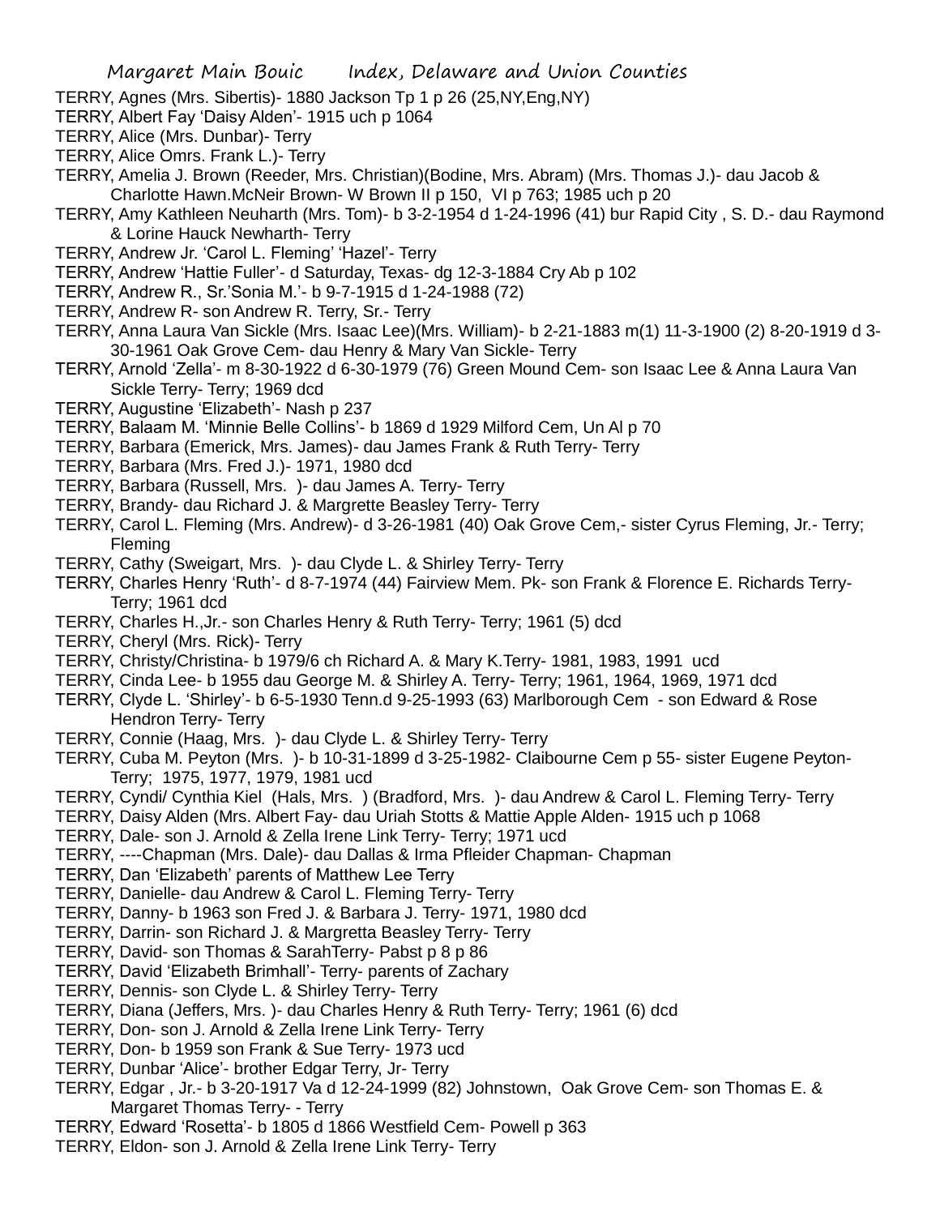TERRY, Agnes (Mrs. Sibertis)- 1880 Jackson Tp 1 p 26 (25,NY,Eng,NY)

TERRY, Albert Fay 'Daisy Alden'- 1915 uch p 1064

TERRY, Alice (Mrs. Dunbar)- Terry

TERRY, Alice Omrs. Frank L.)- Terry

TERRY, Amelia J. Brown (Reeder, Mrs. Christian)(Bodine, Mrs. Abram) (Mrs. Thomas J.)- dau Jacob & Charlotte Hawn.McNeir Brown- W Brown II p 150, VI p 763; 1985 uch p 20

TERRY, Amy Kathleen Neuharth (Mrs. Tom)- b 3-2-1954 d 1-24-1996 (41) bur Rapid City , S. D.- dau Raymond & Lorine Hauck Newharth- Terry

TERRY, Andrew Jr. 'Carol L. Fleming' 'Hazel'- Terry

TERRY, Andrew 'Hattie Fuller'- d Saturday, Texas- dg 12-3-1884 Cry Ab p 102

TERRY, Andrew R., Sr.'Sonia M.'- b 9-7-1915 d 1-24-1988 (72)

TERRY, Andrew R- son Andrew R. Terry, Sr.- Terry

TERRY, Anna Laura Van Sickle (Mrs. Isaac Lee)(Mrs. William)- b 2-21-1883 m(1) 11-3-1900 (2) 8-20-1919 d 3-30-1961 Oak Grove Cem- dau Henry & Mary Van Sickle- Terry

TERRY, Arnold 'Zella'- m 8-30-1922 d 6-30-1979 (76) Green Mound Cem- son Isaac Lee & Anna Laura Van Sickle Terry- Terry; 1969 dcd

TERRY, Augustine 'Elizabeth'- Nash p 237

TERRY, Balaam M. 'Minnie Belle Collins'- b 1869 d 1929 Milford Cem, Un Al p 70

TERRY, Barbara (Emerick, Mrs. James)- dau James Frank & Ruth Terry- Terry

TERRY, Barbara (Mrs. Fred J.)- 1971, 1980 dcd

TERRY, Barbara (Russell, Mrs. )- dau James A. Terry- Terry

TERRY, Brandy- dau Richard J. & Margrette Beasley Terry- Terry

TERRY, Carol L. Fleming (Mrs. Andrew)- d 3-26-1981 (40) Oak Grove Cem,- sister Cyrus Fleming, Jr.- Terry; Fleming

TERRY, Cathy (Sweigart, Mrs. )- dau Clyde L. & Shirley Terry- Terry

TERRY, Charles Henry 'Ruth'- d 8-7-1974 (44) Fairview Mem. Pk- son Frank & Florence E. Richards Terry- Terry; 1961 dcd

TERRY, Charles H.,Jr.- son Charles Henry & Ruth Terry- Terry; 1961 (5) dcd

TERRY, Cheryl (Mrs. Rick)- Terry

TERRY, Christy/Christina- b 1979/6 ch Richard A. & Mary K.Terry- 1981, 1983, 1991 ucd

TERRY, Cinda Lee- b 1955 dau George M. & Shirley A. Terry- Terry; 1961, 1964, 1969, 1971 dcd

TERRY, Clyde L. 'Shirley'- b 6-5-1930 Tenn.d 9-25-1993 (63) Marlborough Cem - son Edward & Rose Hendron Terry- Terry

TERRY, Connie (Haag, Mrs. )- dau Clyde L. & Shirley Terry- Terry

TERRY, Cuba M. Peyton (Mrs. )- b 10-31-1899 d 3-25-1982- Claibourne Cem p 55- sister Eugene Peyton- Terry; 1975, 1977, 1979, 1981 ucd

TERRY, Cyndi/ Cynthia Kiel (Hals, Mrs. ) (Bradford, Mrs. )- dau Andrew & Carol L. Fleming Terry- Terry

TERRY, Daisy Alden (Mrs. Albert Fay- dau Uriah Stotts & Mattie Apple Alden- 1915 uch p 1068

TERRY, Dale- son J. Arnold & Zella Irene Link Terry- Terry; 1971 ucd

TERRY, ----Chapman (Mrs. Dale)- dau Dallas & Irma Pfleider Chapman- Chapman

TERRY, Dan 'Elizabeth' parents of Matthew Lee Terry

TERRY, Danielle- dau Andrew & Carol L. Fleming Terry- Terry

TERRY, Danny- b 1963 son Fred J. & Barbara J. Terry- 1971, 1980 dcd

TERRY, Darrin- son Richard J. & Margretta Beasley Terry- Terry

TERRY, David- son Thomas & SarahTerry- Pabst p 8 p 86

TERRY, David 'Elizabeth Brimhall'- Terry- parents of Zachary

TERRY, Dennis- son Clyde L. & Shirley Terry- Terry

TERRY, Diana (Jeffers, Mrs. )- dau Charles Henry & Ruth Terry- Terry; 1961 (6) dcd

TERRY, Don- son J. Arnold & Zella Irene Link Terry- Terry

TERRY, Don- b 1959 son Frank & Sue Terry- 1973 ucd

TERRY, Dunbar 'Alice'- brother Edgar Terry, Jr- Terry

TERRY, Edgar , Jr.- b 3-20-1917 Va d 12-24-1999 (82) Johnstown, Oak Grove Cem- son Thomas E. & Margaret Thomas Terry- - Terry

TERRY, Edward 'Rosetta'- b 1805 d 1866 Westfield Cem- Powell p 363

TERRY, Eldon- son J. Arnold & Zella Irene Link Terry- Terry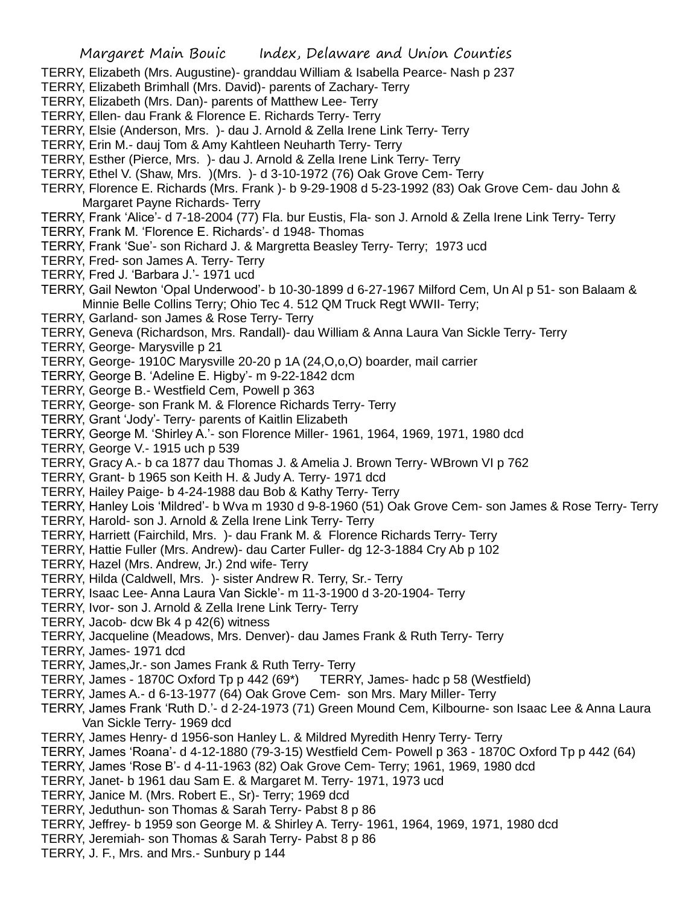TERRY, Elizabeth (Mrs. Augustine)- granddau William & Isabella Pearce- Nash p 237
TERRY, Elizabeth Brimhall (Mrs. David)- parents of Zachary- Terry
TERRY, Elizabeth (Mrs. Dan)- parents of Matthew Lee- Terry
TERRY, Ellen- dau Frank & Florence E. Richards Terry- Terry
TERRY, Elsie (Anderson, Mrs. )- dau J. Arnold & Zella Irene Link Terry- Terry
TERRY, Erin M.- dauj Tom & Amy Kahtleen Neuharth Terry- Terry
TERRY, Esther (Pierce, Mrs. )- dau J. Arnold & Zella Irene Link Terry- Terry
TERRY, Ethel V. (Shaw, Mrs. )(Mrs. )- d 3-10-1972 (76) Oak Grove Cem- Terry
TERRY, Florence E. Richards (Mrs. Frank )- b 9-29-1908 d 5-23-1992 (83) Oak Grove Cem- dau John & Margaret Payne Richards- Terry
TERRY, Frank 'Alice'- d 7-18-2004 (77) Fla. bur Eustis, Fla- son J. Arnold & Zella Irene Link Terry- Terry
TERRY, Frank M. 'Florence E. Richards'- d 1948- Thomas
TERRY, Frank 'Sue'- son Richard J. & Margretta Beasley Terry- Terry; 1973 ucd
TERRY, Fred- son James A. Terry- Terry
TERRY, Fred J. 'Barbara J.'- 1971 ucd
TERRY, Gail Newton 'Opal Underwood'- b 10-30-1899 d 6-27-1967 Milford Cem, Un Al p 51- son Balaam & Minnie Belle Collins Terry; Ohio Tec 4. 512 QM Truck Regt WWII- Terry;
TERRY, Garland- son James & Rose Terry- Terry
TERRY, Geneva (Richardson, Mrs. Randall)- dau William & Anna Laura Van Sickle Terry- Terry
TERRY, George- Marysville p 21
TERRY, George- 1910C Marysville 20-20 p 1A (24,O,o,O) boarder, mail carrier
TERRY, George B. 'Adeline E. Higby'- m 9-22-1842 dcm
TERRY, George B.- Westfield Cem, Powell p 363
TERRY, George- son Frank M. & Florence Richards Terry- Terry
TERRY, Grant 'Jody'- Terry- parents of Kaitlin Elizabeth
TERRY, George M. 'Shirley A.'- son Florence Miller- 1961, 1964, 1969, 1971, 1980 dcd
TERRY, George V.- 1915 uch p 539
TERRY, Gracy A.- b ca 1877 dau Thomas J. & Amelia J. Brown Terry- WBrown VI p 762
TERRY, Grant- b 1965 son Keith H. & Judy A. Terry- 1971 dcd
TERRY, Hailey Paige- b 4-24-1988 dau Bob & Kathy Terry- Terry
TERRY, Hanley Lois 'Mildred'- b Wva m 1930 d 9-8-1960 (51) Oak Grove Cem- son James & Rose Terry- Terry
TERRY, Harold- son J. Arnold & Zella Irene Link Terry- Terry
TERRY, Harriett (Fairchild, Mrs. )- dau Frank M. & Florence Richards Terry- Terry
TERRY, Hattie Fuller (Mrs. Andrew)- dau Carter Fuller- dg 12-3-1884 Cry Ab p 102
TERRY, Hazel (Mrs. Andrew, Jr.) 2nd wife- Terry
TERRY, Hilda (Caldwell, Mrs. )- sister Andrew R. Terry, Sr.- Terry
TERRY, Isaac Lee- Anna Laura Van Sickle'- m 11-3-1900 d 3-20-1904- Terry
TERRY, Ivor- son J. Arnold & Zella Irene Link Terry- Terry
TERRY, Jacob- dcw Bk 4 p 42(6) witness
TERRY, Jacqueline (Meadows, Mrs. Denver)- dau James Frank & Ruth Terry- Terry
TERRY, James- 1971 dcd
TERRY, James,Jr.- son James Frank & Ruth Terry- Terry
TERRY, James - 1870C Oxford Tp p 442 (69*)     TERRY, James- hadc p 58 (Westfield)
TERRY, James A.- d 6-13-1977 (64) Oak Grove Cem- son Mrs. Mary Miller- Terry
TERRY, James Frank 'Ruth D.'- d 2-24-1973 (71) Green Mound Cem, Kilbourne- son Isaac Lee & Anna Laura Van Sickle Terry- 1969 dcd
TERRY, James Henry- d 1956-son Hanley L. & Mildred Myredith Henry Terry- Terry
TERRY, James 'Roana'- d 4-12-1880 (79-3-15) Westfield Cem- Powell p 363 - 1870C Oxford Tp p 442 (64)
TERRY, James 'Rose B'- d 4-11-1963 (82) Oak Grove Cem- Terry; 1961, 1969, 1980 dcd
TERRY, Janet- b 1961 dau Sam E. & Margaret M. Terry- 1971, 1973 ucd
TERRY, Janice M. (Mrs. Robert E., Sr)- Terry; 1969 dcd
TERRY, Jeduthun- son Thomas & Sarah Terry- Pabst 8 p 86
TERRY, Jeffrey- b 1959 son George M. & Shirley A. Terry- 1961, 1964, 1969, 1971, 1980 dcd
TERRY, Jeremiah- son Thomas & Sarah Terry- Pabst 8 p 86
TERRY, J. F., Mrs. and Mrs.- Sunbury p 144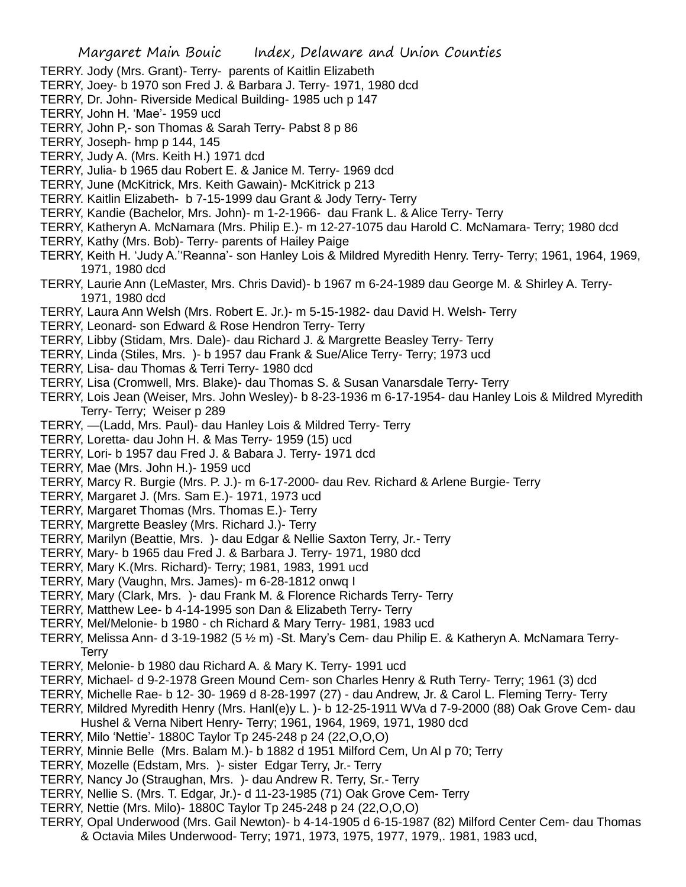TERRY. Jody (Mrs. Grant)- Terry- parents of Kaitlin Elizabeth

TERRY, Joey- b 1970 son Fred J. & Barbara J. Terry- 1971, 1980 dcd

TERRY, Dr. John- Riverside Medical Building- 1985 uch p 147

TERRY, John H. 'Mae'- 1959 ucd

TERRY, John P,- son Thomas & Sarah Terry- Pabst 8 p 86

TERRY, Joseph- hmp p 144, 145

TERRY, Judy A. (Mrs. Keith H.) 1971 dcd

TERRY, Julia- b 1965 dau Robert E. & Janice M. Terry- 1969 dcd

TERRY, June (McKitrick, Mrs. Keith Gawain)- McKitrick p 213

TERRY. Kaitlin Elizabeth- b 7-15-1999 dau Grant & Jody Terry- Terry

TERRY, Kandie (Bachelor, Mrs. John)- m 1-2-1966- dau Frank L. & Alice Terry- Terry

TERRY, Katheryn A. McNamara (Mrs. Philip E.)- m 12-27-1075 dau Harold C. McNamara- Terry; 1980 dcd

TERRY, Kathy (Mrs. Bob)- Terry- parents of Hailey Paige

TERRY, Keith H. 'Judy A.''Reanna'- son Hanley Lois & Mildred Myredith Henry. Terry- Terry; 1961, 1964, 1969, 1971, 1980 dcd

TERRY, Laurie Ann (LeMaster, Mrs. Chris David)- b 1967 m 6-24-1989 dau George M. & Shirley A. Terry- 1971, 1980 dcd

TERRY, Laura Ann Welsh (Mrs. Robert E. Jr.)- m 5-15-1982- dau David H. Welsh- Terry

TERRY, Leonard- son Edward & Rose Hendron Terry- Terry

TERRY, Libby (Stidam, Mrs. Dale)- dau Richard J. & Margrette Beasley Terry- Terry

TERRY, Linda (Stiles, Mrs. )- b 1957 dau Frank & Sue/Alice Terry- Terry; 1973 ucd

TERRY, Lisa- dau Thomas & Terri Terry- 1980 dcd

TERRY, Lisa (Cromwell, Mrs. Blake)- dau Thomas S. & Susan Vanarsdale Terry- Terry

TERRY, Lois Jean (Weiser, Mrs. John Wesley)- b 8-23-1936 m 6-17-1954- dau Hanley Lois & Mildred Myredith Terry- Terry; Weiser p 289

TERRY, —(Ladd, Mrs. Paul)- dau Hanley Lois & Mildred Terry- Terry

TERRY, Loretta- dau John H. & Mas Terry- 1959 (15) ucd

TERRY, Lori- b 1957 dau Fred J. & Babara J. Terry- 1971 dcd

TERRY, Mae (Mrs. John H.)- 1959 ucd

TERRY, Marcy R. Burgie (Mrs. P. J.)- m 6-17-2000- dau Rev. Richard & Arlene Burgie- Terry

TERRY, Margaret J. (Mrs. Sam E.)- 1971, 1973 ucd

TERRY, Margaret Thomas (Mrs. Thomas E.)- Terry

TERRY, Margrette Beasley (Mrs. Richard J.)- Terry

TERRY, Marilyn (Beattie, Mrs. )- dau Edgar & Nellie Saxton Terry, Jr.- Terry

TERRY, Mary- b 1965 dau Fred J. & Barbara J. Terry- 1971, 1980 dcd

TERRY, Mary K.(Mrs. Richard)- Terry; 1981, 1983, 1991 ucd

TERRY, Mary (Vaughn, Mrs. James)- m 6-28-1812 onwq I

TERRY, Mary (Clark, Mrs. )- dau Frank M. & Florence Richards Terry- Terry

TERRY, Matthew Lee- b 4-14-1995 son Dan & Elizabeth Terry- Terry

TERRY, Mel/Melonie- b 1980 - ch Richard & Mary Terry- 1981, 1983 ucd

TERRY, Melissa Ann- d 3-19-1982 (5 ½ m) -St. Mary's Cem- dau Philip E. & Katheryn A. McNamara Terry- Terry

TERRY, Melonie- b 1980 dau Richard A. & Mary K. Terry- 1991 ucd

TERRY, Michael- d 9-2-1978 Green Mound Cem- son Charles Henry & Ruth Terry- Terry; 1961 (3) dcd

TERRY, Michelle Rae- b 12- 30- 1969 d 8-28-1997 (27) - dau Andrew, Jr. & Carol L. Fleming Terry- Terry

TERRY, Mildred Myredith Henry (Mrs. Hanl(e)y L. )- b 12-25-1911 WVa d 7-9-2000 (88) Oak Grove Cem- dau Hushel & Verna Nibert Henry- Terry; 1961, 1964, 1969, 1971, 1980 dcd

TERRY, Milo 'Nettie'- 1880C Taylor Tp 245-248 p 24 (22,O,O,O)

TERRY, Minnie Belle (Mrs. Balam M.)- b 1882 d 1951 Milford Cem, Un Al p 70; Terry

TERRY, Mozelle (Edstam, Mrs. )- sister Edgar Terry, Jr.- Terry

TERRY, Nancy Jo (Straughan, Mrs. )- dau Andrew R. Terry, Sr.- Terry

TERRY, Nellie S. (Mrs. T. Edgar, Jr.)- d 11-23-1985 (71) Oak Grove Cem- Terry

TERRY, Nettie (Mrs. Milo)- 1880C Taylor Tp 245-248 p 24 (22,O,O,O)

TERRY, Opal Underwood (Mrs. Gail Newton)- b 4-14-1905 d 6-15-1987 (82) Milford Center Cem- dau Thomas & Octavia Miles Underwood- Terry; 1971, 1973, 1975, 1977, 1979,. 1981, 1983 ucd,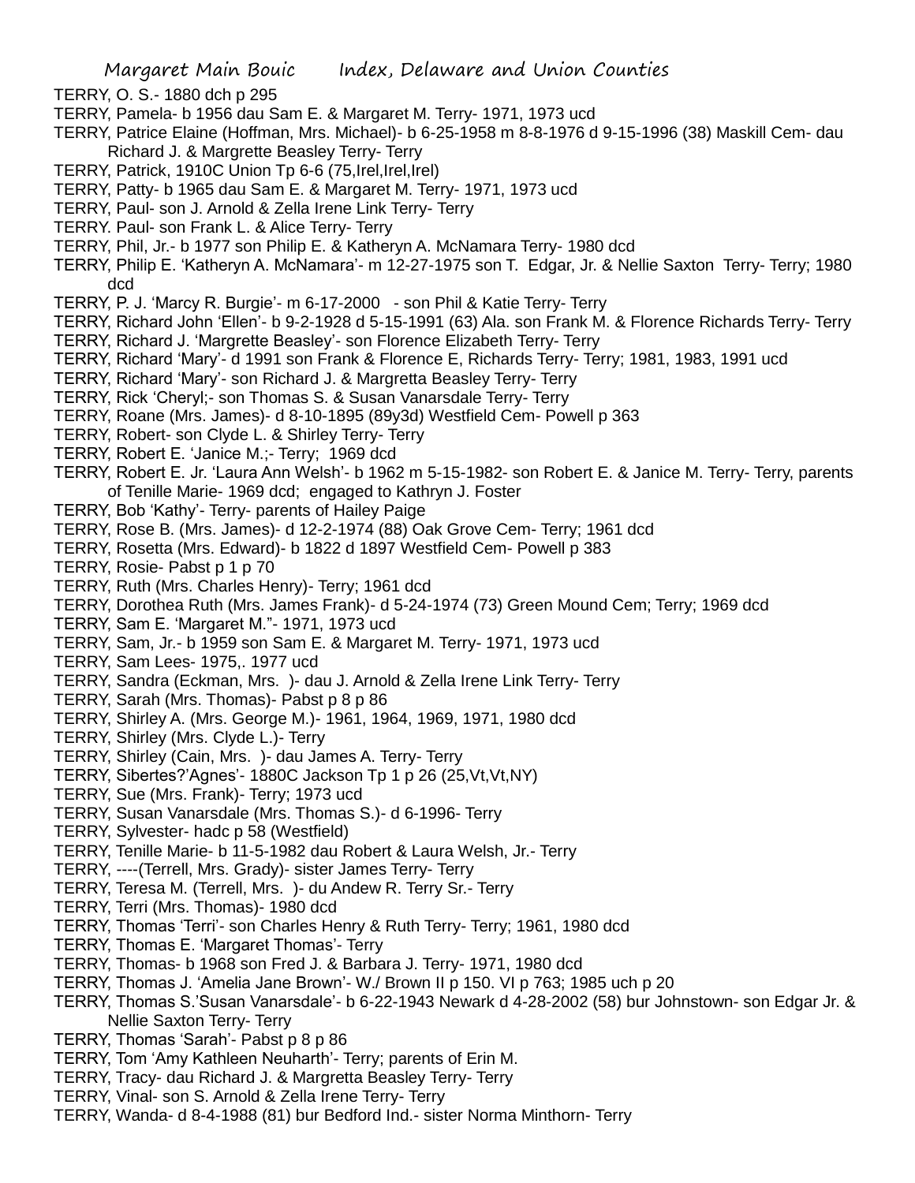TERRY, O. S.- 1880 dch p 295

TERRY, Pamela- b 1956 dau Sam E. & Margaret M. Terry- 1971, 1973 ucd

TERRY, Patrice Elaine (Hoffman, Mrs. Michael)- b 6-25-1958 m 8-8-1976 d 9-15-1996 (38) Maskill Cem- dau Richard J. & Margrette Beasley Terry- Terry

TERRY, Patrick, 1910C Union Tp 6-6 (75,Irel,Irel,Irel)

TERRY, Patty- b 1965 dau Sam E. & Margaret M. Terry- 1971, 1973 ucd

TERRY, Paul- son J. Arnold & Zella Irene Link Terry- Terry

TERRY. Paul- son Frank L. & Alice Terry- Terry

TERRY, Phil, Jr.- b 1977 son Philip E. & Katheryn A. McNamara Terry- 1980 dcd

TERRY, Philip E. 'Katheryn A. McNamara'- m 12-27-1975 son T. Edgar, Jr. & Nellie Saxton Terry- Terry; 1980 dcd

TERRY, P. J. 'Marcy R. Burgie'- m 6-17-2000 - son Phil & Katie Terry- Terry

TERRY, Richard John 'Ellen'- b 9-2-1928 d 5-15-1991 (63) Ala. son Frank M. & Florence Richards Terry- Terry

TERRY, Richard J. 'Margrette Beasley'- son Florence Elizabeth Terry- Terry

TERRY, Richard 'Mary'- d 1991 son Frank & Florence E, Richards Terry- Terry; 1981, 1983, 1991 ucd

TERRY, Richard 'Mary'- son Richard J. & Margretta Beasley Terry- Terry

TERRY, Rick 'Cheryl;- son Thomas S. & Susan Vanarsdale Terry- Terry

TERRY, Roane (Mrs. James)- d 8-10-1895 (89y3d) Westfield Cem- Powell p 363

TERRY, Robert- son Clyde L. & Shirley Terry- Terry

TERRY, Robert E. 'Janice M.;- Terry; 1969 dcd

TERRY, Robert E. Jr. 'Laura Ann Welsh'- b 1962 m 5-15-1982- son Robert E. & Janice M. Terry- Terry, parents of Tenille Marie- 1969 dcd; engaged to Kathryn J. Foster

TERRY, Bob 'Kathy'- Terry- parents of Hailey Paige

TERRY, Rose B. (Mrs. James)- d 12-2-1974 (88) Oak Grove Cem- Terry; 1961 dcd

TERRY, Rosetta (Mrs. Edward)- b 1822 d 1897 Westfield Cem- Powell p 383

TERRY, Rosie- Pabst p 1 p 70

TERRY, Ruth (Mrs. Charles Henry)- Terry; 1961 dcd

TERRY, Dorothea Ruth (Mrs. James Frank)- d 5-24-1974 (73) Green Mound Cem; Terry; 1969 dcd

TERRY, Sam E. 'Margaret M."- 1971, 1973 ucd

TERRY, Sam, Jr.- b 1959 son Sam E. & Margaret M. Terry- 1971, 1973 ucd

TERRY, Sam Lees- 1975,. 1977 ucd

TERRY, Sandra (Eckman, Mrs. )- dau J. Arnold & Zella Irene Link Terry- Terry

TERRY, Sarah (Mrs. Thomas)- Pabst p 8 p 86

TERRY, Shirley A. (Mrs. George M.)- 1961, 1964, 1969, 1971, 1980 dcd

TERRY, Shirley (Mrs. Clyde L.)- Terry

TERRY, Shirley (Cain, Mrs. )- dau James A. Terry- Terry

TERRY, Sibertes?'Agnes'- 1880C Jackson Tp 1 p 26 (25,Vt,Vt,NY)

TERRY, Sue (Mrs. Frank)- Terry; 1973 ucd

TERRY, Susan Vanarsdale (Mrs. Thomas S.)- d 6-1996- Terry

TERRY, Sylvester- hadc p 58 (Westfield)

TERRY, Tenille Marie- b 11-5-1982 dau Robert & Laura Welsh, Jr.- Terry

TERRY, ----(Terrell, Mrs. Grady)- sister James Terry- Terry

TERRY, Teresa M. (Terrell, Mrs. )- du Andew R. Terry Sr.- Terry

TERRY, Terri (Mrs. Thomas)- 1980 dcd

TERRY, Thomas 'Terri'- son Charles Henry & Ruth Terry- Terry; 1961, 1980 dcd

TERRY, Thomas E. 'Margaret Thomas'- Terry

TERRY, Thomas- b 1968 son Fred J. & Barbara J. Terry- 1971, 1980 dcd

TERRY, Thomas J. 'Amelia Jane Brown'- W./ Brown II p 150. VI p 763; 1985 uch p 20

TERRY, Thomas S.'Susan Vanarsdale'- b 6-22-1943 Newark d 4-28-2002 (58) bur Johnstown- son Edgar Jr. & Nellie Saxton Terry- Terry

TERRY, Thomas 'Sarah'- Pabst p 8 p 86

TERRY, Tom 'Amy Kathleen Neuharth'- Terry; parents of Erin M.

TERRY, Tracy- dau Richard J. & Margretta Beasley Terry- Terry

TERRY, Vinal- son S. Arnold & Zella Irene Terry- Terry

TERRY, Wanda- d 8-4-1988 (81) bur Bedford Ind.- sister Norma Minthorn- Terry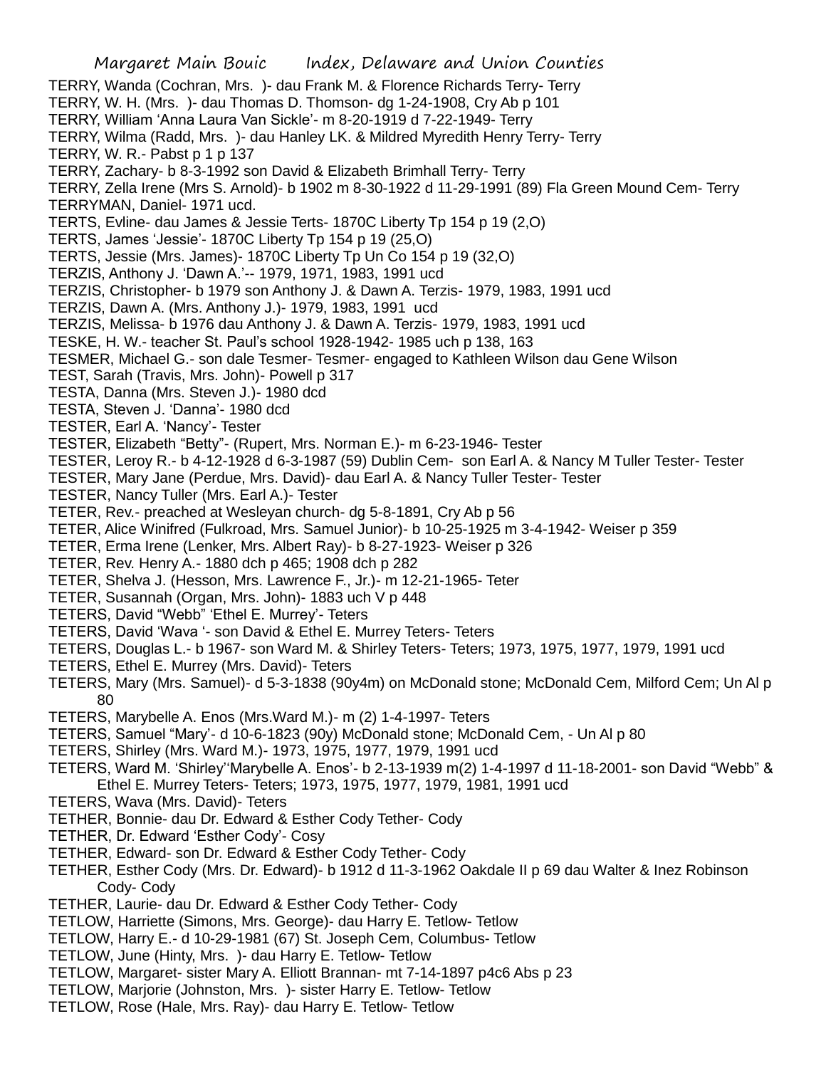TERRY, Wanda (Cochran, Mrs. )- dau Frank M. & Florence Richards Terry- Terry
TERRY, W. H. (Mrs. )- dau Thomas D. Thomson- dg 1-24-1908, Cry Ab p 101
TERRY, William 'Anna Laura Van Sickle'- m 8-20-1919 d 7-22-1949- Terry
TERRY, Wilma (Radd, Mrs. )- dau Hanley LK. & Mildred Myredith Henry Terry- Terry
TERRY, W. R.- Pabst p 1 p 137
TERRY, Zachary- b 8-3-1992 son David & Elizabeth Brimhall Terry- Terry
TERRY, Zella Irene (Mrs S. Arnold)- b 1902 m 8-30-1922 d 11-29-1991 (89) Fla Green Mound Cem- Terry
TERRYMAN, Daniel- 1971 ucd.
TERTS, Evline- dau James & Jessie Terts- 1870C Liberty Tp 154 p 19 (2,O)
TERTS, James 'Jessie'- 1870C Liberty Tp 154 p 19 (25,O)
TERTS, Jessie (Mrs. James)- 1870C Liberty Tp Un Co 154 p 19 (32,O)
TERZIS, Anthony J. 'Dawn A.'-- 1979, 1971, 1983, 1991 ucd
TERZIS, Christopher- b 1979 son Anthony J. & Dawn A. Terzis- 1979, 1983, 1991 ucd
TERZIS, Dawn A. (Mrs. Anthony J.)- 1979, 1983, 1991 ucd
TERZIS, Melissa- b 1976 dau Anthony J. & Dawn A. Terzis- 1979, 1983, 1991 ucd
TESKE, H. W.- teacher St. Paul's school 1928-1942- 1985 uch p 138, 163
TESMER, Michael G.- son dale Tesmer- Tesmer- engaged to Kathleen Wilson dau Gene Wilson
TEST, Sarah (Travis, Mrs. John)- Powell p 317
TESTA, Danna (Mrs. Steven J.)- 1980 dcd
TESTA, Steven J. 'Danna'- 1980 dcd
TESTER, Earl A. 'Nancy'- Tester
TESTER, Elizabeth "Betty"- (Rupert, Mrs. Norman E.)- m 6-23-1946- Tester
TESTER, Leroy R.- b 4-12-1928 d 6-3-1987 (59) Dublin Cem- son Earl A. & Nancy M Tuller Tester- Tester
TESTER, Mary Jane (Perdue, Mrs. David)- dau Earl A. & Nancy Tuller Tester- Tester
TESTER, Nancy Tuller (Mrs. Earl A.)- Tester
TETER, Rev.- preached at Wesleyan church- dg 5-8-1891, Cry Ab p 56
TETER, Alice Winifred (Fulkroad, Mrs. Samuel Junior)- b 10-25-1925 m 3-4-1942- Weiser p 359
TETER, Erma Irene (Lenker, Mrs. Albert Ray)- b 8-27-1923- Weiser p 326
TETER, Rev. Henry A.- 1880 dch p 465; 1908 dch p 282
TETER, Shelva J. (Hesson, Mrs. Lawrence F., Jr.)- m 12-21-1965- Teter
TETER, Susannah (Organ, Mrs. John)- 1883 uch V p 448
TETERS, David "Webb" 'Ethel E. Murrey'- Teters
TETERS, David 'Wava '- son David & Ethel E. Murrey Teters- Teters
TETERS, Douglas L.- b 1967- son Ward M. & Shirley Teters- Teters; 1973, 1975, 1977, 1979, 1991 ucd
TETERS, Ethel E. Murrey (Mrs. David)- Teters
TETERS, Mary (Mrs. Samuel)- d 5-3-1838 (90y4m) on McDonald stone; McDonald Cem, Milford Cem; Un Al p 80
TETERS, Marybelle A. Enos (Mrs.Ward M.)- m (2) 1-4-1997- Teters
TETERS, Samuel "Mary'- d 10-6-1823 (90y) McDonald stone; McDonald Cem, - Un Al p 80
TETERS, Shirley (Mrs. Ward M.)- 1973, 1975, 1977, 1979, 1991 ucd
TETERS, Ward M. 'Shirley''Marybelle A. Enos'- b 2-13-1939 m(2) 1-4-1997 d 11-18-2001- son David "Webb" & Ethel E. Murrey Teters- Teters; 1973, 1975, 1977, 1979, 1981, 1991 ucd
TETERS, Wava (Mrs. David)- Teters
TETHER, Bonnie- dau Dr. Edward & Esther Cody Tether- Cody
TETHER, Dr. Edward 'Esther Cody'- Cosy
TETHER, Edward- son Dr. Edward & Esther Cody Tether- Cody
TETHER, Esther Cody (Mrs. Dr. Edward)- b 1912 d 11-3-1962 Oakdale II p 69 dau Walter & Inez Robinson Cody- Cody
TETHER, Laurie- dau Dr. Edward & Esther Cody Tether- Cody
TETLOW, Harriette (Simons, Mrs. George)- dau Harry E. Tetlow- Tetlow
TETLOW, Harry E.- d 10-29-1981 (67) St. Joseph Cem, Columbus- Tetlow
TETLOW, June (Hinty, Mrs. )- dau Harry E. Tetlow- Tetlow
TETLOW, Margaret- sister Mary A. Elliott Brannan- mt 7-14-1897 p4c6 Abs p 23
TETLOW, Marjorie (Johnston, Mrs. )- sister Harry E. Tetlow- Tetlow
TETLOW, Rose (Hale, Mrs. Ray)- dau Harry E. Tetlow- Tetlow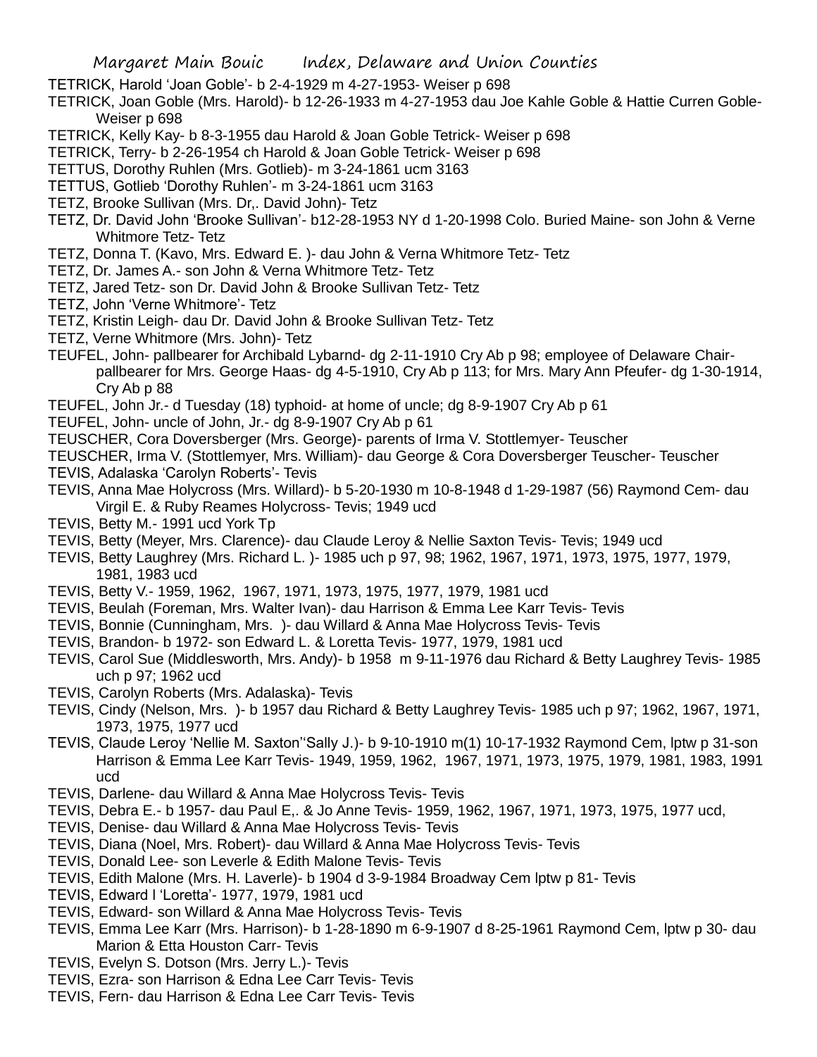TETRICK, Harold 'Joan Goble'- b 2-4-1929 m 4-27-1953- Weiser p 698

TETRICK, Joan Goble (Mrs. Harold)- b 12-26-1933 m 4-27-1953 dau Joe Kahle Goble & Hattie Curren Goble- Weiser p 698

TETRICK, Kelly Kay- b 8-3-1955 dau Harold & Joan Goble Tetrick- Weiser p 698

TETRICK, Terry- b 2-26-1954 ch Harold & Joan Goble Tetrick- Weiser p 698

TETTUS, Dorothy Ruhlen (Mrs. Gotlieb)- m 3-24-1861 ucm 3163

TETTUS, Gotlieb 'Dorothy Ruhlen'- m 3-24-1861 ucm 3163

TETZ, Brooke Sullivan (Mrs. Dr,. David John)- Tetz

TETZ, Dr. David John 'Brooke Sullivan'- b12-28-1953 NY d 1-20-1998 Colo. Buried Maine- son John & Verne Whitmore Tetz- Tetz

TETZ, Donna T. (Kavo, Mrs. Edward E. )- dau John & Verna Whitmore Tetz- Tetz

TETZ, Dr. James A.- son John & Verna Whitmore Tetz- Tetz

TETZ, Jared Tetz- son Dr. David John & Brooke Sullivan Tetz- Tetz

TETZ, John 'Verne Whitmore'- Tetz

TETZ, Kristin Leigh- dau Dr. David John & Brooke Sullivan Tetz- Tetz

TETZ, Verne Whitmore (Mrs. John)- Tetz

TEUFEL, John- pallbearer for Archibald Lybarnd- dg 2-11-1910 Cry Ab p 98; employee of Delaware Chair- pallbearer for Mrs. George Haas- dg 4-5-1910, Cry Ab p 113; for Mrs. Mary Ann Pfeufer- dg 1-30-1914, Cry Ab p 88

TEUFEL, John Jr.- d Tuesday (18) typhoid- at home of uncle; dg 8-9-1907 Cry Ab p 61

TEUFEL, John- uncle of John, Jr.- dg 8-9-1907 Cry Ab p 61

TEUSCHER, Cora Doversberger (Mrs. George)- parents of Irma V. Stottlemyer- Teuscher

TEUSCHER, Irma V. (Stottlemyer, Mrs. William)- dau George & Cora Doversberger Teuscher- Teuscher

TEVIS, Adalaska 'Carolyn Roberts'- Tevis

TEVIS, Anna Mae Holycross (Mrs. Willard)- b 5-20-1930 m 10-8-1948 d 1-29-1987 (56) Raymond Cem- dau Virgil E. & Ruby Reames Holycross- Tevis; 1949 ucd

TEVIS, Betty M.- 1991 ucd York Tp

TEVIS, Betty (Meyer, Mrs. Clarence)- dau Claude Leroy & Nellie Saxton Tevis- Tevis; 1949 ucd

TEVIS, Betty Laughrey (Mrs. Richard L. )- 1985 uch p 97, 98; 1962, 1967, 1971, 1973, 1975, 1977, 1979, 1981, 1983 ucd

TEVIS, Betty V.- 1959, 1962, 1967, 1971, 1973, 1975, 1977, 1979, 1981 ucd

TEVIS, Beulah (Foreman, Mrs. Walter Ivan)- dau Harrison & Emma Lee Karr Tevis- Tevis

TEVIS, Bonnie (Cunningham, Mrs. )- dau Willard & Anna Mae Holycross Tevis- Tevis

TEVIS, Brandon- b 1972- son Edward L. & Loretta Tevis- 1977, 1979, 1981 ucd

TEVIS, Carol Sue (Middlesworth, Mrs. Andy)- b 1958 m 9-11-1976 dau Richard & Betty Laughrey Tevis- 1985 uch p 97; 1962 ucd

TEVIS, Carolyn Roberts (Mrs. Adalaska)- Tevis

TEVIS, Cindy (Nelson, Mrs. )- b 1957 dau Richard & Betty Laughrey Tevis- 1985 uch p 97; 1962, 1967, 1971, 1973, 1975, 1977 ucd

TEVIS, Claude Leroy 'Nellie M. Saxton''Sally J.)- b 9-10-1910 m(1) 10-17-1932 Raymond Cem, lptw p 31-son Harrison & Emma Lee Karr Tevis- 1949, 1959, 1962, 1967, 1971, 1973, 1975, 1979, 1981, 1983, 1991 ucd

TEVIS, Darlene- dau Willard & Anna Mae Holycross Tevis- Tevis

TEVIS, Debra E.- b 1957- dau Paul E,. & Jo Anne Tevis- 1959, 1962, 1967, 1971, 1973, 1975, 1977 ucd,

TEVIS, Denise- dau Willard & Anna Mae Holycross Tevis- Tevis

TEVIS, Diana (Noel, Mrs. Robert)- dau Willard & Anna Mae Holycross Tevis- Tevis

TEVIS, Donald Lee- son Leverle & Edith Malone Tevis- Tevis

TEVIS, Edith Malone (Mrs. H. Laverle)- b 1904 d 3-9-1984 Broadway Cem lptw p 81- Tevis

TEVIS, Edward l 'Loretta'- 1977, 1979, 1981 ucd

TEVIS, Edward- son Willard & Anna Mae Holycross Tevis- Tevis

TEVIS, Emma Lee Karr (Mrs. Harrison)- b 1-28-1890 m 6-9-1907 d 8-25-1961 Raymond Cem, lptw p 30- dau Marion & Etta Houston Carr- Tevis

TEVIS, Evelyn S. Dotson (Mrs. Jerry L.)- Tevis

TEVIS, Ezra- son Harrison & Edna Lee Carr Tevis- Tevis

TEVIS, Fern- dau Harrison & Edna Lee Carr Tevis- Tevis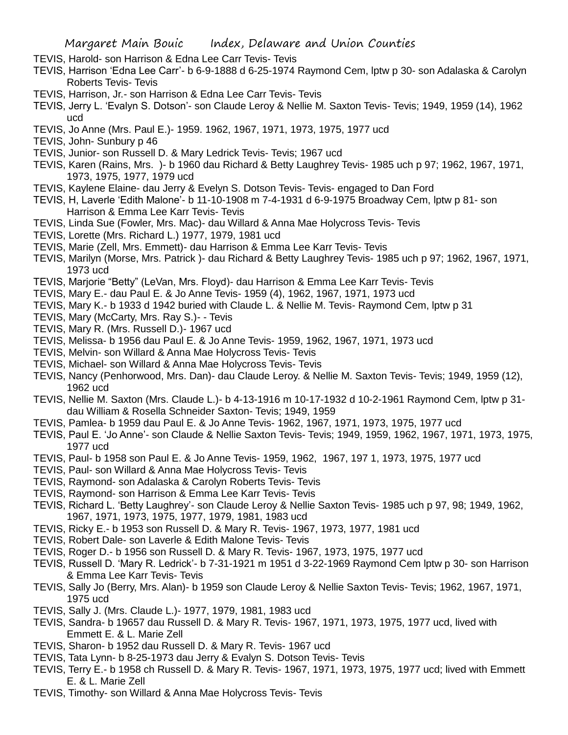TEVIS, Harold- son Harrison & Edna Lee Carr Tevis- Tevis

TEVIS, Harrison 'Edna Lee Carr'- b 6-9-1888 d 6-25-1974 Raymond Cem, lptw p 30- son Adalaska & Carolyn Roberts Tevis- Tevis

TEVIS, Harrison, Jr.- son Harrison & Edna Lee Carr Tevis- Tevis

TEVIS, Jerry L. 'Evalyn S. Dotson'- son Claude Leroy & Nellie M. Saxton Tevis- Tevis; 1949, 1959 (14), 1962 ucd

TEVIS, Jo Anne (Mrs. Paul E.)- 1959. 1962, 1967, 1971, 1973, 1975, 1977 ucd

TEVIS, John- Sunbury p 46

TEVIS, Junior- son Russell D. & Mary Ledrick Tevis- Tevis; 1967 ucd

TEVIS, Karen (Rains, Mrs. )- b 1960 dau Richard & Betty Laughrey Tevis- 1985 uch p 97; 1962, 1967, 1971, 1973, 1975, 1977, 1979 ucd

TEVIS, Kaylene Elaine- dau Jerry & Evelyn S. Dotson Tevis- Tevis- engaged to Dan Ford

TEVIS, H, Laverle 'Edith Malone'- b 11-10-1908 m 7-4-1931 d 6-9-1975 Broadway Cem, lptw p 81- son Harrison & Emma Lee Karr Tevis- Tevis

TEVIS, Linda Sue (Fowler, Mrs. Mac)- dau Willard & Anna Mae Holycross Tevis- Tevis

TEVIS, Lorette (Mrs. Richard L.) 1977, 1979, 1981 ucd

TEVIS, Marie (Zell, Mrs. Emmett)- dau Harrison & Emma Lee Karr Tevis- Tevis

TEVIS, Marilyn (Morse, Mrs. Patrick )- dau Richard & Betty Laughrey Tevis- 1985 uch p 97; 1962, 1967, 1971, 1973 ucd

TEVIS, Marjorie "Betty" (LeVan, Mrs. Floyd)- dau Harrison & Emma Lee Karr Tevis- Tevis

TEVIS, Mary E.- dau Paul E. & Jo Anne Tevis- 1959 (4), 1962, 1967, 1971, 1973 ucd

TEVIS, Mary K.- b 1933 d 1942 buried with Claude L. & Nellie M. Tevis- Raymond Cem, lptw p 31

TEVIS, Mary (McCarty, Mrs. Ray S.)- - Tevis

TEVIS, Mary R. (Mrs. Russell D.)- 1967 ucd

TEVIS, Melissa- b 1956 dau Paul E. & Jo Anne Tevis- 1959, 1962, 1967, 1971, 1973 ucd

TEVIS, Melvin- son Willard & Anna Mae Holycross Tevis- Tevis

TEVIS, Michael- son Willard & Anna Mae Holycross Tevis- Tevis

TEVIS, Nancy (Penhorwood, Mrs. Dan)- dau Claude Leroy. & Nellie M. Saxton Tevis- Tevis; 1949, 1959 (12), 1962 ucd

TEVIS, Nellie M. Saxton (Mrs. Claude L.)- b 4-13-1916 m 10-17-1932 d 10-2-1961 Raymond Cem, lptw p 31- dau William & Rosella Schneider Saxton- Tevis; 1949, 1959

TEVIS, Pamlea- b 1959 dau Paul E. & Jo Anne Tevis- 1962, 1967, 1971, 1973, 1975, 1977 ucd

TEVIS, Paul E. 'Jo Anne'- son Claude & Nellie Saxton Tevis- Tevis; 1949, 1959, 1962, 1967, 1971, 1973, 1975, 1977 ucd

TEVIS, Paul- b 1958 son Paul E. & Jo Anne Tevis- 1959, 1962, 1967, 197 1, 1973, 1975, 1977 ucd

TEVIS, Paul- son Willard & Anna Mae Holycross Tevis- Tevis

TEVIS, Raymond- son Adalaska & Carolyn Roberts Tevis- Tevis

TEVIS, Raymond- son Harrison & Emma Lee Karr Tevis- Tevis

TEVIS, Richard L. 'Betty Laughrey'- son Claude Leroy & Nellie Saxton Tevis- 1985 uch p 97, 98; 1949, 1962, 1967, 1971, 1973, 1975, 1977, 1979, 1981, 1983 ucd

TEVIS, Ricky E.- b 1953 son Russell D. & Mary R. Tevis- 1967, 1973, 1977, 1981 ucd

TEVIS, Robert Dale- son Laverle & Edith Malone Tevis- Tevis

TEVIS, Roger D.- b 1956 son Russell D. & Mary R. Tevis- 1967, 1973, 1975, 1977 ucd

TEVIS, Russell D. 'Mary R. Ledrick'- b 7-31-1921 m 1951 d 3-22-1969 Raymond Cem lptw p 30- son Harrison & Emma Lee Karr Tevis- Tevis

TEVIS, Sally Jo (Berry, Mrs. Alan)- b 1959 son Claude Leroy & Nellie Saxton Tevis- Tevis; 1962, 1967, 1971, 1975 ucd

TEVIS, Sally J. (Mrs. Claude L.)- 1977, 1979, 1981, 1983 ucd

TEVIS, Sandra- b 19657 dau Russell D. & Mary R. Tevis- 1967, 1971, 1973, 1975, 1977 ucd, lived with Emmett E. & L. Marie Zell

TEVIS, Sharon- b 1952 dau Russell D. & Mary R. Tevis- 1967 ucd

TEVIS, Tata Lynn- b 8-25-1973 dau Jerry & Evalyn S. Dotson Tevis- Tevis

TEVIS, Terry E.- b 1958 ch Russell D. & Mary R. Tevis- 1967, 1971, 1973, 1975, 1977 ucd; lived with Emmett E. & L. Marie Zell

TEVIS, Timothy- son Willard & Anna Mae Holycross Tevis- Tevis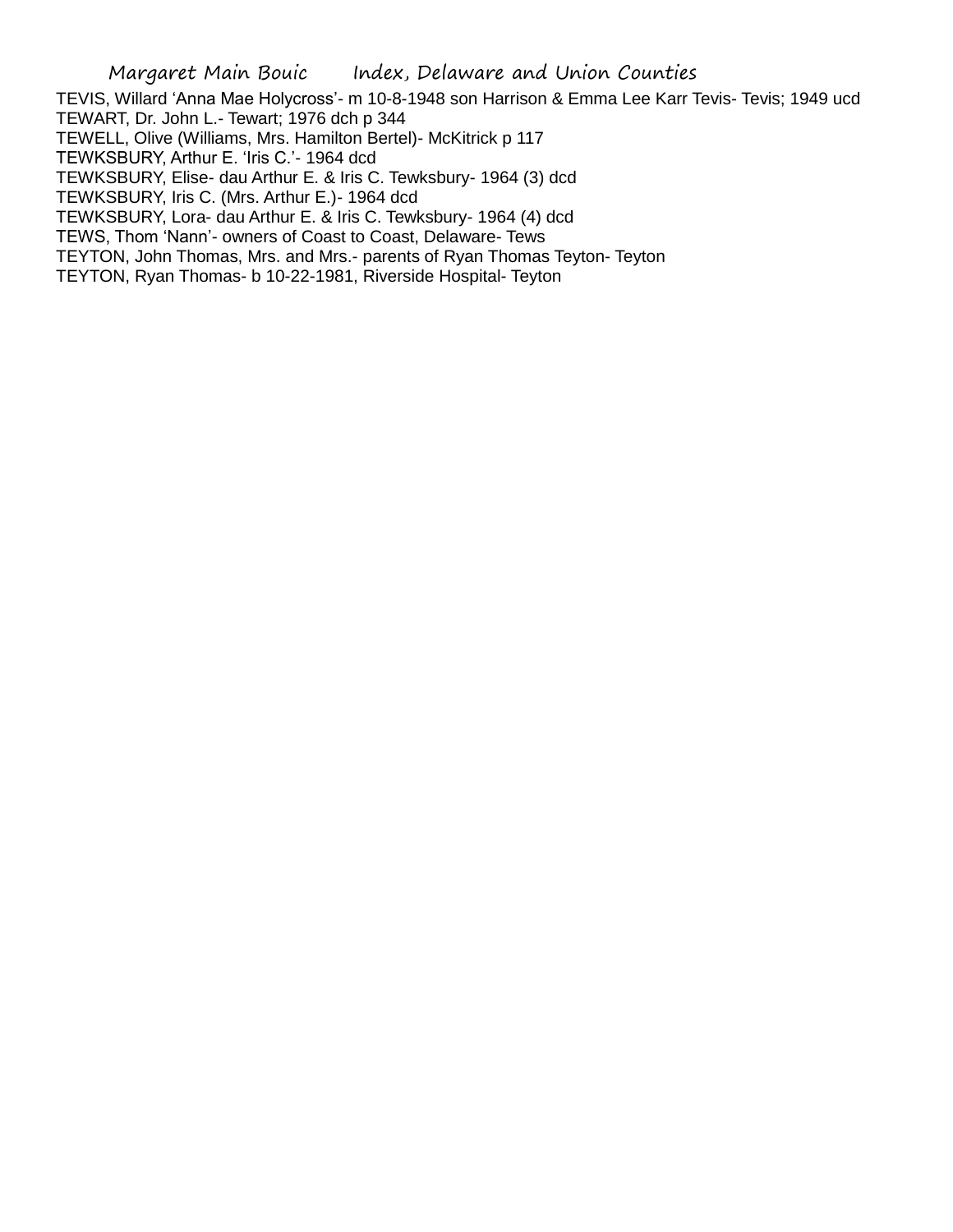TEVIS, Willard 'Anna Mae Holycross'- m 10-8-1948 son Harrison & Emma Lee Karr Tevis- Tevis; 1949 ucd
TEWART, Dr. John L.- Tewart; 1976 dch p 344
TEWELL, Olive (Williams, Mrs. Hamilton Bertel)- McKitrick p 117
TEWKSBURY, Arthur E. 'Iris C.'- 1964 dcd
TEWKSBURY, Elise- dau Arthur E. & Iris C. Tewksbury- 1964 (3) dcd
TEWKSBURY, Iris C. (Mrs. Arthur E.)- 1964 dcd
TEWKSBURY, Lora- dau Arthur E. & Iris C. Tewksbury- 1964 (4) dcd
TEWS, Thom 'Nann'- owners of Coast to Coast, Delaware- Tews
TEYTON, John Thomas, Mrs. and Mrs.- parents of Ryan Thomas Teyton- Teyton
TEYTON, Ryan Thomas- b 10-22-1981, Riverside Hospital- Teyton